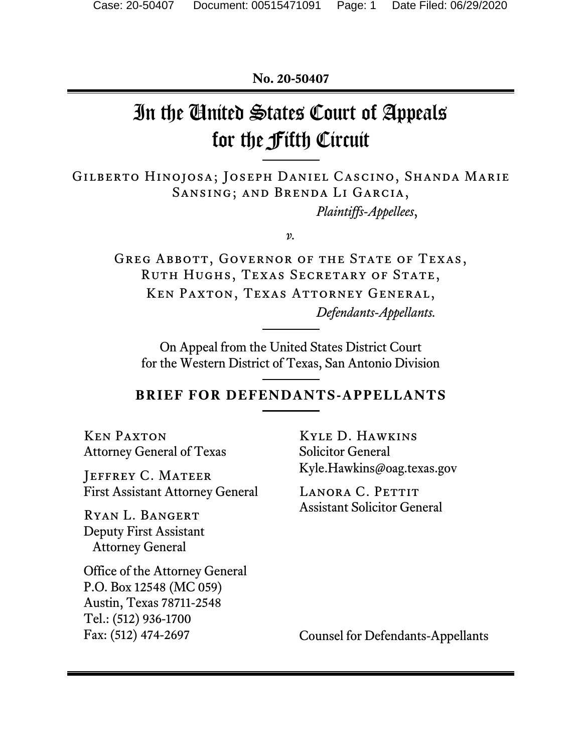No. 20-50407

# In the United States Court of Appeals for the Fifth Circuit

Gilberto Hinojosa; Joseph Daniel Cascino, Shanda Marie Sansing; and Brenda Li Garcia,

*Plaintiffs-Appellees*,

*v.*

Greg Abbott, Governor of the State of Texas,
Ruth Hughs, Texas Secretary of State,
Ken Paxton, Texas Attorney General,

*Defendants-Appellants.*

On Appeal from the United States District Court
for the Western District of Texas, San Antonio Division

## BRIEF FOR DEFENDANTS-APPELLANTS

Ken Paxton
Attorney General of Texas

Jeffrey C. Mateer
First Assistant Attorney General

Ryan L. Bangert
Deputy First Assistant
Attorney General

Office of the Attorney General
P.O. Box 12548 (MC 059)
Austin, Texas 78711-2548
Tel.: (512) 936-1700
Fax: (512) 474-2697

Kyle D. Hawkins
Solicitor General
Kyle.Hawkins@oag.texas.gov

Lanora C. Pettit
Assistant Solicitor General

Counsel for Defendants-Appellants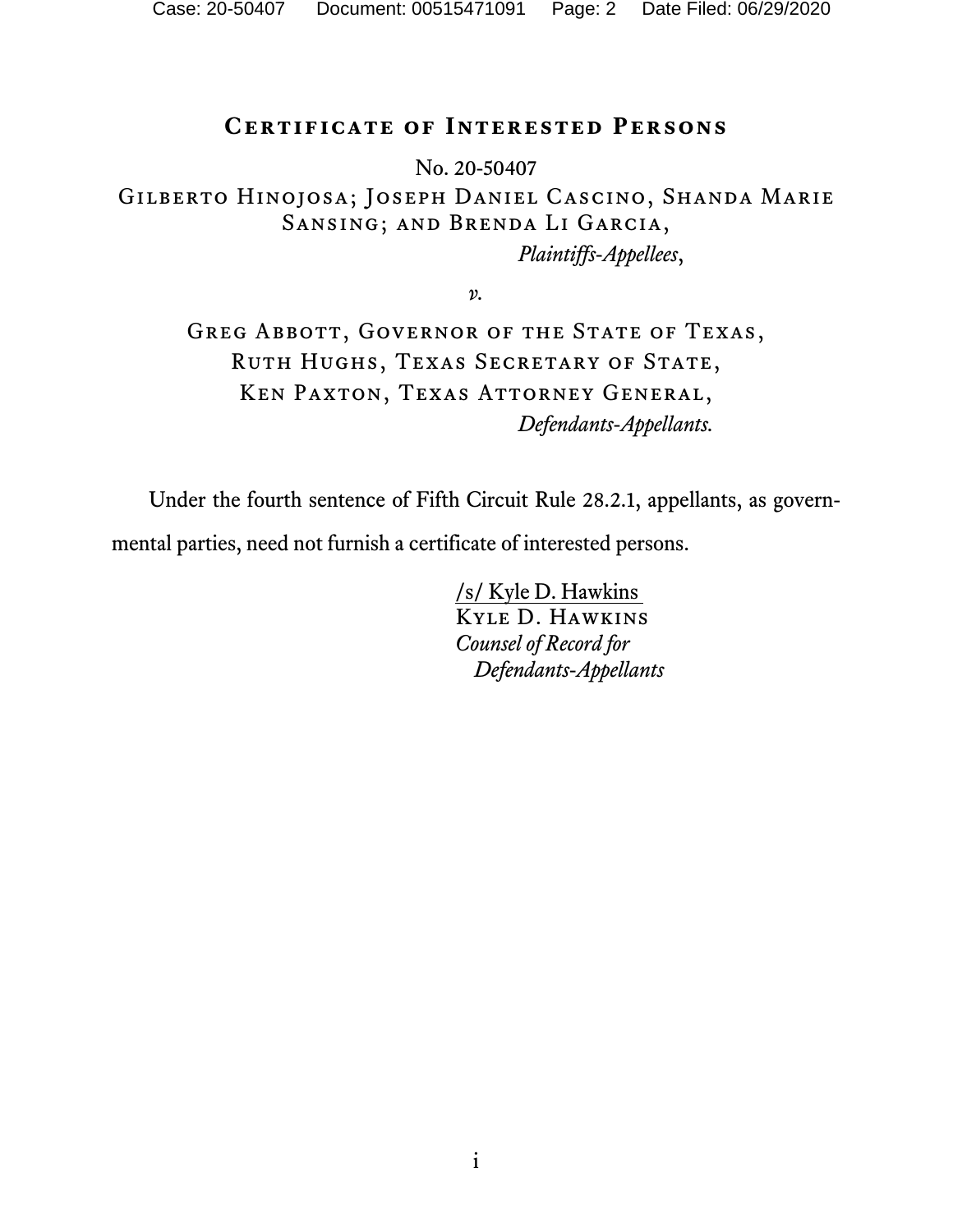# Certificate of Interested Persons

No. 20-50407

Gilberto Hinojosa; Joseph Daniel Cascino, Shanda Marie Sansing; and Brenda Li Garcia,

*Plaintiffs-Appellees*,

*v.*

Greg Abbott, Governor of the State of Texas,
Ruth Hughs, Texas Secretary of State,
Ken Paxton, Texas Attorney General,

*Defendants-Appellants.*

Under the fourth sentence of Fifth Circuit Rule 28.2.1, appellants, as governmental parties, need not furnish a certificate of interested persons.

/s/ Kyle D. Hawkins
Kyle D. Hawkins
*Counsel of Record for Defendants-Appellants*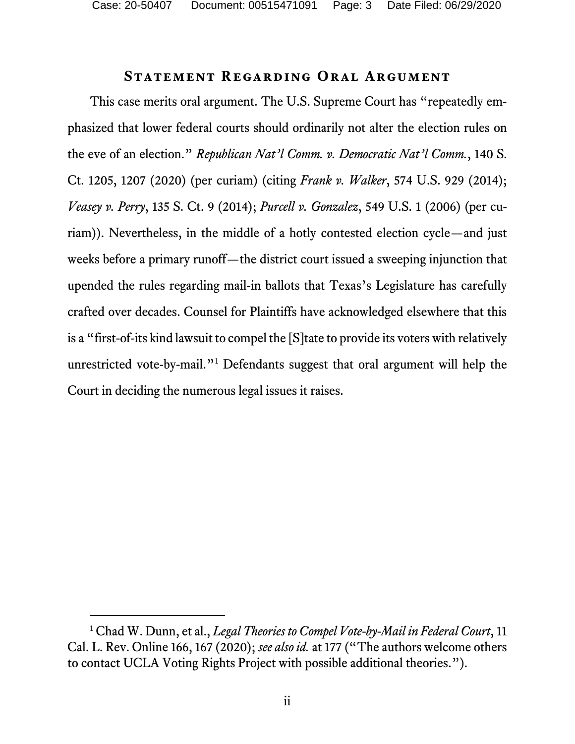## Statement Regarding Oral Argument

This case merits oral argument. The U.S. Supreme Court has "repeatedly emphasized that lower federal courts should ordinarily not alter the election rules on the eve of an election." *Republican Nat'l Comm. v. Democratic Nat'l Comm.*, 140 S. Ct. 1205, 1207 (2020) (per curiam) (citing *Frank v. Walker*, 574 U.S. 929 (2014); *Veasey v. Perry*, 135 S. Ct. 9 (2014); *Purcell v. Gonzalez*, 549 U.S. 1 (2006) (per curiam)). Nevertheless, in the middle of a hotly contested election cycle—and just weeks before a primary runoff—the district court issued a sweeping injunction that upended the rules regarding mail-in ballots that Texas's Legislature has carefully crafted over decades. Counsel for Plaintiffs have acknowledged elsewhere that this is a "first-of-its kind lawsuit to compel the [S]tate to provide its voters with relatively unrestricted vote-by-mail."[1] Defendants suggest that oral argument will help the Court in deciding the numerous legal issues it raises.

---

[1] Chad W. Dunn, et al., *Legal Theories to Compel Vote-by-Mail in Federal Court*, 11 Cal. L. Rev. Online 166, 167 (2020); *see also id.* at 177 ("The authors welcome others to contact UCLA Voting Rights Project with possible additional theories.").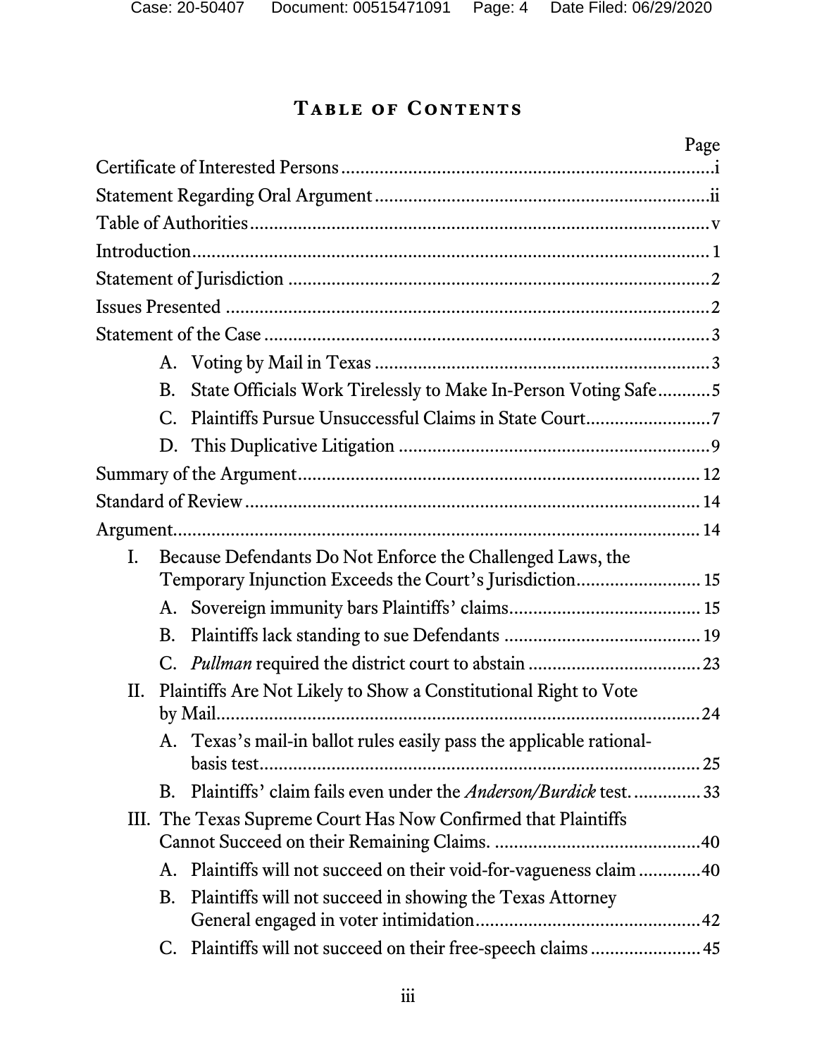# Table of Contents

Page

Certificate of Interested Persons .......... i

Statement Regarding Oral Argument .......... ii

Table of Authorities .......... v

Introduction .......... 1

Statement of Jurisdiction .......... 2

Issues Presented .......... 2

Statement of the Case .......... 3

- A. Voting by Mail in Texas .......... 3
- B. State Officials Work Tirelessly to Make In-Person Voting Safe .......... 5
- C. Plaintiffs Pursue Unsuccessful Claims in State Court .......... 7
- D. This Duplicative Litigation .......... 9

Summary of the Argument .......... 12

Standard of Review .......... 14

Argument .......... 14

- I. Because Defendants Do Not Enforce the Challenged Laws, the Temporary Injunction Exceeds the Court's Jurisdiction .......... 15
  - A. Sovereign immunity bars Plaintiffs' claims .......... 15
  - B. Plaintiffs lack standing to sue Defendants .......... 19
  - C. *Pullman* required the district court to abstain .......... 23
- II. Plaintiffs Are Not Likely to Show a Constitutional Right to Vote by Mail .......... 24
  - A. Texas's mail-in ballot rules easily pass the applicable rational-basis test .......... 25
  - B. Plaintiffs' claim fails even under the *Anderson/Burdick* test. .......... 33
- III. The Texas Supreme Court Has Now Confirmed that Plaintiffs Cannot Succeed on their Remaining Claims. .......... 40
  - A. Plaintiffs will not succeed on their void-for-vagueness claim .......... 40
  - B. Plaintiffs will not succeed in showing the Texas Attorney General engaged in voter intimidation .......... 42
  - C. Plaintiffs will not succeed on their free-speech claims .......... 45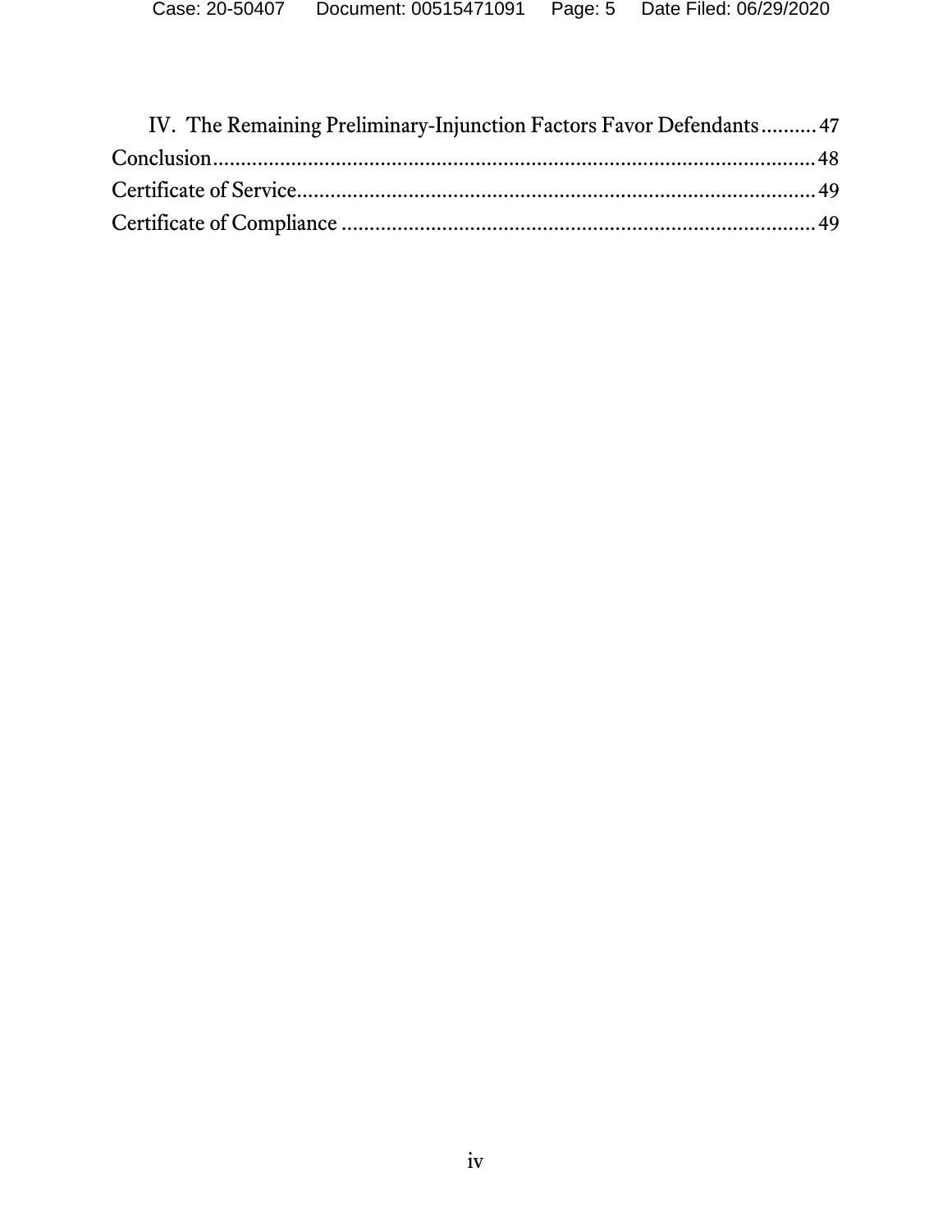IV. The Remaining Preliminary-Injunction Factors Favor Defendants .......... 47

Conclusion .......... 48

Certificate of Service .......... 49

Certificate of Compliance .......... 49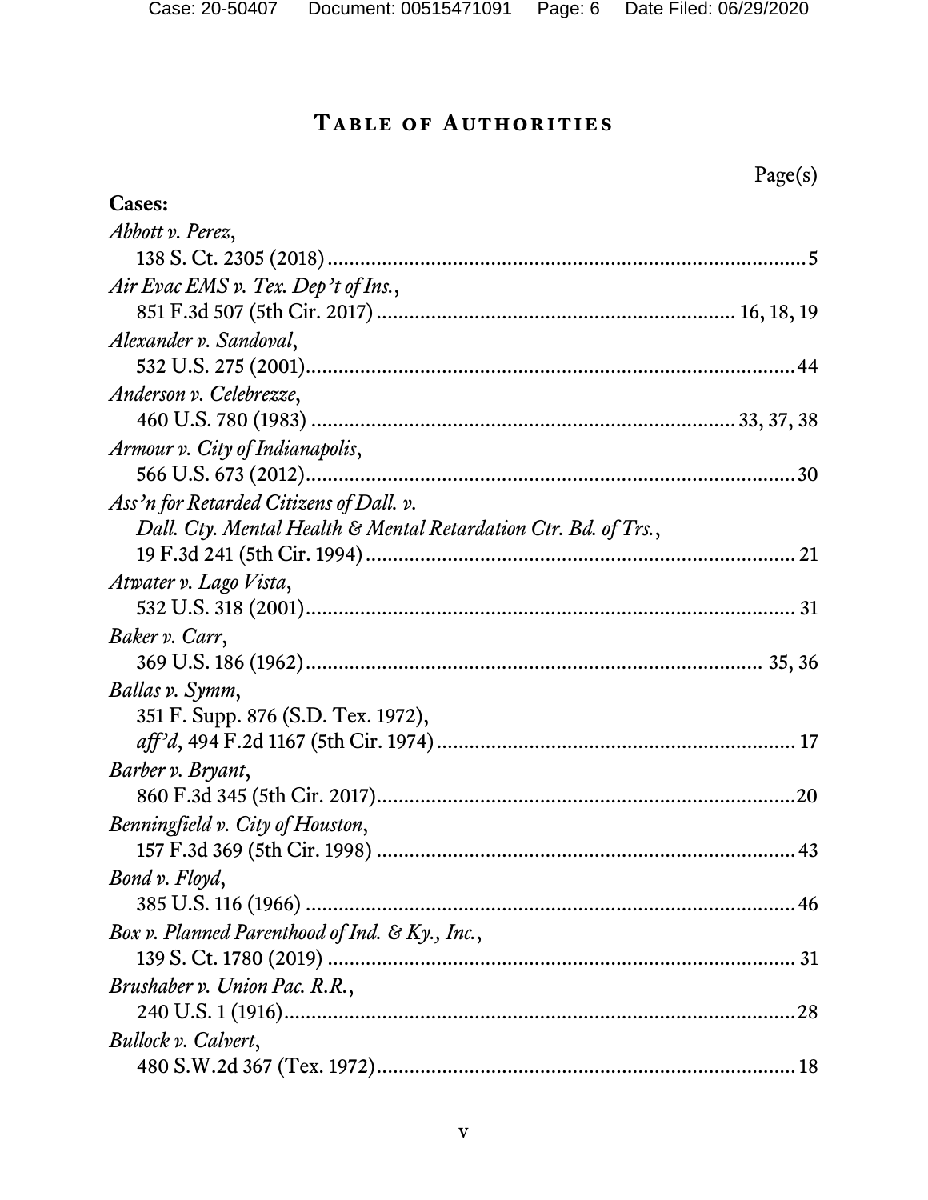# Table of Authorities

Page(s)

**Cases:**

*Abbott v. Perez*,
138 S. Ct. 2305 (2018) ........................................................................................ 5

*Air Evac EMS v. Tex. Dep't of Ins.*,
851 F.3d 507 (5th Cir. 2017) ................................................................ 16, 18, 19

*Alexander v. Sandoval*,
532 U.S. 275 (2001) .......................................................................................... 44

*Anderson v. Celebrezze*,
460 U.S. 780 (1983) ............................................................................ 33, 37, 38

*Armour v. City of Indianapolis*,
566 U.S. 673 (2012) .......................................................................................... 30

*Ass'n for Retarded Citizens of Dall. v. Dall. Cty. Mental Health & Mental Retardation Ctr. Bd. of Trs.*,
19 F.3d 241 (5th Cir. 1994) .............................................................................. 21

*Atwater v. Lago Vista*,
532 U.S. 318 (2001) .......................................................................................... 31

*Baker v. Carr*,
369 U.S. 186 (1962) ................................................................................... 35, 36

*Ballas v. Symm*,
351 F. Supp. 876 (S.D. Tex. 1972),
*aff'd*, 494 F.2d 1167 (5th Cir. 1974) ................................................................ 17

*Barber v. Bryant*,
860 F.3d 345 (5th Cir. 2017) ............................................................................ 20

*Benningfield v. City of Houston*,
157 F.3d 369 (5th Cir. 1998) ............................................................................ 43

*Bond v. Floyd*,
385 U.S. 116 (1966) .......................................................................................... 46

*Box v. Planned Parenthood of Ind. & Ky., Inc.*,
139 S. Ct. 1780 (2019) ...................................................................................... 31

*Brushaber v. Union Pac. R.R.*,
240 U.S. 1 (1916) .............................................................................................. 28

*Bullock v. Calvert*,
480 S.W.2d 367 (Tex. 1972) ............................................................................ 18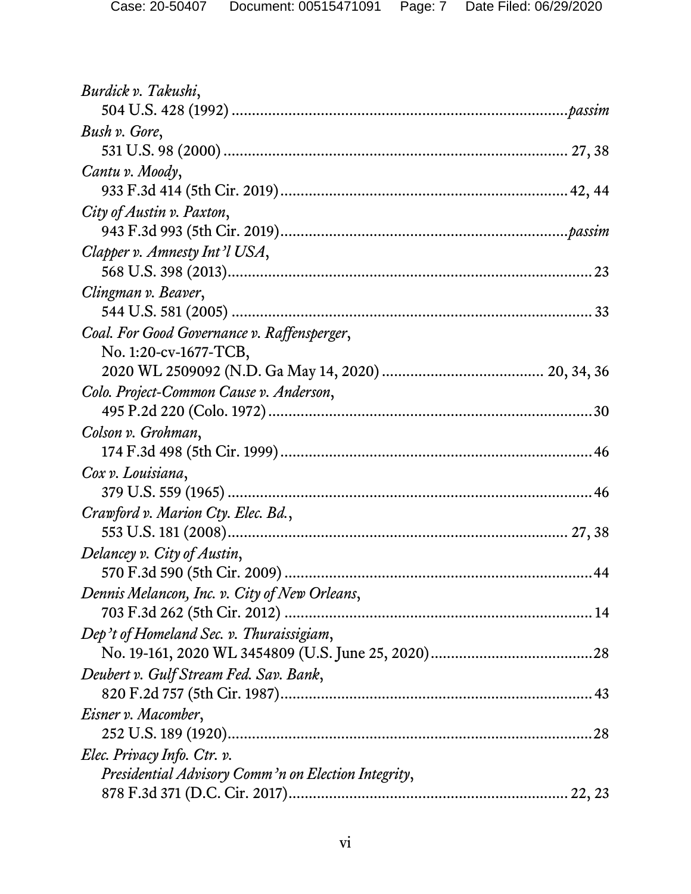*Burdick v. Takushi*,
504 U.S. 428 (1992) .................................................................................. *passim*

*Bush v. Gore*,
531 U.S. 98 (2000) .................................................................................. 27, 38

*Cantu v. Moody*,
933 F.3d 414 (5th Cir. 2019) ...................................................................... 42, 44

*City of Austin v. Paxton*,
943 F.3d 993 (5th Cir. 2019) ...................................................................... *passim*

*Clapper v. Amnesty Int'l USA*,
568 U.S. 398 (2013) .................................................................................. 23

*Clingman v. Beaver*,
544 U.S. 581 (2005) .................................................................................. 33

*Coal. For Good Governance v. Raffensperger*,
No. 1:20-cv-1677-TCB,
2020 WL 2509092 (N.D. Ga May 14, 2020) ........................................ 20, 34, 36

*Colo. Project-Common Cause v. Anderson*,
495 P.2d 220 (Colo. 1972) .......................................................................... 30

*Colson v. Grohman*,
174 F.3d 498 (5th Cir. 1999) ...................................................................... 46

*Cox v. Louisiana*,
379 U.S. 559 (1965) .................................................................................. 46

*Crawford v. Marion Cty. Elec. Bd.*,
553 U.S. 181 (2008) .................................................................................. 27, 38

*Delancey v. City of Austin*,
570 F.3d 590 (5th Cir. 2009) ...................................................................... 44

*Dennis Melancon, Inc. v. City of New Orleans*,
703 F.3d 262 (5th Cir. 2012) ...................................................................... 14

*Dep't of Homeland Sec. v. Thuraissigiam*,
No. 19-161, 2020 WL 3454809 (U.S. June 25, 2020) ...................................... 28

*Deubert v. Gulf Stream Fed. Sav. Bank*,
820 F.2d 757 (5th Cir. 1987) ...................................................................... 43

*Eisner v. Macomber*,
252 U.S. 189 (1920) .................................................................................. 28

*Elec. Privacy Info. Ctr. v. Presidential Advisory Comm'n on Election Integrity*,
878 F.3d 371 (D.C. Cir. 2017) ..................................................................... 22, 23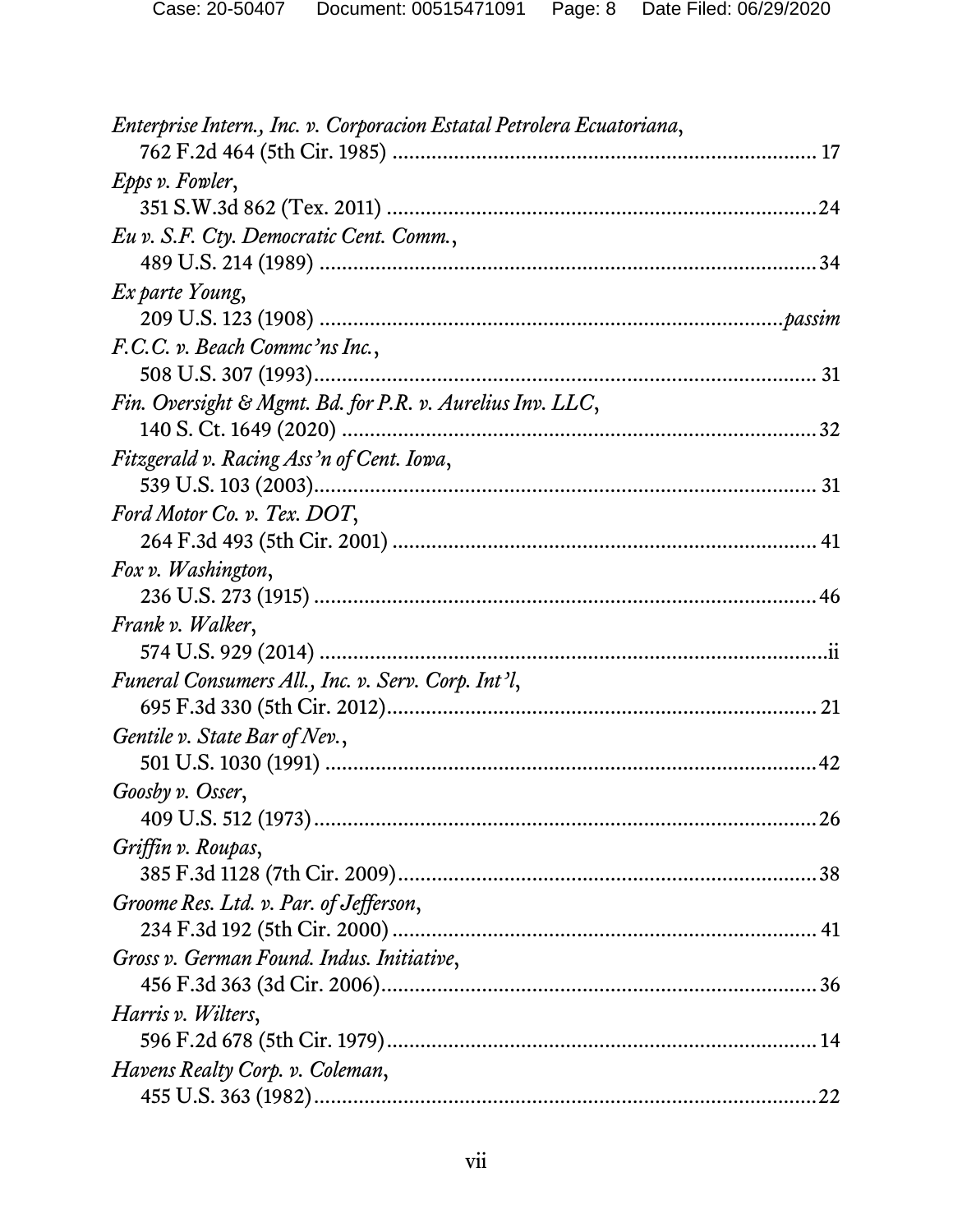*Enterprise Intern., Inc. v. Corporacion Estatal Petrolera Ecuatoriana*,
762 F.2d 464 (5th Cir. 1985) .......................................................................... 17

*Epps v. Fowler*,
351 S.W.3d 862 (Tex. 2011) ...........................................................................24

*Eu v. S.F. Cty. Democratic Cent. Comm.*,
489 U.S. 214 (1989) .......................................................................................34

*Ex parte Young*,
209 U.S. 123 (1908) .................................................................................*passim*

*F.C.C. v. Beach Commc'ns Inc.*,
508 U.S. 307 (1993)........................................................................................ 31

*Fin. Oversight & Mgmt. Bd. for P.R. v. Aurelius Inv. LLC*,
140 S. Ct. 1649 (2020) ....................................................................................32

*Fitzgerald v. Racing Ass'n of Cent. Iowa*,
539 U.S. 103 (2003)........................................................................................ 31

*Ford Motor Co. v. Tex. DOT*,
264 F.3d 493 (5th Cir. 2001) .......................................................................... 41

*Fox v. Washington*,
236 U.S. 273 (1915) ........................................................................................46

*Frank v. Walker*,
574 U.S. 929 (2014) .........................................................................................ii

*Funeral Consumers All., Inc. v. Serv. Corp. Int'l*,
695 F.3d 330 (5th Cir. 2012)........................................................................... 21

*Gentile v. State Bar of Nev.*,
501 U.S. 1030 (1991) .......................................................................................42

*Goosby v. Osser*,
409 U.S. 512 (1973).........................................................................................26

*Griffin v. Roupas*,
385 F.3d 1128 (7th Cir. 2009)..........................................................................38

*Groome Res. Ltd. v. Par. of Jefferson*,
234 F.3d 192 (5th Cir. 2000) .......................................................................... 41

*Gross v. German Found. Indus. Initiative*,
456 F.3d 363 (3d Cir. 2006).............................................................................36

*Harris v. Wilters*,
596 F.2d 678 (5th Cir. 1979)............................................................................ 14

*Havens Realty Corp. v. Coleman*,
455 U.S. 363 (1982).........................................................................................22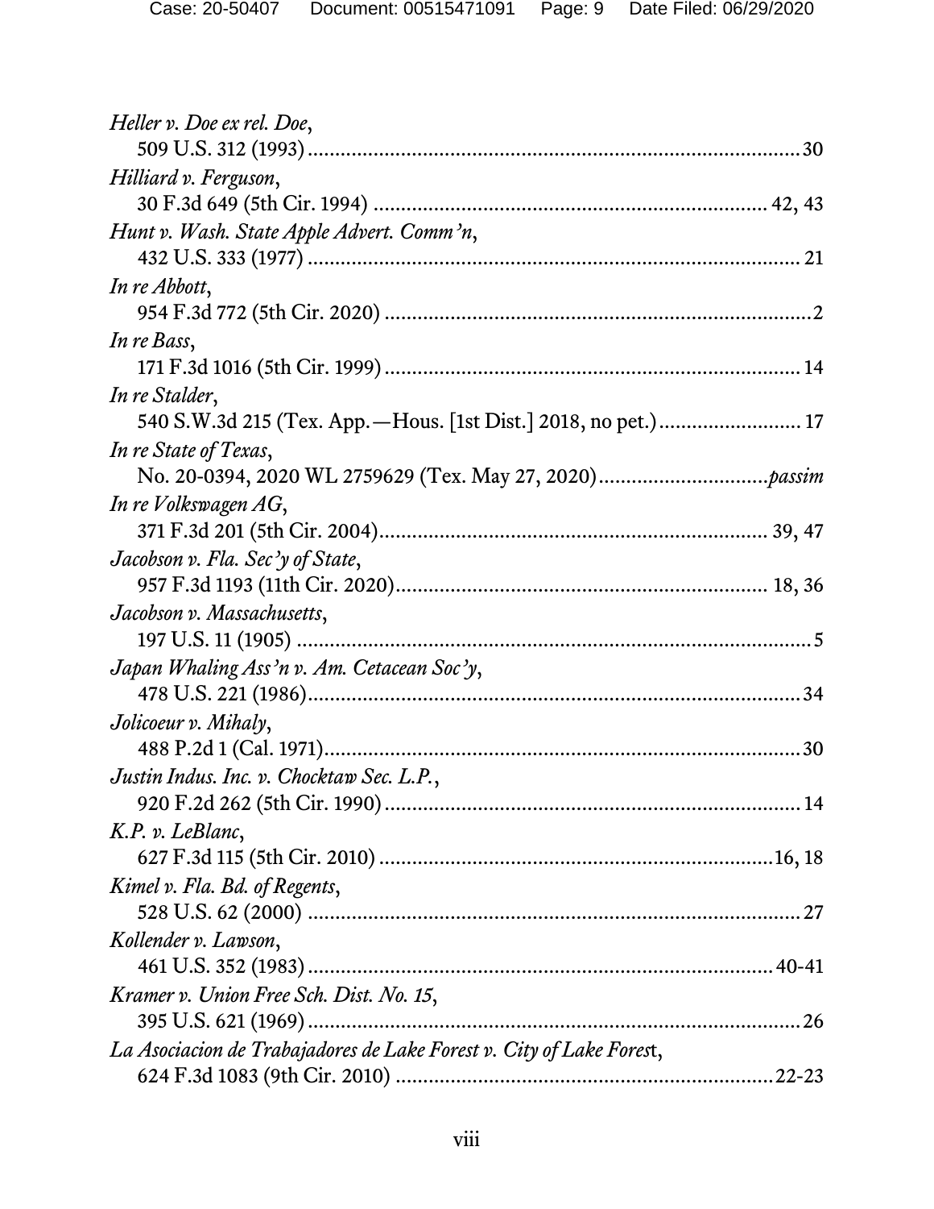*Heller v. Doe ex rel. Doe*,
509 U.S. 312 (1993) .......................................................................................... 30

*Hilliard v. Ferguson*,
30 F.3d 649 (5th Cir. 1994) ........................................................................ 42, 43

*Hunt v. Wash. State Apple Advert. Comm'n*,
432 U.S. 333 (1977) .......................................................................................... 21

*In re Abbott*,
954 F.3d 772 (5th Cir. 2020) ................................................................................ 2

*In re Bass*,
171 F.3d 1016 (5th Cir. 1999) ............................................................................ 14

*In re Stalder*,
540 S.W.3d 215 (Tex. App.—Hous. [1st Dist.] 2018, no pet.) ......................... 17

*In re State of Texas*,
No. 20-0394, 2020 WL 2759629 (Tex. May 27, 2020) .............................. *passim*

*In re Volkswagen AG*,
371 F.3d 201 (5th Cir. 2004) ....................................................................... 39, 47

*Jacobson v. Fla. Sec'y of State*,
957 F.3d 1193 (11th Cir. 2020) ..................................................................... 18, 36

*Jacobson v. Massachusetts*,
197 U.S. 11 (1905) .............................................................................................. 5

*Japan Whaling Ass'n v. Am. Cetacean Soc'y*,
478 U.S. 221 (1986) .......................................................................................... 34

*Jolicoeur v. Mihaly*,
488 P.2d 1 (Cal. 1971) ....................................................................................... 30

*Justin Indus. Inc. v. Chocktaw Sec. L.P.*,
920 F.2d 262 (5th Cir. 1990) ............................................................................ 14

*K.P. v. LeBlanc*,
627 F.3d 115 (5th Cir. 2010) ....................................................................... 16, 18

*Kimel v. Fla. Bd. of Regents*,
528 U.S. 62 (2000) ............................................................................................ 27

*Kollender v. Lawson*,
461 U.S. 352 (1983) ....................................................................................... 40-41

*Kramer v. Union Free Sch. Dist. No. 15*,
395 U.S. 621 (1969) .......................................................................................... 26

*La Asociacion de Trabajadores de Lake Forest v. City of Lake Forest*,
624 F.3d 1083 (9th Cir. 2010) ....................................................................... 22-23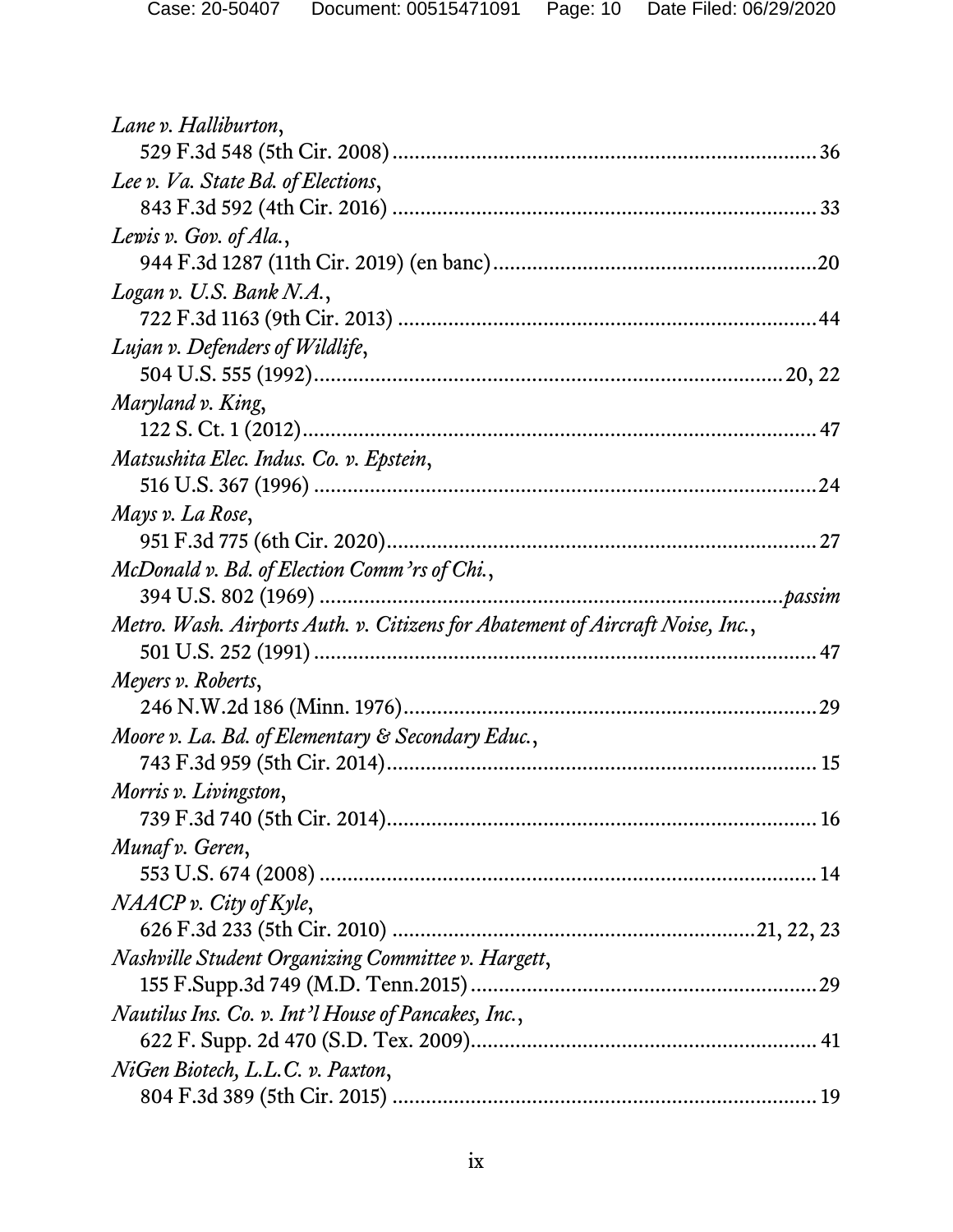*Lane v. Halliburton*,
529 F.3d 548 (5th Cir. 2008) .......................................................................... 36

*Lee v. Va. State Bd. of Elections*,
843 F.3d 592 (4th Cir. 2016) .......................................................................... 33

*Lewis v. Gov. of Ala.*,
944 F.3d 1287 (11th Cir. 2019) (en banc) .........................................................20

*Logan v. U.S. Bank N.A.*,
722 F.3d 1163 (9th Cir. 2013) .......................................................................... 44

*Lujan v. Defenders of Wildlife*,
504 U.S. 555 (1992) .................................................................................... 20, 22

*Maryland v. King*,
122 S. Ct. 1 (2012) .......................................................................................... 47

*Matsushita Elec. Indus. Co. v. Epstein*,
516 U.S. 367 (1996) .........................................................................................24

*Mays v. La Rose*,
951 F.3d 775 (6th Cir. 2020) ............................................................................ 27

*McDonald v. Bd. of Election Comm'rs of Chi.*,
394 U.S. 802 (1969) ..................................................................................*passim*

*Metro. Wash. Airports Auth. v. Citizens for Abatement of Aircraft Noise, Inc.*,
501 U.S. 252 (1991) ......................................................................................... 47

*Meyers v. Roberts*,
246 N.W.2d 186 (Minn. 1976) .........................................................................29

*Moore v. La. Bd. of Elementary & Secondary Educ.*,
743 F.3d 959 (5th Cir. 2014) ............................................................................ 15

*Morris v. Livingston*,
739 F.3d 740 (5th Cir. 2014) ............................................................................ 16

*Munaf v. Geren*,
553 U.S. 674 (2008) ........................................................................................ 14

*NAACP v. City of Kyle*,
626 F.3d 233 (5th Cir. 2010) ................................................................21, 22, 23

*Nashville Student Organizing Committee v. Hargett*,
155 F.Supp.3d 749 (M.D. Tenn.2015) ..............................................................29

*Nautilus Ins. Co. v. Int'l House of Pancakes, Inc.*,
622 F. Supp. 2d 470 (S.D. Tex. 2009) .............................................................. 41

*NiGen Biotech, L.L.C. v. Paxton*,
804 F.3d 389 (5th Cir. 2015) ........................................................................... 19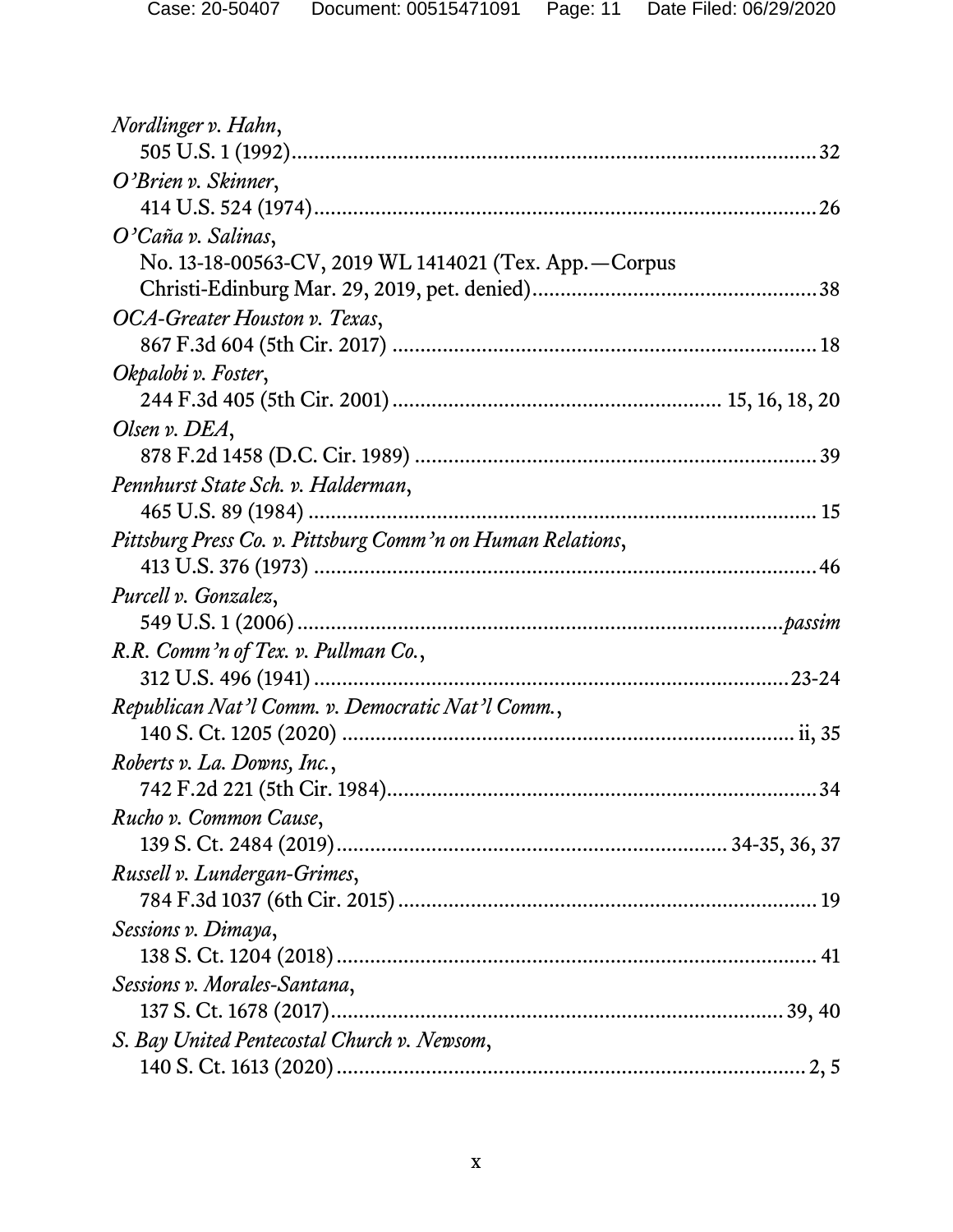*Nordlinger v. Hahn*,
505 U.S. 1 (1992)............................................................................................32

*O'Brien v. Skinner*,
414 U.S. 524 (1974)..........................................................................................26

*O'Caña v. Salinas*,
No. 13-18-00563-CV, 2019 WL 1414021 (Tex. App.—Corpus Christi-Edinburg Mar. 29, 2019, pet. denied)..................................................38

*OCA-Greater Houston v. Texas*,
867 F.3d 604 (5th Cir. 2017) ............................................................................18

*Okpalobi v. Foster*,
244 F.3d 405 (5th Cir. 2001) .......................................................... 15, 16, 18, 20

*Olsen v. DEA*,
878 F.2d 1458 (D.C. Cir. 1989) .......................................................................39

*Pennhurst State Sch. v. Halderman*,
465 U.S. 89 (1984) .......................................................................................... 15

*Pittsburg Press Co. v. Pittsburg Comm'n on Human Relations*,
413 U.S. 376 (1973) .........................................................................................46

*Purcell v. Gonzalez*,
549 U.S. 1 (2006) ........................................................................................*passim*

*R.R. Comm'n of Tex. v. Pullman Co.*,
312 U.S. 496 (1941) ......................................................................................23-24

*Republican Nat'l Comm. v. Democratic Nat'l Comm.*,
140 S. Ct. 1205 (2020) ................................................................................. ii, 35

*Roberts v. La. Downs, Inc.*,
742 F.2d 221 (5th Cir. 1984)............................................................................34

*Rucho v. Common Cause*,
139 S. Ct. 2484 (2019)..................................................................... 34-35, 36, 37

*Russell v. Lundergan-Grimes*,
784 F.3d 1037 (6th Cir. 2015) ..........................................................................19

*Sessions v. Dimaya*,
138 S. Ct. 1204 (2018)..................................................................................... 41

*Sessions v. Morales-Santana*,
137 S. Ct. 1678 (2017)................................................................................ 39, 40

*S. Bay United Pentecostal Church v. Newsom*,
140 S. Ct. 1613 (2020).................................................................................... 2, 5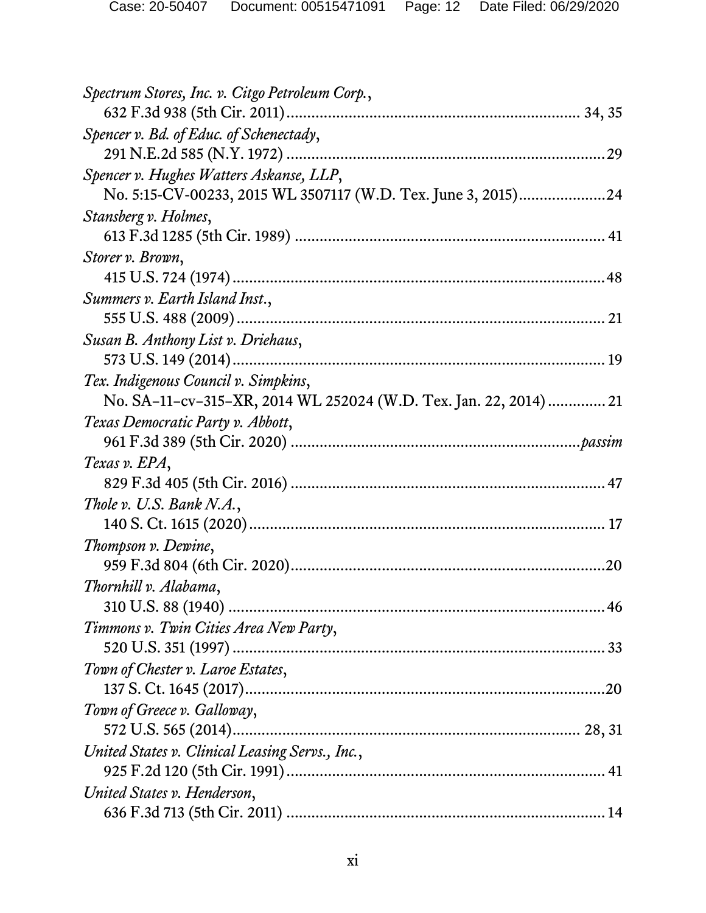*Spectrum Stores, Inc. v. Citgo Petroleum Corp.*,
632 F.3d 938 (5th Cir. 2011) ........................................................................ 34, 35

*Spencer v. Bd. of Educ. of Schenectady*,
291 N.E.2d 585 (N.Y. 1972) ........................................................................ 29

*Spencer v. Hughes Watters Askanse, LLP*,
No. 5:15-CV-00233, 2015 WL 3507117 (W.D. Tex. June 3, 2015) .................... 24

*Stansberg v. Holmes*,
613 F.3d 1285 (5th Cir. 1989) ........................................................................ 41

*Storer v. Brown*,
415 U.S. 724 (1974) ........................................................................ 48

*Summers v. Earth Island Inst.*,
555 U.S. 488 (2009) ........................................................................ 21

*Susan B. Anthony List v. Driehaus*,
573 U.S. 149 (2014) ........................................................................ 19

*Tex. Indigenous Council v. Simpkins*,
No. SA-11-cv-315-XR, 2014 WL 252024 (W.D. Tex. Jan. 22, 2014) ............. 21

*Texas Democratic Party v. Abbott*,
961 F.3d 389 (5th Cir. 2020) ........................................................................ *passim*

*Texas v. EPA*,
829 F.3d 405 (5th Cir. 2016) ........................................................................ 47

*Thole v. U.S. Bank N.A.*,
140 S. Ct. 1615 (2020) ........................................................................ 17

*Thompson v. Dewine*,
959 F.3d 804 (6th Cir. 2020) ........................................................................ 20

*Thornhill v. Alabama*,
310 U.S. 88 (1940) ........................................................................ 46

*Timmons v. Twin Cities Area New Party*,
520 U.S. 351 (1997) ........................................................................ 33

*Town of Chester v. Laroe Estates*,
137 S. Ct. 1645 (2017) ........................................................................ 20

*Town of Greece v. Galloway*,
572 U.S. 565 (2014) ........................................................................ 28, 31

*United States v. Clinical Leasing Servs., Inc.*,
925 F.2d 120 (5th Cir. 1991) ........................................................................ 41

*United States v. Henderson*,
636 F.3d 713 (5th Cir. 2011) ........................................................................ 14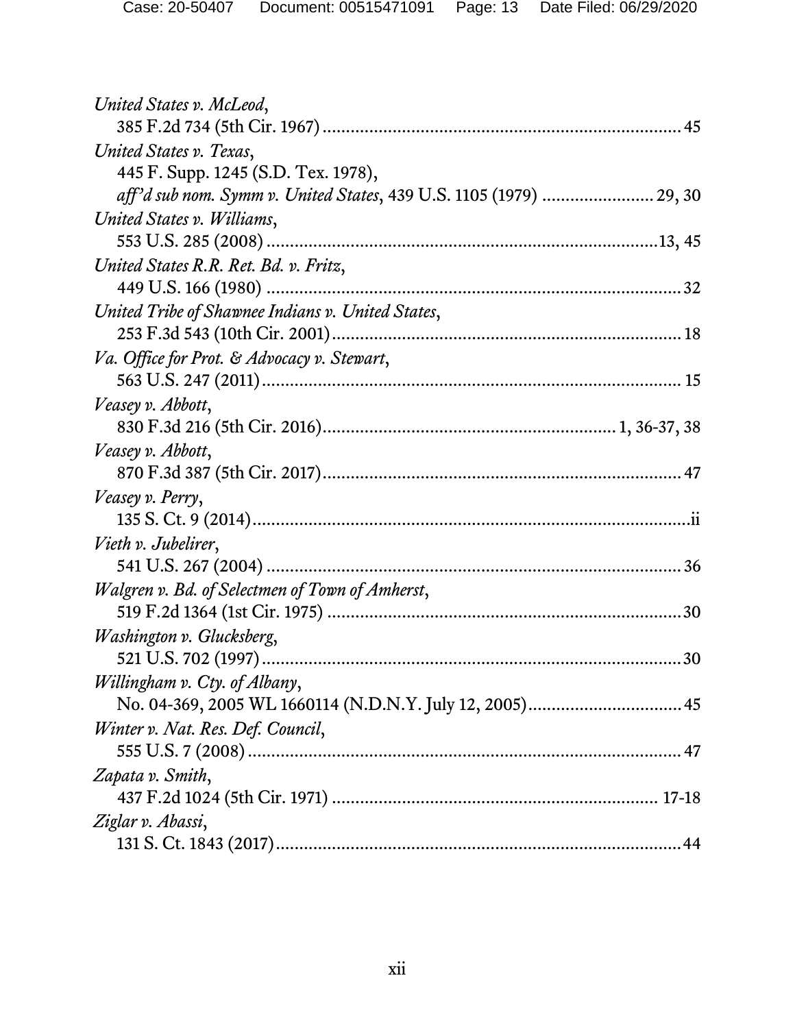*United States v. McLeod*,
385 F.2d 734 (5th Cir. 1967) ............................................................................ 45

*United States v. Texas*,
445 F. Supp. 1245 (S.D. Tex. 1978),
*aff'd sub nom. Symm v. United States*, 439 U.S. 1105 (1979) ........................ 29, 30

*United States v. Williams*,
553 U.S. 285 (2008) .................................................................................... 13, 45

*United States R.R. Ret. Bd. v. Fritz*,
449 U.S. 166 (1980) ........................................................................................ 32

*United Tribe of Shawnee Indians v. United States*,
253 F.3d 543 (10th Cir. 2001) ........................................................................... 18

*Va. Office for Prot. & Advocacy v. Stewart*,
563 U.S. 247 (2011) ......................................................................................... 15

*Veasey v. Abbott*,
830 F.3d 216 (5th Cir. 2016) .............................................................. 1, 36-37, 38

*Veasey v. Abbott*,
870 F.3d 387 (5th Cir. 2017) ............................................................................ 47

*Veasey v. Perry*,
135 S. Ct. 9 (2014) ............................................................................................ ii

*Vieth v. Jubelirer*,
541 U.S. 267 (2004) ........................................................................................ 36

*Walgren v. Bd. of Selectmen of Town of Amherst*,
519 F.2d 1364 (1st Cir. 1975) ............................................................................ 30

*Washington v. Glucksberg*,
521 U.S. 702 (1997) ......................................................................................... 30

*Willingham v. Cty. of Albany*,
No. 04-369, 2005 WL 1660114 (N.D.N.Y. July 12, 2005) ................................. 45

*Winter v. Nat. Res. Def. Council*,
555 U.S. 7 (2008) ............................................................................................. 47

*Zapata v. Smith*,
437 F.2d 1024 (5th Cir. 1971) ..................................................................... 17-18

*Ziglar v. Abassi*,
131 S. Ct. 1843 (2017) ....................................................................................... 44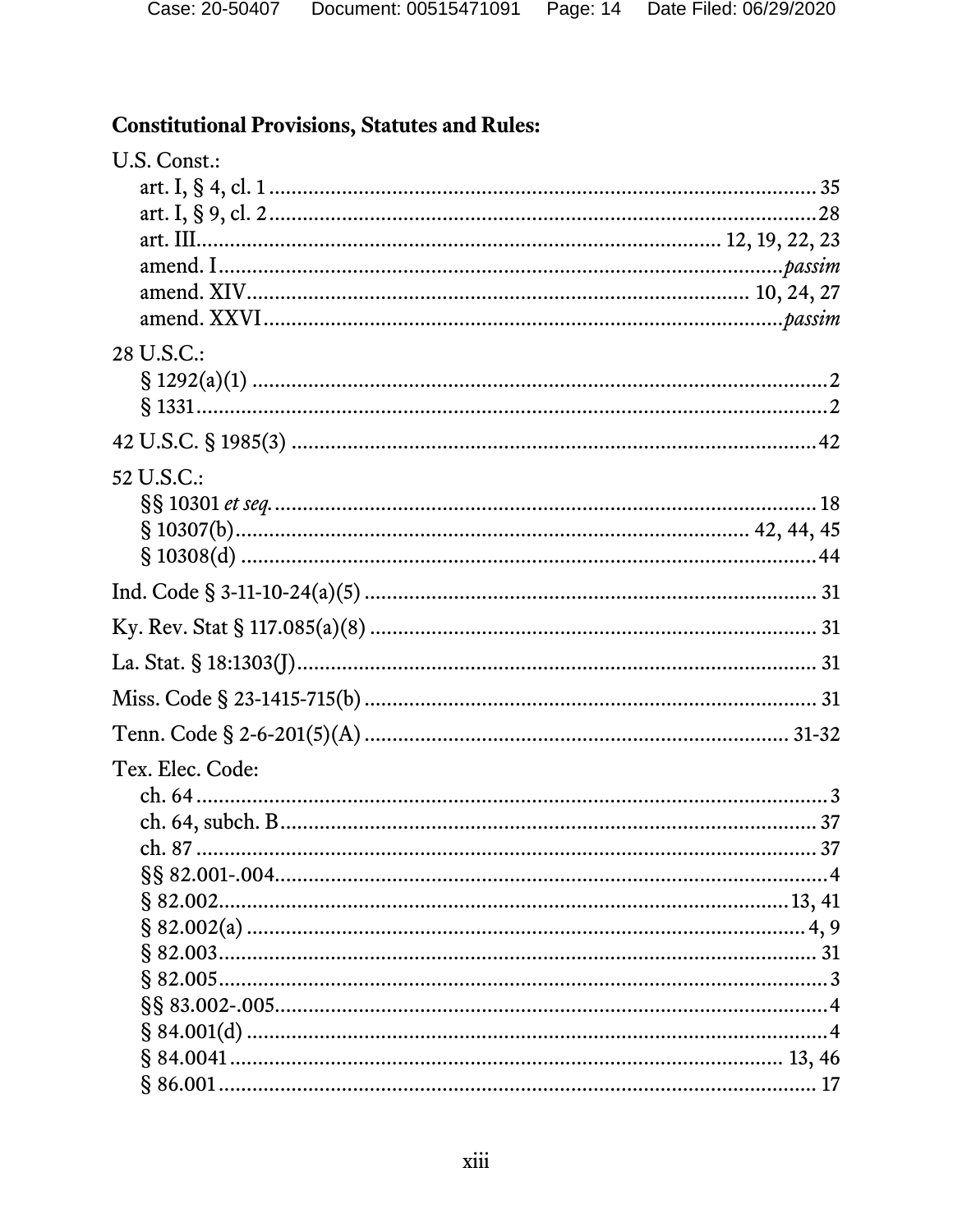**Constitutional Provisions, Statutes and Rules:**

U.S. Const.:
- art. I, § 4, cl. 1 ........ 35
- art. I, § 9, cl. 2 ........ 28
- art. III ........ 12, 19, 22, 23
- amend. I ........ *passim*
- amend. XIV ........ 10, 24, 27
- amend. XXVI ........ *passim*

28 U.S.C.:
- § 1292(a)(1) ........ 2
- § 1331 ........ 2

42 U.S.C. § 1985(3) ........ 42

52 U.S.C.:
- §§ 10301 *et seq.* ........ 18
- § 10307(b) ........ 42, 44, 45
- § 10308(d) ........ 44

Ind. Code § 3-11-10-24(a)(5) ........ 31

Ky. Rev. Stat § 117.085(a)(8) ........ 31

La. Stat. § 18:1303(J) ........ 31

Miss. Code § 23-1415-715(b) ........ 31

Tenn. Code § 2-6-201(5)(A) ........ 31-32

Tex. Elec. Code:
- ch. 64 ........ 3
- ch. 64, subch. B ........ 37
- ch. 87 ........ 37
- §§ 82.001-.004 ........ 4
- § 82.002 ........ 13, 41
- § 82.002(a) ........ 4, 9
- § 82.003 ........ 31
- § 82.005 ........ 3
- §§ 83.002-.005 ........ 4
- § 84.001(d) ........ 4
- § 84.0041 ........ 13, 46
- § 86.001 ........ 17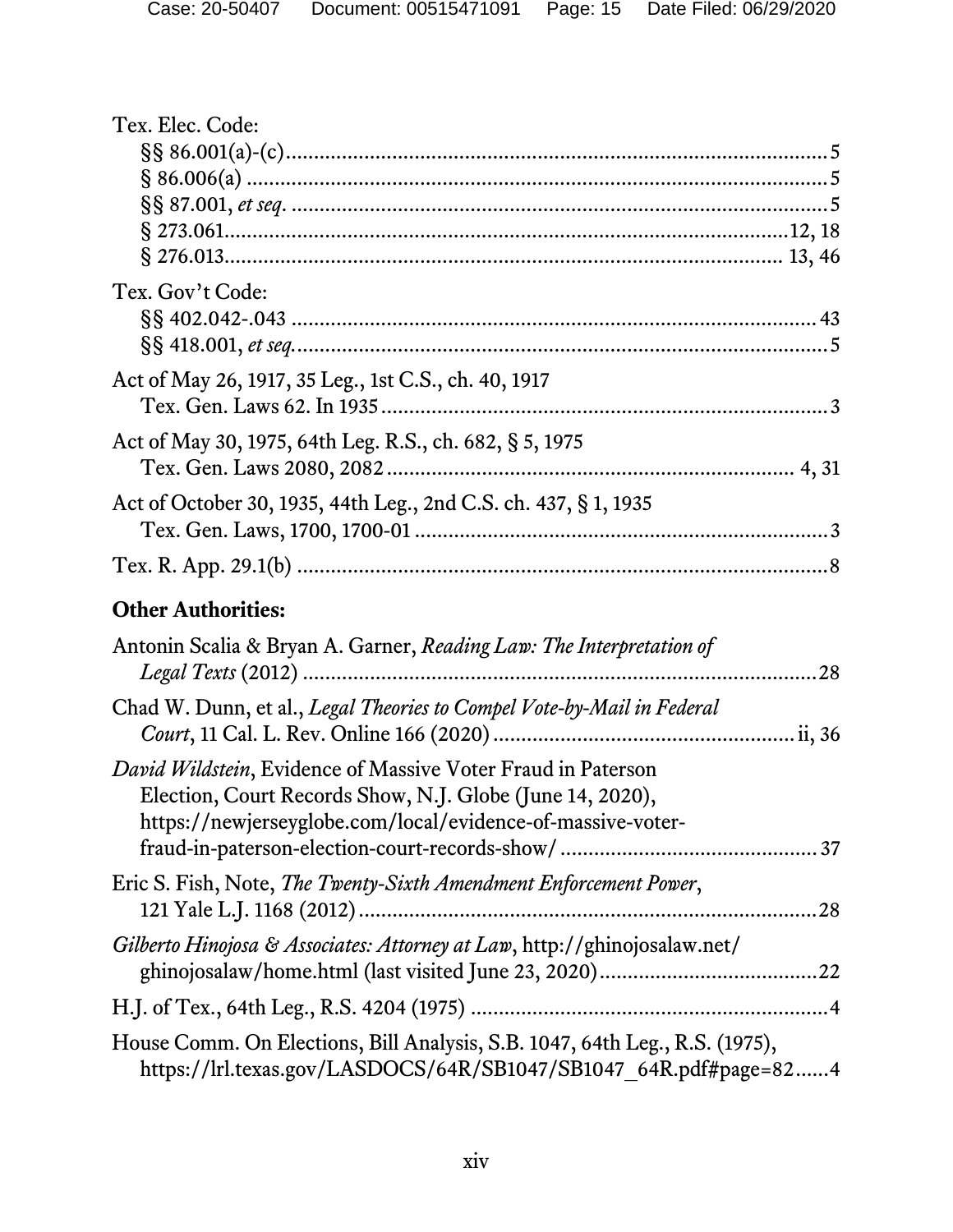Tex. Elec. Code:

§§ 86.001(a)-(c) ............................................................................................ 5
§ 86.006(a) ...................................................................................................... 5
§§ 87.001, *et seq*. ............................................................................................ 5
§ 273.061 ................................................................................................. 12, 18
§ 276.013 ................................................................................................. 13, 46

Tex. Gov't Code:

§§ 402.042-.043 ............................................................................................ 43
§§ 418.001, *et seq*. .......................................................................................... 5

Act of May 26, 1917, 35 Leg., 1st C.S., ch. 40, 1917
Tex. Gen. Laws 62. In 1935 ........................................................................... 3

Act of May 30, 1975, 64th Leg. R.S., ch. 682, § 5, 1975
Tex. Gen. Laws 2080, 2082 ...................................................................... 4, 31

Act of October 30, 1935, 44th Leg., 2nd C.S. ch. 437, § 1, 1935
Tex. Gen. Laws, 1700, 1700-01 ..................................................................... 3

Tex. R. App. 29.1(b) ........................................................................................... 8

**Other Authorities:**

Antonin Scalia & Bryan A. Garner, *Reading Law: The Interpretation of Legal Texts* (2012) ........................................................................................... 28

Chad W. Dunn, et al., *Legal Theories to Compel Vote-by-Mail in Federal Court*, 11 Cal. L. Rev. Online 166 (2020) ................................................... ii, 36

*David Wildstein*, Evidence of Massive Voter Fraud in Paterson Election, Court Records Show, N.J. Globe (June 14, 2020), https://newjerseyglobe.com/local/evidence-of-massive-voter-fraud-in-paterson-election-court-records-show/ ......................................... 37

Eric S. Fish, Note, *The Twenty-Sixth Amendment Enforcement Power*, 121 Yale L.J. 1168 (2012) ........................................................................... 28

*Gilberto Hinojosa & Associates: Attorney at Law*, http://ghinojosalaw.net/ghinojosalaw/home.html (last visited June 23, 2020) ................................... 22

H.J. of Tex., 64th Leg., R.S. 4204 (1975) ............................................................. 4

House Comm. On Elections, Bill Analysis, S.B. 1047, 64th Leg., R.S. (1975), https://lrl.texas.gov/LASDOCS/64R/SB1047/SB1047_64R.pdf#page=82 ...... 4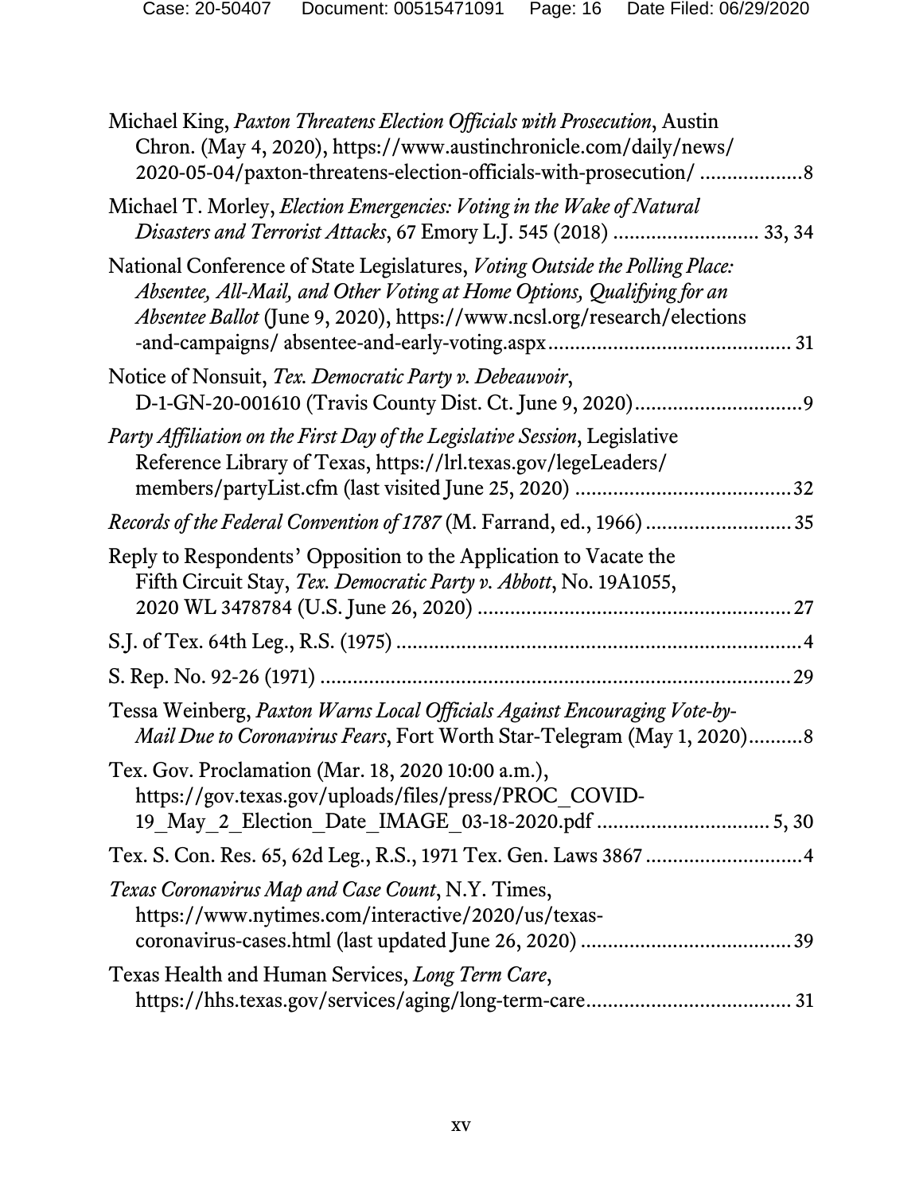Michael King, *Paxton Threatens Election Officials with Prosecution*, Austin Chron. (May 4, 2020), https://www.austinchronicle.com/daily/news/2020-05-04/paxton-threatens-election-officials-with-prosecution/ .................. 8

Michael T. Morley, *Election Emergencies: Voting in the Wake of Natural Disasters and Terrorist Attacks*, 67 Emory L.J. 545 (2018) .......................... 33, 34

National Conference of State Legislatures, *Voting Outside the Polling Place: Absentee, All-Mail, and Other Voting at Home Options, Qualifying for an Absentee Ballot* (June 9, 2020), https://www.ncsl.org/research/elections-and-campaigns/ absentee-and-early-voting.aspx ............................................ 31

Notice of Nonsuit, *Tex. Democratic Party v. Debeauvoir*, D-1-GN-20-001610 (Travis County Dist. Ct. June 9, 2020) .............................. 9

*Party Affiliation on the First Day of the Legislative Session*, Legislative Reference Library of Texas, https://lrl.texas.gov/legeLeaders/members/partyList.cfm (last visited June 25, 2020) ....................................... 32

*Records of the Federal Convention of 1787* (M. Farrand, ed., 1966) .......................... 35

Reply to Respondents' Opposition to the Application to Vacate the Fifth Circuit Stay, *Tex. Democratic Party v. Abbott*, No. 19A1055, 2020 WL 3478784 (U.S. June 26, 2020) ......................................................... 27

S.J. of Tex. 64th Leg., R.S. (1975) .......................................................................... 4

S. Rep. No. 92-26 (1971) ...................................................................................... 29

Tessa Weinberg, *Paxton Warns Local Officials Against Encouraging Vote-by-Mail Due to Coronavirus Fears*, Fort Worth Star-Telegram (May 1, 2020).......... 8

Tex. Gov. Proclamation (Mar. 18, 2020 10:00 a.m.), https://gov.texas.gov/uploads/files/press/PROC_COVID-19_May_2_Election_Date_IMAGE_03-18-2020.pdf ................................ 5, 30

Tex. S. Con. Res. 65, 62d Leg., R.S., 1971 Tex. Gen. Laws 3867 ............................ 4

*Texas Coronavirus Map and Case Count*, N.Y. Times, https://www.nytimes.com/interactive/2020/us/texas-coronavirus-cases.html (last updated June 26, 2020) ...................................... 39

Texas Health and Human Services, *Long Term Care*, https://hhs.texas.gov/services/aging/long-term-care..................................... 31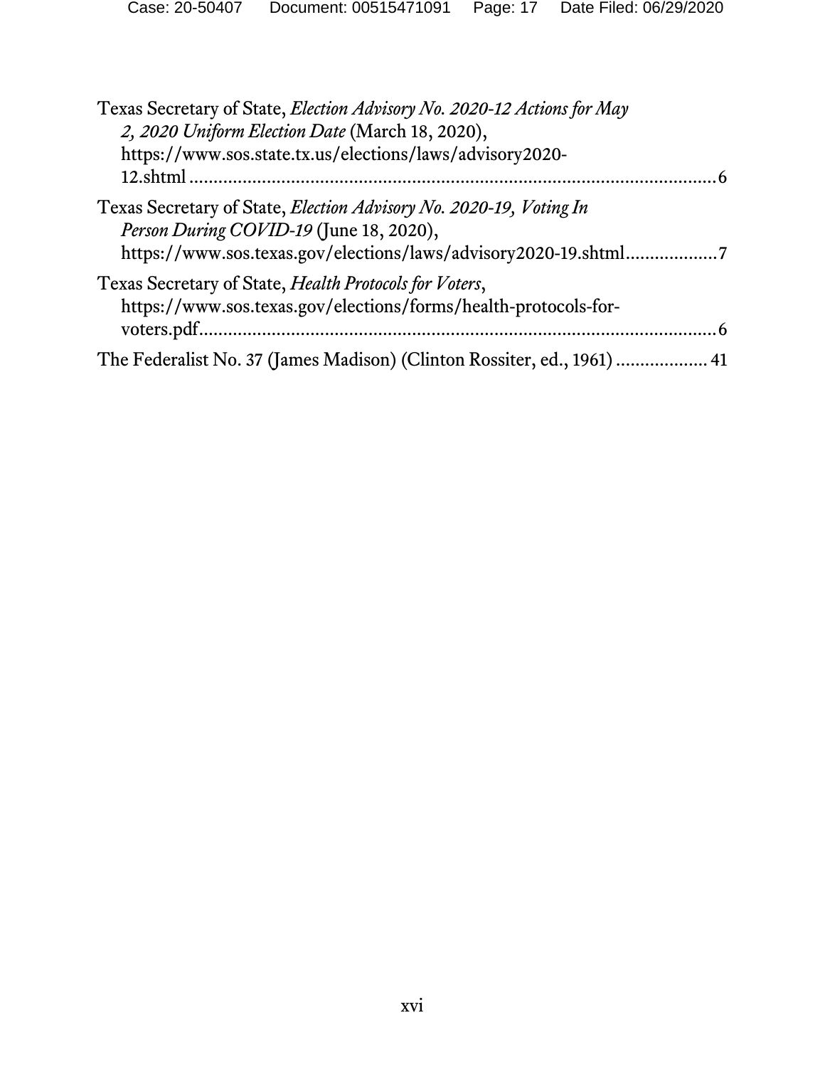Texas Secretary of State, *Election Advisory No. 2020-12 Actions for May 2, 2020 Uniform Election Date* (March 18, 2020), https://www.sos.state.tx.us/elections/laws/advisory2020-12.shtml ..................................................................................................6

Texas Secretary of State, *Election Advisory No. 2020-19, Voting In Person During COVID-19* (June 18, 2020), https://www.sos.texas.gov/elections/laws/advisory2020-19.shtml..................7

Texas Secretary of State, *Health Protocols for Voters*, https://www.sos.texas.gov/elections/forms/health-protocols-for-voters.pdf..................................................................................................6

The Federalist No. 37 (James Madison) (Clinton Rossiter, ed., 1961) .................. 41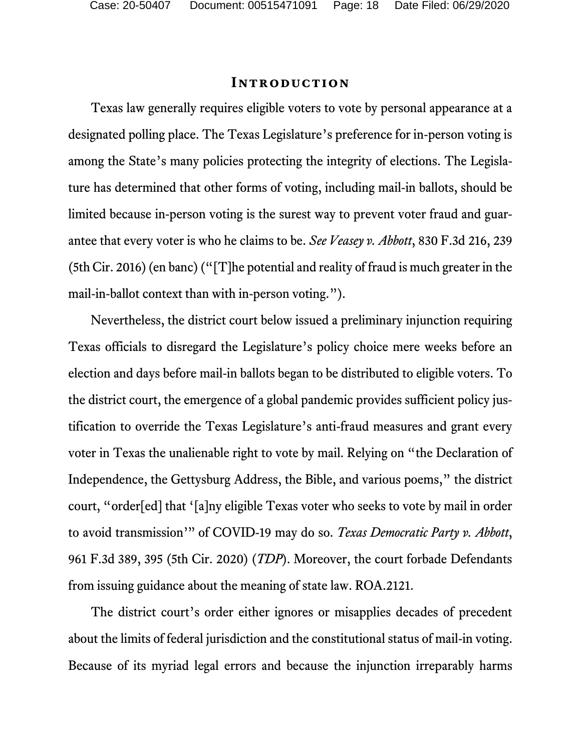# Introduction

Texas law generally requires eligible voters to vote by personal appearance at a designated polling place. The Texas Legislature's preference for in-person voting is among the State's many policies protecting the integrity of elections. The Legislature has determined that other forms of voting, including mail-in ballots, should be limited because in-person voting is the surest way to prevent voter fraud and guarantee that every voter is who he claims to be. *See Veasey v. Abbott*, 830 F.3d 216, 239 (5th Cir. 2016) (en banc) ("[T]he potential and reality of fraud is much greater in the mail-in-ballot context than with in-person voting.").

Nevertheless, the district court below issued a preliminary injunction requiring Texas officials to disregard the Legislature's policy choice mere weeks before an election and days before mail-in ballots began to be distributed to eligible voters. To the district court, the emergence of a global pandemic provides sufficient policy justification to override the Texas Legislature's anti-fraud measures and grant every voter in Texas the unalienable right to vote by mail. Relying on "the Declaration of Independence, the Gettysburg Address, the Bible, and various poems," the district court, "order[ed] that '[a]ny eligible Texas voter who seeks to vote by mail in order to avoid transmission'" of COVID-19 may do so. *Texas Democratic Party v. Abbott*, 961 F.3d 389, 395 (5th Cir. 2020) (*TDP*). Moreover, the court forbade Defendants from issuing guidance about the meaning of state law. ROA.2121.

The district court's order either ignores or misapplies decades of precedent about the limits of federal jurisdiction and the constitutional status of mail-in voting. Because of its myriad legal errors and because the injunction irreparably harms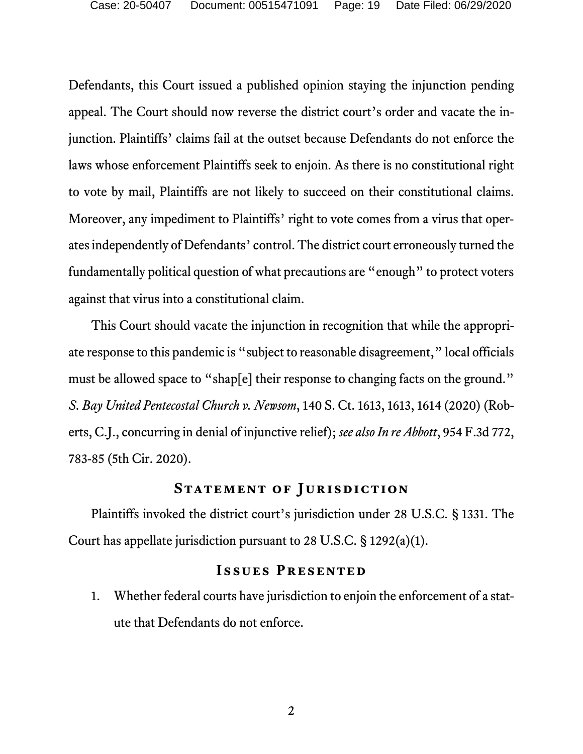Defendants, this Court issued a published opinion staying the injunction pending appeal. The Court should now reverse the district court's order and vacate the injunction. Plaintiffs' claims fail at the outset because Defendants do not enforce the laws whose enforcement Plaintiffs seek to enjoin. As there is no constitutional right to vote by mail, Plaintiffs are not likely to succeed on their constitutional claims. Moreover, any impediment to Plaintiffs' right to vote comes from a virus that operates independently of Defendants' control. The district court erroneously turned the fundamentally political question of what precautions are "enough" to protect voters against that virus into a constitutional claim.

This Court should vacate the injunction in recognition that while the appropriate response to this pandemic is "subject to reasonable disagreement," local officials must be allowed space to "shap[e] their response to changing facts on the ground." *S. Bay United Pentecostal Church v. Newsom*, 140 S. Ct. 1613, 1613, 1614 (2020) (Roberts, C.J., concurring in denial of injunctive relief); *see also In re Abbott*, 954 F.3d 772, 783-85 (5th Cir. 2020).

## Statement of Jurisdiction

Plaintiffs invoked the district court's jurisdiction under 28 U.S.C. § 1331. The Court has appellate jurisdiction pursuant to 28 U.S.C. § 1292(a)(1).

## Issues Presented

1. Whether federal courts have jurisdiction to enjoin the enforcement of a statute that Defendants do not enforce.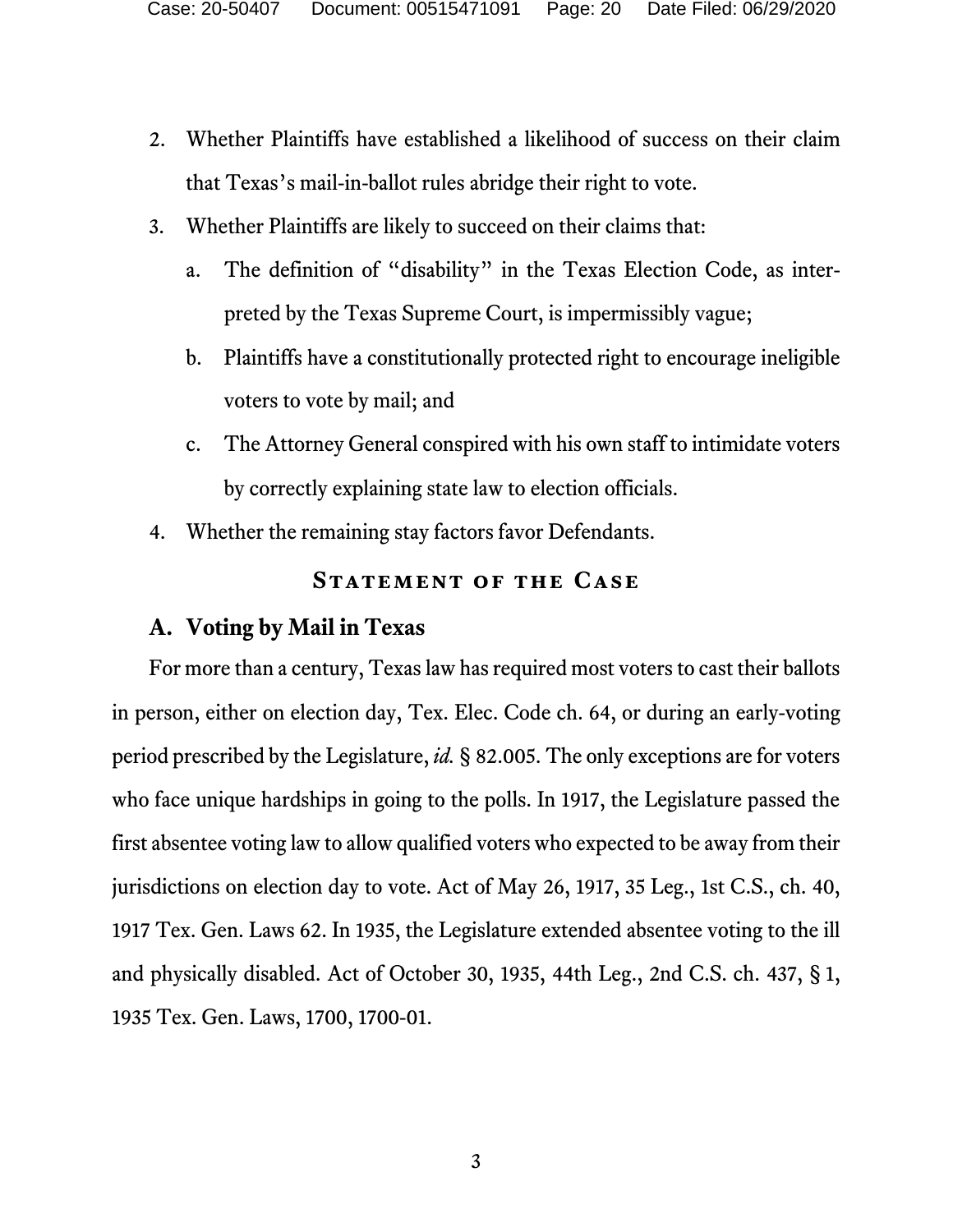2. Whether Plaintiffs have established a likelihood of success on their claim that Texas's mail-in-ballot rules abridge their right to vote.
3. Whether Plaintiffs are likely to succeed on their claims that:
   a. The definition of "disability" in the Texas Election Code, as interpreted by the Texas Supreme Court, is impermissibly vague;
   b. Plaintiffs have a constitutionally protected right to encourage ineligible voters to vote by mail; and
   c. The Attorney General conspired with his own staff to intimidate voters by correctly explaining state law to election officials.
4. Whether the remaining stay factors favor Defendants.

## Statement of the Case

### A. Voting by Mail in Texas

For more than a century, Texas law has required most voters to cast their ballots in person, either on election day, Tex. Elec. Code ch. 64, or during an early-voting period prescribed by the Legislature, *id.* § 82.005. The only exceptions are for voters who face unique hardships in going to the polls. In 1917, the Legislature passed the first absentee voting law to allow qualified voters who expected to be away from their jurisdictions on election day to vote. Act of May 26, 1917, 35 Leg., 1st C.S., ch. 40, 1917 Tex. Gen. Laws 62. In 1935, the Legislature extended absentee voting to the ill and physically disabled. Act of October 30, 1935, 44th Leg., 2nd C.S. ch. 437, § 1, 1935 Tex. Gen. Laws, 1700, 1700-01.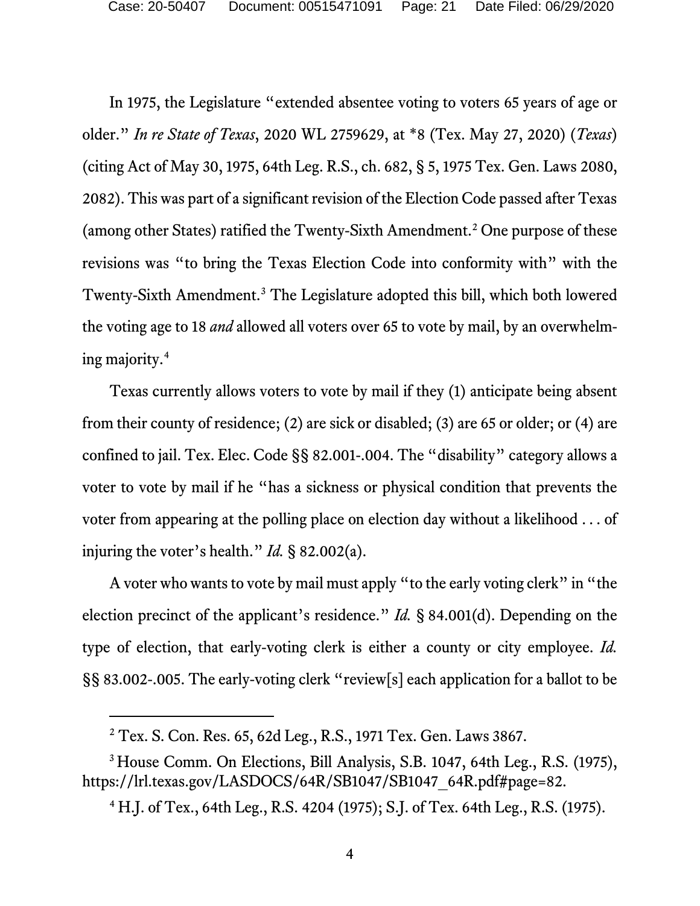In 1975, the Legislature "extended absentee voting to voters 65 years of age or older." *In re State of Texas*, 2020 WL 2759629, at *8 (Tex. May 27, 2020) (*Texas*) (citing Act of May 30, 1975, 64th Leg. R.S., ch. 682, § 5, 1975 Tex. Gen. Laws 2080, 2082). This was part of a significant revision of the Election Code passed after Texas (among other States) ratified the Twenty-Sixth Amendment.[2] One purpose of these revisions was "to bring the Texas Election Code into conformity with" with the Twenty-Sixth Amendment.[3] The Legislature adopted this bill, which both lowered the voting age to 18 *and* allowed all voters over 65 to vote by mail, by an overwhelming majority.[4]

Texas currently allows voters to vote by mail if they (1) anticipate being absent from their county of residence; (2) are sick or disabled; (3) are 65 or older; or (4) are confined to jail. Tex. Elec. Code §§ 82.001-.004. The "disability" category allows a voter to vote by mail if he "has a sickness or physical condition that prevents the voter from appearing at the polling place on election day without a likelihood . . . of injuring the voter's health." *Id.* § 82.002(a).

A voter who wants to vote by mail must apply "to the early voting clerk" in "the election precinct of the applicant's residence." *Id.* § 84.001(d). Depending on the type of election, that early-voting clerk is either a county or city employee. *Id.* §§ 83.002-.005. The early-voting clerk "review[s] each application for a ballot to be

---

[2] Tex. S. Con. Res. 65, 62d Leg., R.S., 1971 Tex. Gen. Laws 3867.

[3] House Comm. On Elections, Bill Analysis, S.B. 1047, 64th Leg., R.S. (1975), https://lrl.texas.gov/LASDOCS/64R/SB1047/SB1047_64R.pdf#page=82.

[4] H.J. of Tex., 64th Leg., R.S. 4204 (1975); S.J. of Tex. 64th Leg., R.S. (1975).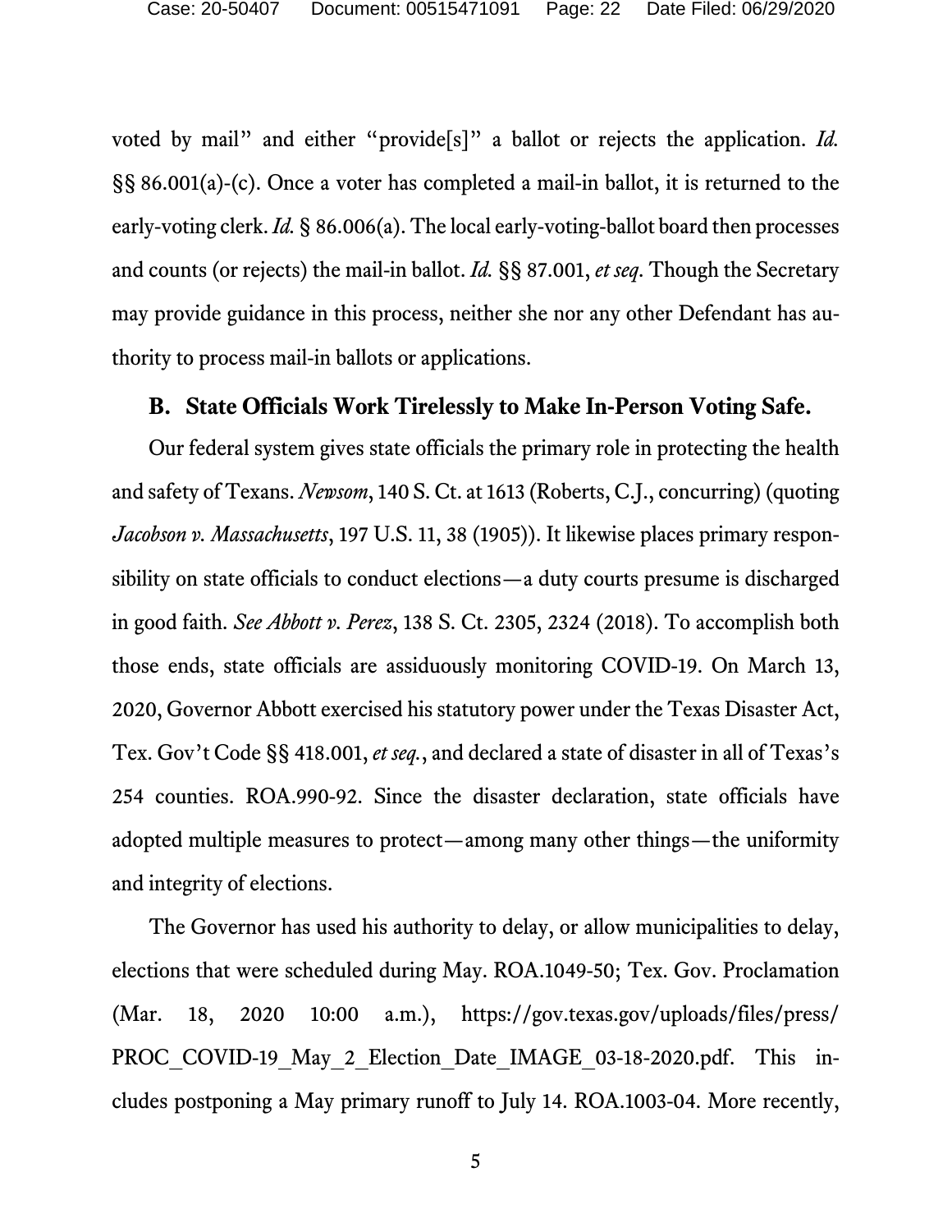voted by mail" and either "provide[s]" a ballot or rejects the application. *Id.* §§ 86.001(a)-(c). Once a voter has completed a mail-in ballot, it is returned to the early-voting clerk. *Id.* § 86.006(a). The local early-voting-ballot board then processes and counts (or rejects) the mail-in ballot. *Id.* §§ 87.001, *et seq*. Though the Secretary may provide guidance in this process, neither she nor any other Defendant has authority to process mail-in ballots or applications.

### B. State Officials Work Tirelessly to Make In-Person Voting Safe.

Our federal system gives state officials the primary role in protecting the health and safety of Texans. *Newsom*, 140 S. Ct. at 1613 (Roberts, C.J., concurring) (quoting *Jacobson v. Massachusetts*, 197 U.S. 11, 38 (1905)). It likewise places primary responsibility on state officials to conduct elections—a duty courts presume is discharged in good faith. *See Abbott v. Perez*, 138 S. Ct. 2305, 2324 (2018). To accomplish both those ends, state officials are assiduously monitoring COVID-19. On March 13, 2020, Governor Abbott exercised his statutory power under the Texas Disaster Act, Tex. Gov't Code §§ 418.001, *et seq.*, and declared a state of disaster in all of Texas's 254 counties. ROA.990-92. Since the disaster declaration, state officials have adopted multiple measures to protect—among many other things—the uniformity and integrity of elections.

The Governor has used his authority to delay, or allow municipalities to delay, elections that were scheduled during May. ROA.1049-50; Tex. Gov. Proclamation (Mar. 18, 2020 10:00 a.m.), https://gov.texas.gov/uploads/files/press/PROC_COVID-19_May_2_Election_Date_IMAGE_03-18-2020.pdf. This includes postponing a May primary runoff to July 14. ROA.1003-04. More recently,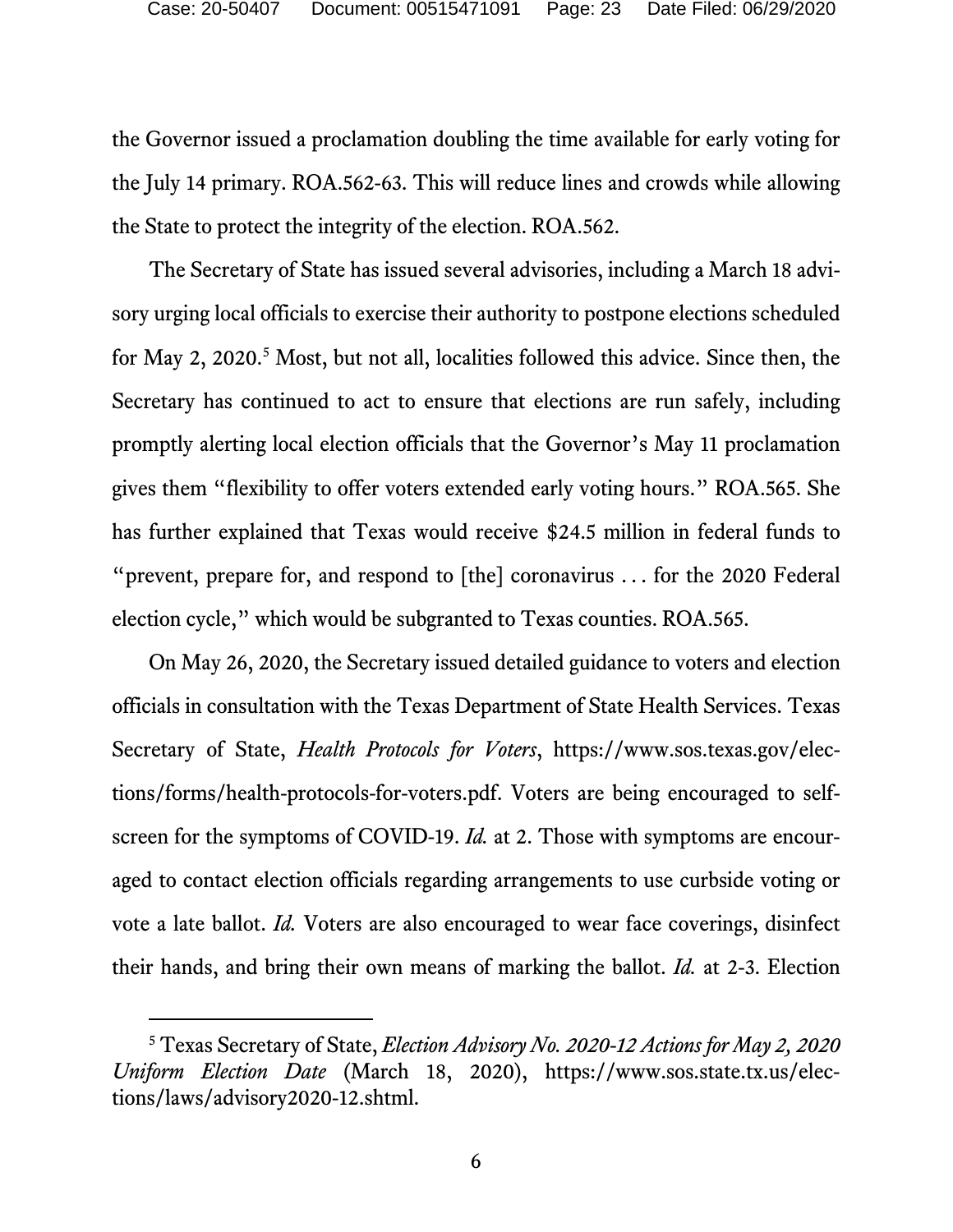the Governor issued a proclamation doubling the time available for early voting for the July 14 primary. ROA.562-63. This will reduce lines and crowds while allowing the State to protect the integrity of the election. ROA.562.

The Secretary of State has issued several advisories, including a March 18 advisory urging local officials to exercise their authority to postpone elections scheduled for May 2, 2020.[5] Most, but not all, localities followed this advice. Since then, the Secretary has continued to act to ensure that elections are run safely, including promptly alerting local election officials that the Governor's May 11 proclamation gives them "flexibility to offer voters extended early voting hours." ROA.565. She has further explained that Texas would receive $24.5 million in federal funds to "prevent, prepare for, and respond to [the] coronavirus . . . for the 2020 Federal election cycle," which would be subgranted to Texas counties. ROA.565.

On May 26, 2020, the Secretary issued detailed guidance to voters and election officials in consultation with the Texas Department of State Health Services. Texas Secretary of State, *Health Protocols for Voters*, https://www.sos.texas.gov/elections/forms/health-protocols-for-voters.pdf. Voters are being encouraged to self-screen for the symptoms of COVID-19. *Id.* at 2. Those with symptoms are encouraged to contact election officials regarding arrangements to use curbside voting or vote a late ballot. *Id.* Voters are also encouraged to wear face coverings, disinfect their hands, and bring their own means of marking the ballot. *Id.* at 2-3. Election

[5] Texas Secretary of State, *Election Advisory No. 2020-12 Actions for May 2, 2020 Uniform Election Date* (March 18, 2020), https://www.sos.state.tx.us/elections/laws/advisory2020-12.shtml.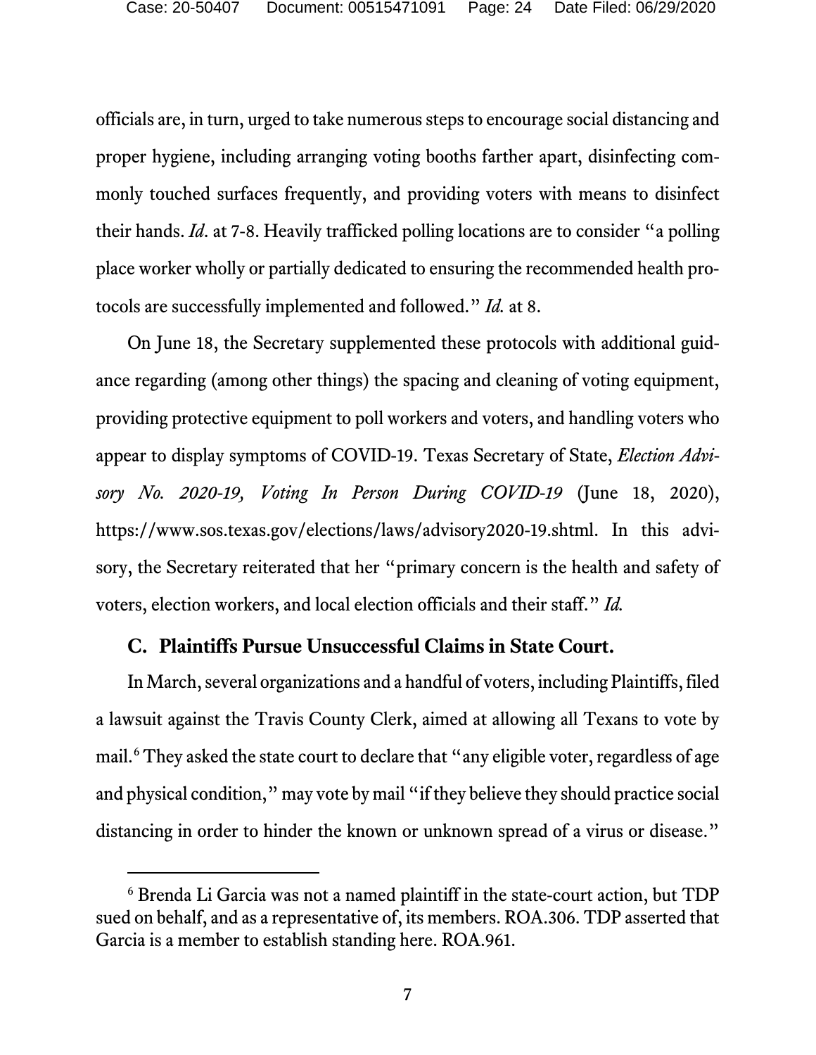officials are, in turn, urged to take numerous steps to encourage social distancing and proper hygiene, including arranging voting booths farther apart, disinfecting commonly touched surfaces frequently, and providing voters with means to disinfect their hands. *Id.* at 7-8. Heavily trafficked polling locations are to consider "a polling place worker wholly or partially dedicated to ensuring the recommended health protocols are successfully implemented and followed." *Id.* at 8.

On June 18, the Secretary supplemented these protocols with additional guidance regarding (among other things) the spacing and cleaning of voting equipment, providing protective equipment to poll workers and voters, and handling voters who appear to display symptoms of COVID-19. Texas Secretary of State, *Election Advisory No. 2020-19, Voting In Person During COVID-19* (June 18, 2020), https://www.sos.texas.gov/elections/laws/advisory2020-19.shtml. In this advisory, the Secretary reiterated that her "primary concern is the health and safety of voters, election workers, and local election officials and their staff." *Id.*

### C. Plaintiffs Pursue Unsuccessful Claims in State Court.

In March, several organizations and a handful of voters, including Plaintiffs, filed a lawsuit against the Travis County Clerk, aimed at allowing all Texans to vote by mail.[6] They asked the state court to declare that "any eligible voter, regardless of age and physical condition," may vote by mail "if they believe they should practice social distancing in order to hinder the known or unknown spread of a virus or disease."

[6] Brenda Li Garcia was not a named plaintiff in the state-court action, but TDP sued on behalf, and as a representative of, its members. ROA.306. TDP asserted that Garcia is a member to establish standing here. ROA.961.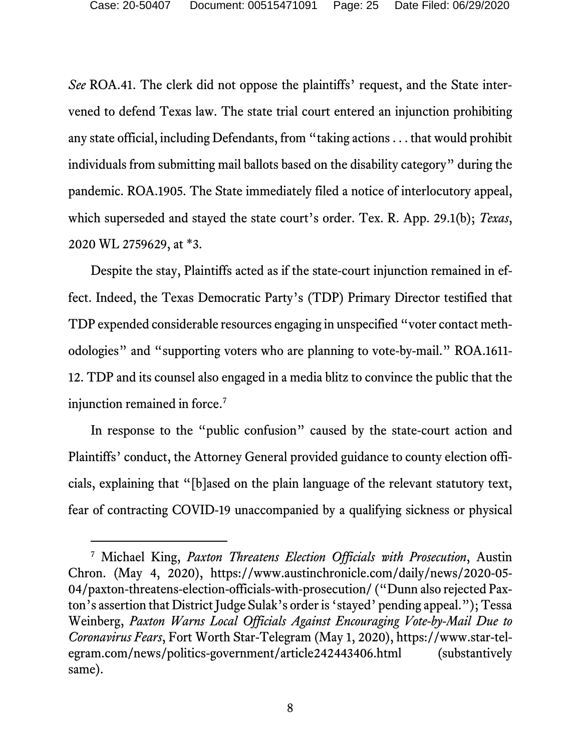*See* ROA.41. The clerk did not oppose the plaintiffs' request, and the State intervened to defend Texas law. The state trial court entered an injunction prohibiting any state official, including Defendants, from "taking actions . . . that would prohibit individuals from submitting mail ballots based on the disability category" during the pandemic. ROA.1905. The State immediately filed a notice of interlocutory appeal, which superseded and stayed the state court's order. Tex. R. App. 29.1(b); *Texas*, 2020 WL 2759629, at *3.

Despite the stay, Plaintiffs acted as if the state-court injunction remained in effect. Indeed, the Texas Democratic Party's (TDP) Primary Director testified that TDP expended considerable resources engaging in unspecified "voter contact methodologies" and "supporting voters who are planning to vote-by-mail." ROA.1611-12. TDP and its counsel also engaged in a media blitz to convince the public that the injunction remained in force.[7]

In response to the "public confusion" caused by the state-court action and Plaintiffs' conduct, the Attorney General provided guidance to county election officials, explaining that "[b]ased on the plain language of the relevant statutory text, fear of contracting COVID-19 unaccompanied by a qualifying sickness or physical

---

[7] Michael King, *Paxton Threatens Election Officials with Prosecution*, Austin Chron. (May 4, 2020), https://www.austinchronicle.com/daily/news/2020-05-04/paxton-threatens-election-officials-with-prosecution/ ("Dunn also rejected Paxton's assertion that District Judge Sulak's order is 'stayed' pending appeal."); Tessa Weinberg, *Paxton Warns Local Officials Against Encouraging Vote-by-Mail Due to Coronavirus Fears*, Fort Worth Star-Telegram (May 1, 2020), https://www.star-telegram.com/news/politics-government/article242443406.html (substantively same).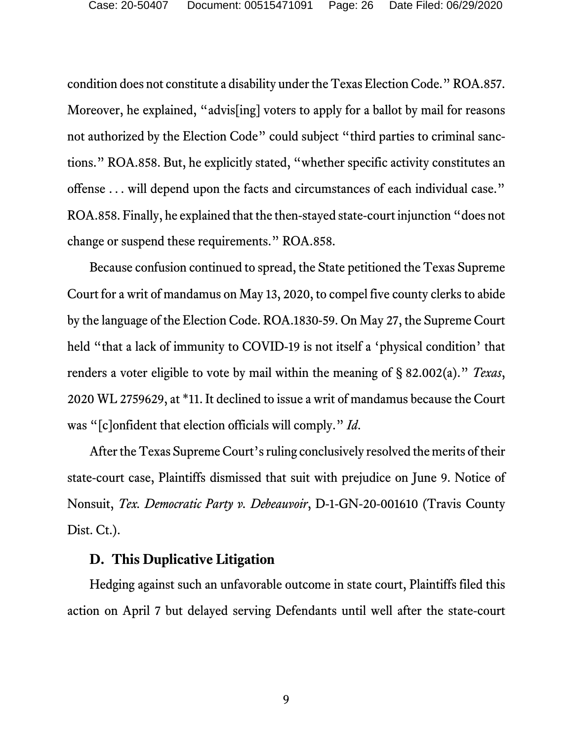condition does not constitute a disability under the Texas Election Code." ROA.857. Moreover, he explained, "advis[ing] voters to apply for a ballot by mail for reasons not authorized by the Election Code" could subject "third parties to criminal sanctions." ROA.858. But, he explicitly stated, "whether specific activity constitutes an offense . . . will depend upon the facts and circumstances of each individual case." ROA.858. Finally, he explained that the then-stayed state-court injunction "does not change or suspend these requirements." ROA.858.

Because confusion continued to spread, the State petitioned the Texas Supreme Court for a writ of mandamus on May 13, 2020, to compel five county clerks to abide by the language of the Election Code. ROA.1830-59. On May 27, the Supreme Court held "that a lack of immunity to COVID-19 is not itself a 'physical condition' that renders a voter eligible to vote by mail within the meaning of § 82.002(a)." *Texas*, 2020 WL 2759629, at *11. It declined to issue a writ of mandamus because the Court was "[c]onfident that election officials will comply." *Id*.

After the Texas Supreme Court's ruling conclusively resolved the merits of their state-court case, Plaintiffs dismissed that suit with prejudice on June 9. Notice of Nonsuit, *Tex. Democratic Party v. Debeauvoir*, D-1-GN-20-001610 (Travis County Dist. Ct.).

### D. This Duplicative Litigation

Hedging against such an unfavorable outcome in state court, Plaintiffs filed this action on April 7 but delayed serving Defendants until well after the state-court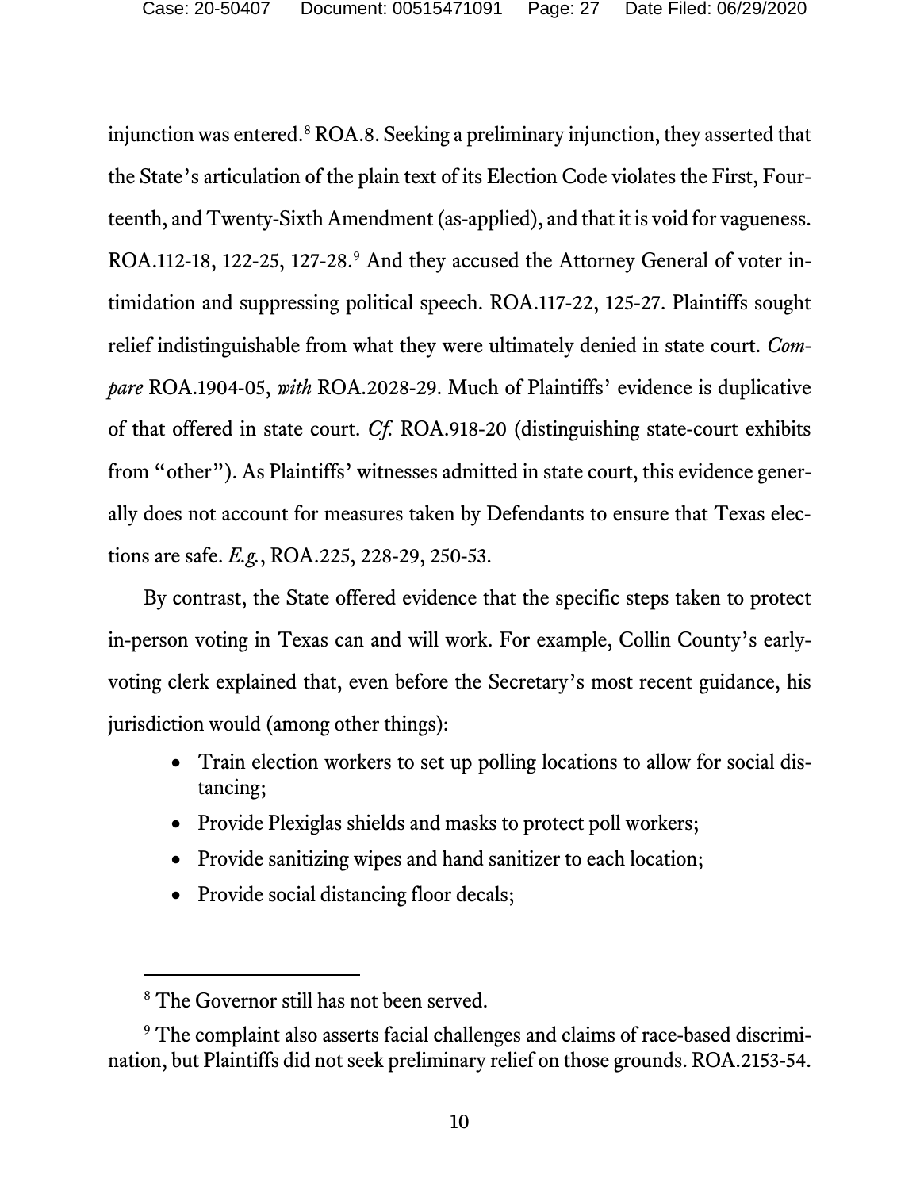injunction was entered.[8] ROA.8. Seeking a preliminary injunction, they asserted that the State's articulation of the plain text of its Election Code violates the First, Fourteenth, and Twenty-Sixth Amendment (as-applied), and that it is void for vagueness. ROA.112-18, 122-25, 127-28.[9] And they accused the Attorney General of voter intimidation and suppressing political speech. ROA.117-22, 125-27. Plaintiffs sought relief indistinguishable from what they were ultimately denied in state court. *Compare* ROA.1904-05, *with* ROA.2028-29. Much of Plaintiffs' evidence is duplicative of that offered in state court. *Cf.* ROA.918-20 (distinguishing state-court exhibits from "other"). As Plaintiffs' witnesses admitted in state court, this evidence generally does not account for measures taken by Defendants to ensure that Texas elections are safe. *E.g.*, ROA.225, 228-29, 250-53.

By contrast, the State offered evidence that the specific steps taken to protect in-person voting in Texas can and will work. For example, Collin County's early-voting clerk explained that, even before the Secretary's most recent guidance, his jurisdiction would (among other things):

- Train election workers to set up polling locations to allow for social distancing;
- Provide Plexiglas shields and masks to protect poll workers;
- Provide sanitizing wipes and hand sanitizer to each location;
- Provide social distancing floor decals;

---

[8] The Governor still has not been served.

[9] The complaint also asserts facial challenges and claims of race-based discrimination, but Plaintiffs did not seek preliminary relief on those grounds. ROA.2153-54.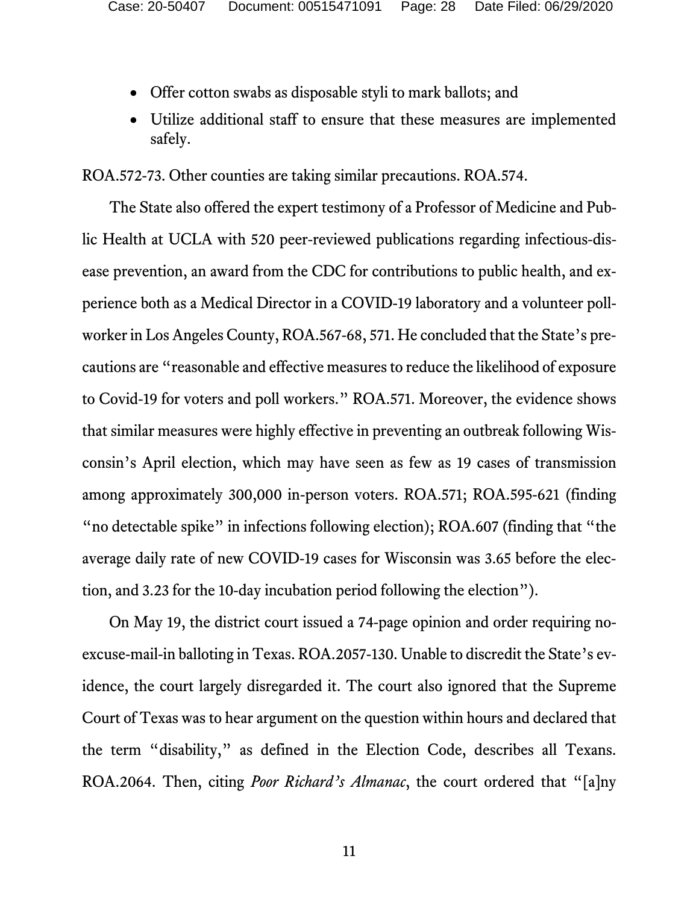- Offer cotton swabs as disposable styli to mark ballots; and
- Utilize additional staff to ensure that these measures are implemented safely.

ROA.572-73. Other counties are taking similar precautions. ROA.574.

The State also offered the expert testimony of a Professor of Medicine and Public Health at UCLA with 520 peer-reviewed publications regarding infectious-disease prevention, an award from the CDC for contributions to public health, and experience both as a Medical Director in a COVID-19 laboratory and a volunteer poll-worker in Los Angeles County, ROA.567-68, 571. He concluded that the State's precautions are "reasonable and effective measures to reduce the likelihood of exposure to Covid-19 for voters and poll workers." ROA.571. Moreover, the evidence shows that similar measures were highly effective in preventing an outbreak following Wisconsin's April election, which may have seen as few as 19 cases of transmission among approximately 300,000 in-person voters. ROA.571; ROA.595-621 (finding "no detectable spike" in infections following election); ROA.607 (finding that "the average daily rate of new COVID-19 cases for Wisconsin was 3.65 before the election, and 3.23 for the 10-day incubation period following the election").

On May 19, the district court issued a 74-page opinion and order requiring no-excuse-mail-in balloting in Texas. ROA.2057-130. Unable to discredit the State's evidence, the court largely disregarded it. The court also ignored that the Supreme Court of Texas was to hear argument on the question within hours and declared that the term "disability," as defined in the Election Code, describes all Texans. ROA.2064. Then, citing *Poor Richard's Almanac*, the court ordered that "[a]ny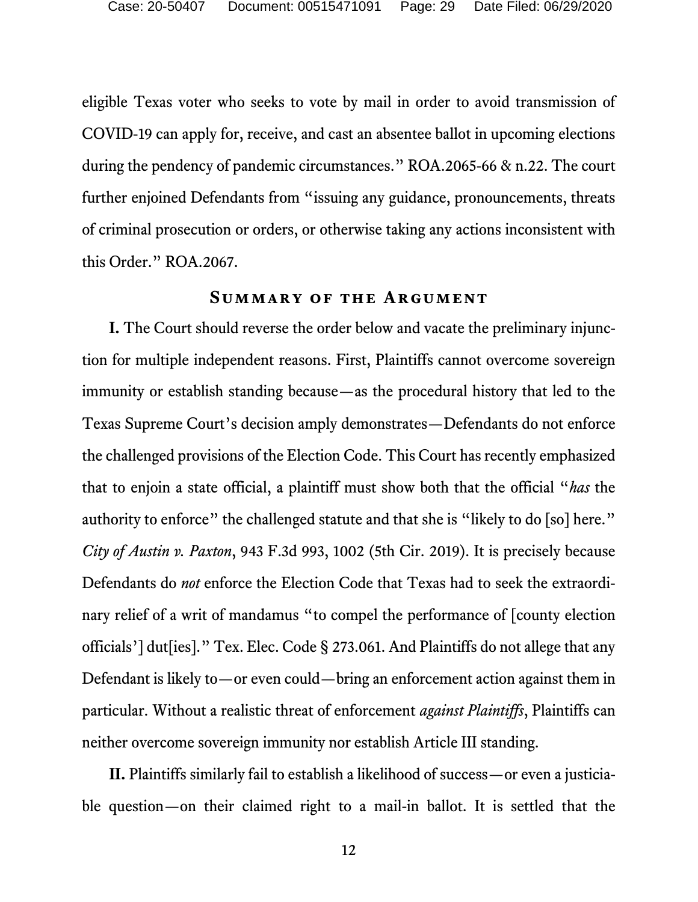eligible Texas voter who seeks to vote by mail in order to avoid transmission of COVID-19 can apply for, receive, and cast an absentee ballot in upcoming elections during the pendency of pandemic circumstances." ROA.2065-66 & n.22. The court further enjoined Defendants from "issuing any guidance, pronouncements, threats of criminal prosecution or orders, or otherwise taking any actions inconsistent with this Order." ROA.2067.

## Summary of the Argument

**I.** The Court should reverse the order below and vacate the preliminary injunction for multiple independent reasons. First, Plaintiffs cannot overcome sovereign immunity or establish standing because—as the procedural history that led to the Texas Supreme Court's decision amply demonstrates—Defendants do not enforce the challenged provisions of the Election Code. This Court has recently emphasized that to enjoin a state official, a plaintiff must show both that the official "*has* the authority to enforce" the challenged statute and that she is "likely to do [so] here." *City of Austin v. Paxton*, 943 F.3d 993, 1002 (5th Cir. 2019). It is precisely because Defendants do *not* enforce the Election Code that Texas had to seek the extraordinary relief of a writ of mandamus "to compel the performance of [county election officials'] dut[ies]." Tex. Elec. Code § 273.061. And Plaintiffs do not allege that any Defendant is likely to—or even could—bring an enforcement action against them in particular. Without a realistic threat of enforcement *against Plaintiffs*, Plaintiffs can neither overcome sovereign immunity nor establish Article III standing.

**II.** Plaintiffs similarly fail to establish a likelihood of success—or even a justiciable question—on their claimed right to a mail-in ballot. It is settled that the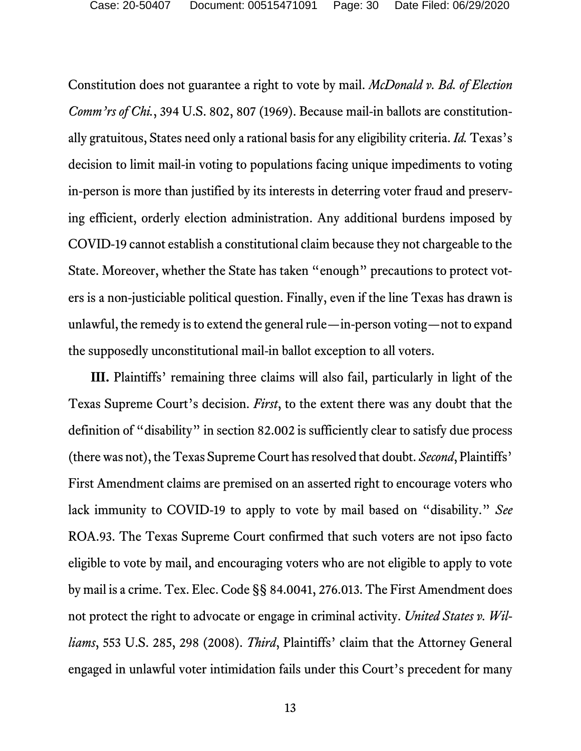Constitution does not guarantee a right to vote by mail. *McDonald v. Bd. of Election Comm'rs of Chi.*, 394 U.S. 802, 807 (1969). Because mail-in ballots are constitutionally gratuitous, States need only a rational basis for any eligibility criteria. *Id.* Texas's decision to limit mail-in voting to populations facing unique impediments to voting in-person is more than justified by its interests in deterring voter fraud and preserving efficient, orderly election administration. Any additional burdens imposed by COVID-19 cannot establish a constitutional claim because they not chargeable to the State. Moreover, whether the State has taken "enough" precautions to protect voters is a non-justiciable political question. Finally, even if the line Texas has drawn is unlawful, the remedy is to extend the general rule—in-person voting—not to expand the supposedly unconstitutional mail-in ballot exception to all voters.

**III.** Plaintiffs' remaining three claims will also fail, particularly in light of the Texas Supreme Court's decision. *First*, to the extent there was any doubt that the definition of "disability" in section 82.002 is sufficiently clear to satisfy due process (there was not), the Texas Supreme Court has resolved that doubt. *Second*, Plaintiffs' First Amendment claims are premised on an asserted right to encourage voters who lack immunity to COVID-19 to apply to vote by mail based on "disability." *See* ROA.93. The Texas Supreme Court confirmed that such voters are not ipso facto eligible to vote by mail, and encouraging voters who are not eligible to apply to vote by mail is a crime. Tex. Elec. Code §§ 84.0041, 276.013. The First Amendment does not protect the right to advocate or engage in criminal activity. *United States v. Williams*, 553 U.S. 285, 298 (2008). *Third*, Plaintiffs' claim that the Attorney General engaged in unlawful voter intimidation fails under this Court's precedent for many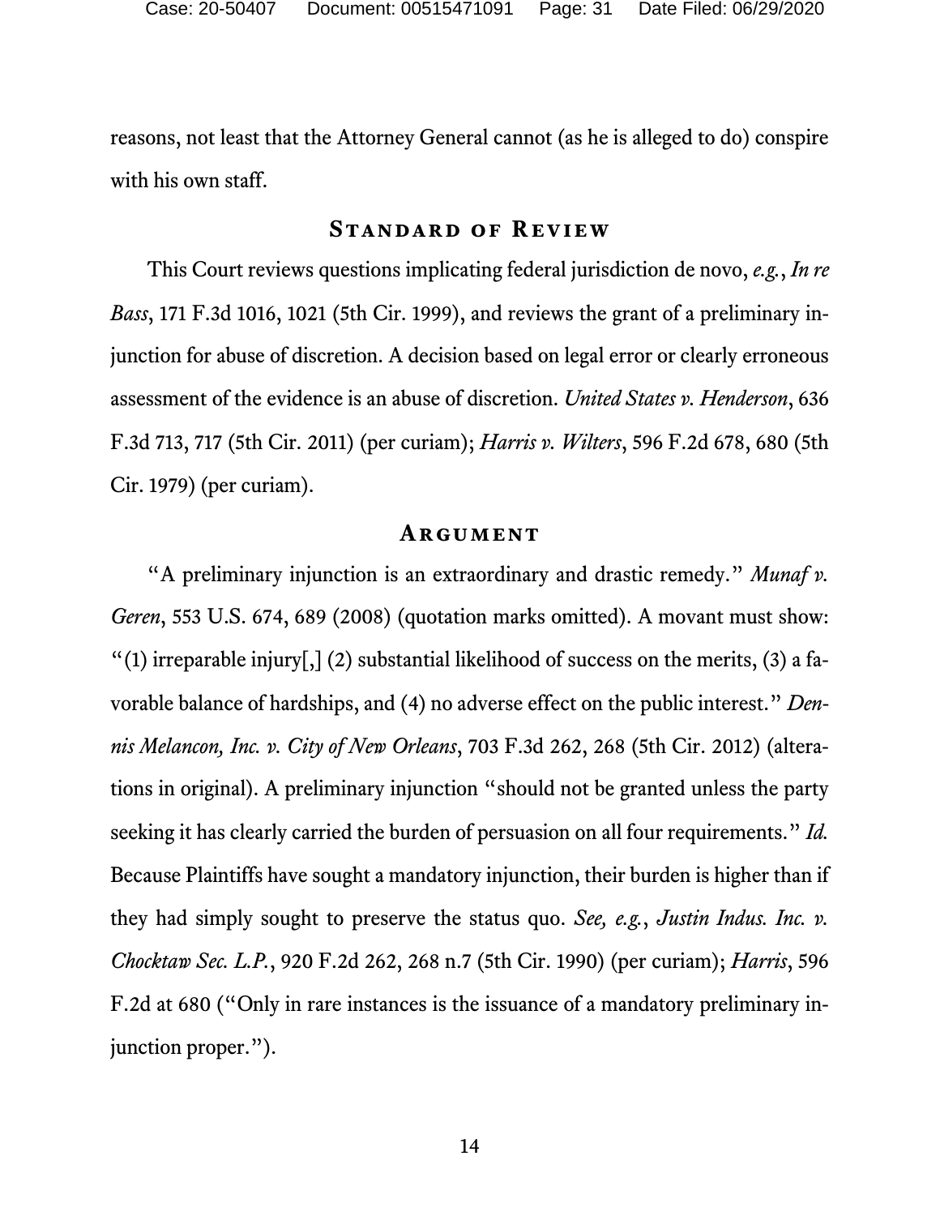reasons, not least that the Attorney General cannot (as he is alleged to do) conspire with his own staff.

## Standard of Review

This Court reviews questions implicating federal jurisdiction de novo, *e.g.*, *In re Bass*, 171 F.3d 1016, 1021 (5th Cir. 1999), and reviews the grant of a preliminary injunction for abuse of discretion. A decision based on legal error or clearly erroneous assessment of the evidence is an abuse of discretion. *United States v. Henderson*, 636 F.3d 713, 717 (5th Cir. 2011) (per curiam); *Harris v. Wilters*, 596 F.2d 678, 680 (5th Cir. 1979) (per curiam).

## Argument

"A preliminary injunction is an extraordinary and drastic remedy." *Munaf v. Geren*, 553 U.S. 674, 689 (2008) (quotation marks omitted). A movant must show: "(1) irreparable injury[,] (2) substantial likelihood of success on the merits, (3) a favorable balance of hardships, and (4) no adverse effect on the public interest." *Dennis Melancon, Inc. v. City of New Orleans*, 703 F.3d 262, 268 (5th Cir. 2012) (alterations in original). A preliminary injunction "should not be granted unless the party seeking it has clearly carried the burden of persuasion on all four requirements." *Id.* Because Plaintiffs have sought a mandatory injunction, their burden is higher than if they had simply sought to preserve the status quo. *See, e.g.*, *Justin Indus. Inc. v. Chocktaw Sec. L.P.*, 920 F.2d 262, 268 n.7 (5th Cir. 1990) (per curiam); *Harris*, 596 F.2d at 680 ("Only in rare instances is the issuance of a mandatory preliminary injunction proper.").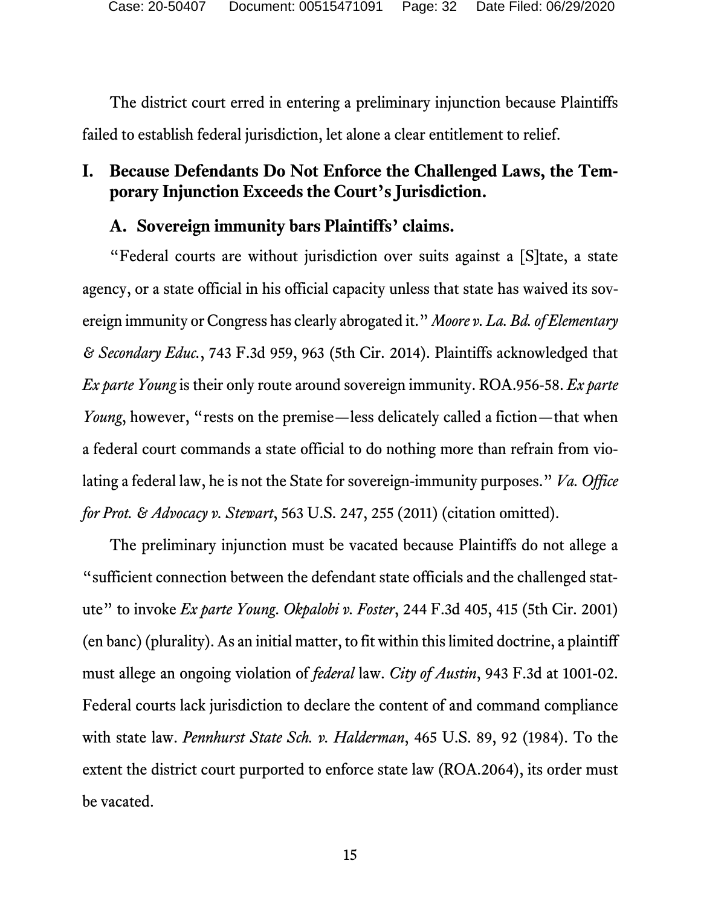The district court erred in entering a preliminary injunction because Plaintiffs failed to establish federal jurisdiction, let alone a clear entitlement to relief.

# I. Because Defendants Do Not Enforce the Challenged Laws, the Temporary Injunction Exceeds the Court's Jurisdiction.

## A. Sovereign immunity bars Plaintiffs' claims.

"Federal courts are without jurisdiction over suits against a [S]tate, a state agency, or a state official in his official capacity unless that state has waived its sovereign immunity or Congress has clearly abrogated it." *Moore v. La. Bd. of Elementary & Secondary Educ.*, 743 F.3d 959, 963 (5th Cir. 2014). Plaintiffs acknowledged that *Ex parte Young* is their only route around sovereign immunity. ROA.956-58. *Ex parte Young*, however, "rests on the premise—less delicately called a fiction—that when a federal court commands a state official to do nothing more than refrain from violating a federal law, he is not the State for sovereign-immunity purposes." *Va. Office for Prot. & Advocacy v. Stewart*, 563 U.S. 247, 255 (2011) (citation omitted).

The preliminary injunction must be vacated because Plaintiffs do not allege a "sufficient connection between the defendant state officials and the challenged statute" to invoke *Ex parte Young*. *Okpalobi v. Foster*, 244 F.3d 405, 415 (5th Cir. 2001) (en banc) (plurality). As an initial matter, to fit within this limited doctrine, a plaintiff must allege an ongoing violation of *federal* law. *City of Austin*, 943 F.3d at 1001-02. Federal courts lack jurisdiction to declare the content of and command compliance with state law. *Pennhurst State Sch. v. Halderman*, 465 U.S. 89, 92 (1984). To the extent the district court purported to enforce state law (ROA.2064), its order must be vacated.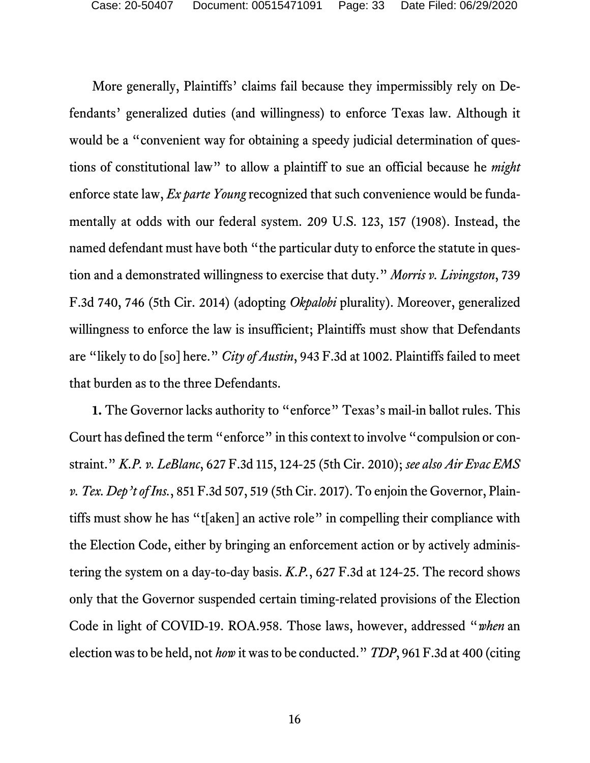More generally, Plaintiffs' claims fail because they impermissibly rely on Defendants' generalized duties (and willingness) to enforce Texas law. Although it would be a "convenient way for obtaining a speedy judicial determination of questions of constitutional law" to allow a plaintiff to sue an official because he *might* enforce state law, *Ex parte Young* recognized that such convenience would be fundamentally at odds with our federal system. 209 U.S. 123, 157 (1908). Instead, the named defendant must have both "the particular duty to enforce the statute in question and a demonstrated willingness to exercise that duty." *Morris v. Livingston*, 739 F.3d 740, 746 (5th Cir. 2014) (adopting *Okpalobi* plurality). Moreover, generalized willingness to enforce the law is insufficient; Plaintiffs must show that Defendants are "likely to do [so] here." *City of Austin*, 943 F.3d at 1002. Plaintiffs failed to meet that burden as to the three Defendants.

**1.** The Governor lacks authority to "enforce" Texas's mail-in ballot rules. This Court has defined the term "enforce" in this context to involve "compulsion or constraint." *K.P. v. LeBlanc*, 627 F.3d 115, 124-25 (5th Cir. 2010); *see also Air Evac EMS v. Tex. Dep't of Ins.*, 851 F.3d 507, 519 (5th Cir. 2017). To enjoin the Governor, Plaintiffs must show he has "t[aken] an active role" in compelling their compliance with the Election Code, either by bringing an enforcement action or by actively administering the system on a day-to-day basis. *K.P.*, 627 F.3d at 124-25. The record shows only that the Governor suspended certain timing-related provisions of the Election Code in light of COVID-19. ROA.958. Those laws, however, addressed "*when* an election was to be held, not *how* it was to be conducted." *TDP*, 961 F.3d at 400 (citing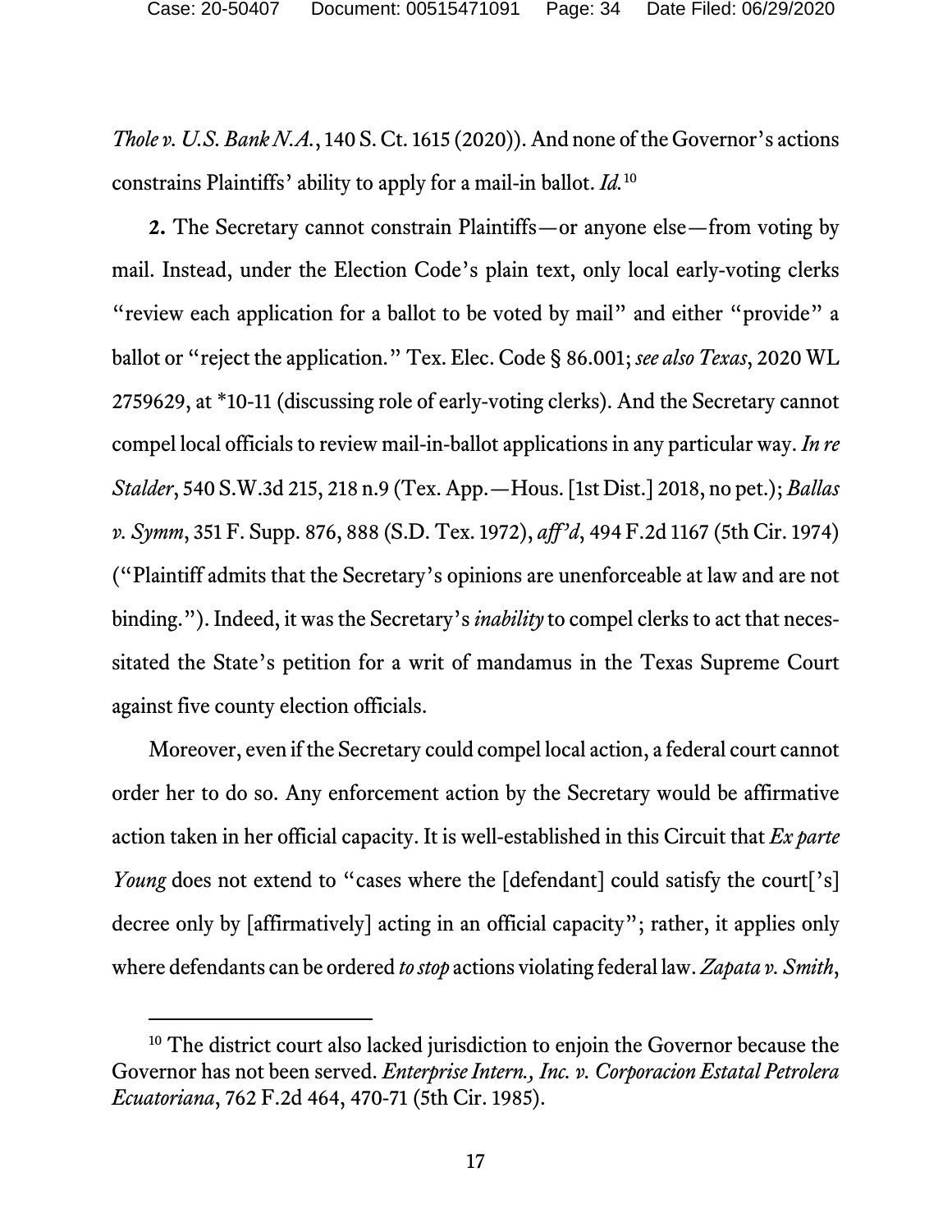*Thole v. U.S. Bank N.A.*, 140 S. Ct. 1615 (2020)). And none of the Governor's actions constrains Plaintiffs' ability to apply for a mail-in ballot. *Id.*[10]

**2.** The Secretary cannot constrain Plaintiffs—or anyone else—from voting by mail. Instead, under the Election Code's plain text, only local early-voting clerks "review each application for a ballot to be voted by mail" and either "provide" a ballot or "reject the application." Tex. Elec. Code § 86.001; *see also Texas*, 2020 WL 2759629, at *10-11 (discussing role of early-voting clerks). And the Secretary cannot compel local officials to review mail-in-ballot applications in any particular way. *In re Stalder*, 540 S.W.3d 215, 218 n.9 (Tex. App.—Hous. [1st Dist.] 2018, no pet.); *Ballas v. Symm*, 351 F. Supp. 876, 888 (S.D. Tex. 1972), *aff'd*, 494 F.2d 1167 (5th Cir. 1974) ("Plaintiff admits that the Secretary's opinions are unenforceable at law and are not binding."). Indeed, it was the Secretary's *inability* to compel clerks to act that necessitated the State's petition for a writ of mandamus in the Texas Supreme Court against five county election officials.

Moreover, even if the Secretary could compel local action, a federal court cannot order her to do so. Any enforcement action by the Secretary would be affirmative action taken in her official capacity. It is well-established in this Circuit that *Ex parte Young* does not extend to "cases where the [defendant] could satisfy the court['s] decree only by [affirmatively] acting in an official capacity"; rather, it applies only where defendants can be ordered *to stop* actions violating federal law. *Zapata v. Smith*,

---

[10] The district court also lacked jurisdiction to enjoin the Governor because the Governor has not been served. *Enterprise Intern., Inc. v. Corporacion Estatal Petrolera Ecuatoriana*, 762 F.2d 464, 470-71 (5th Cir. 1985).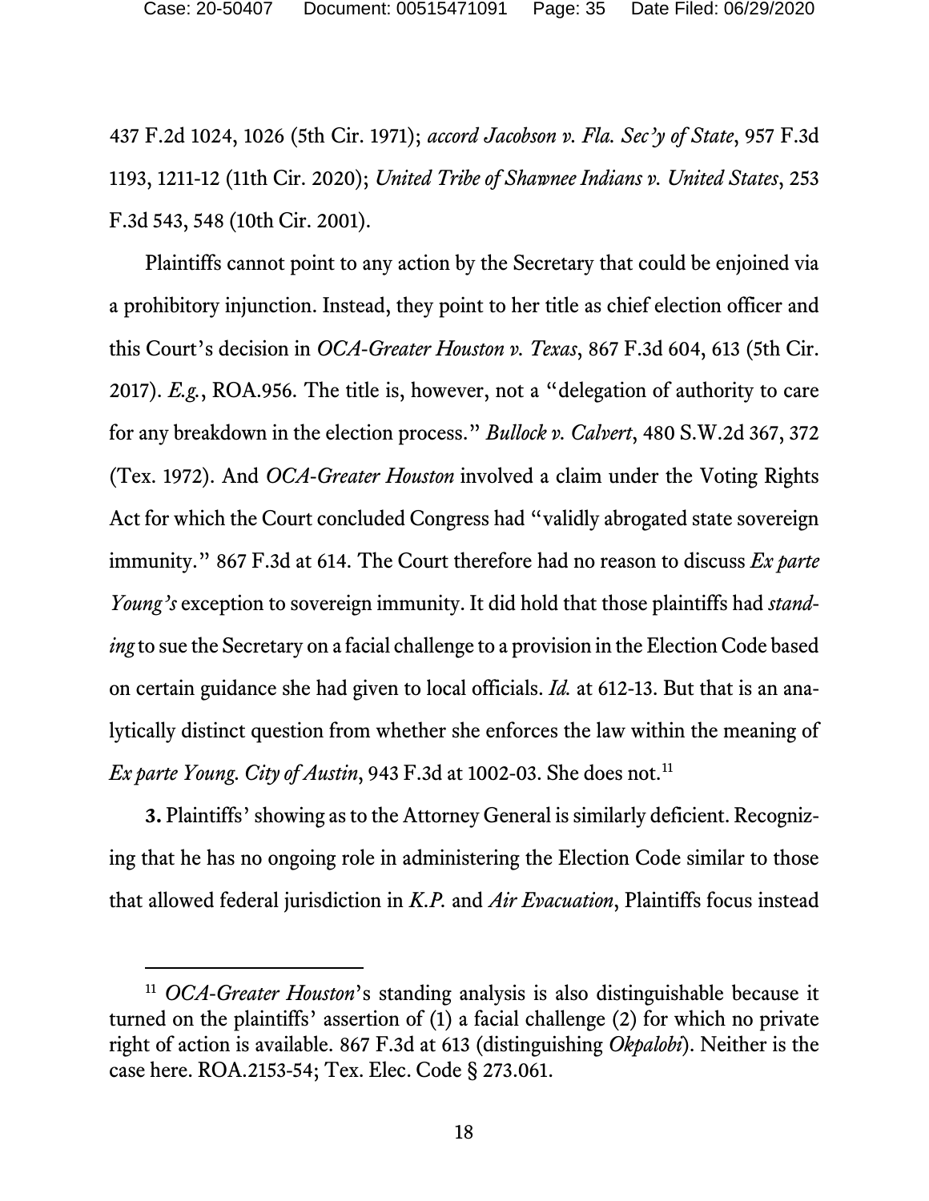437 F.2d 1024, 1026 (5th Cir. 1971); *accord Jacobson v. Fla. Sec'y of State*, 957 F.3d 1193, 1211-12 (11th Cir. 2020); *United Tribe of Shawnee Indians v. United States*, 253 F.3d 543, 548 (10th Cir. 2001).

Plaintiffs cannot point to any action by the Secretary that could be enjoined via a prohibitory injunction. Instead, they point to her title as chief election officer and this Court's decision in *OCA-Greater Houston v. Texas*, 867 F.3d 604, 613 (5th Cir. 2017). *E.g.*, ROA.956. The title is, however, not a "delegation of authority to care for any breakdown in the election process." *Bullock v. Calvert*, 480 S.W.2d 367, 372 (Tex. 1972). And *OCA-Greater Houston* involved a claim under the Voting Rights Act for which the Court concluded Congress had "validly abrogated state sovereign immunity." 867 F.3d at 614. The Court therefore had no reason to discuss *Ex parte Young's* exception to sovereign immunity. It did hold that those plaintiffs had *standing* to sue the Secretary on a facial challenge to a provision in the Election Code based on certain guidance she had given to local officials. *Id.* at 612-13. But that is an analytically distinct question from whether she enforces the law within the meaning of *Ex parte Young*. *City of Austin*, 943 F.3d at 1002-03. She does not.[11]

**3.** Plaintiffs' showing as to the Attorney General is similarly deficient. Recognizing that he has no ongoing role in administering the Election Code similar to those that allowed federal jurisdiction in *K.P.* and *Air Evacuation*, Plaintiffs focus instead

---

[11] *OCA-Greater Houston*'s standing analysis is also distinguishable because it turned on the plaintiffs' assertion of (1) a facial challenge (2) for which no private right of action is available. 867 F.3d at 613 (distinguishing *Okpalobi*). Neither is the case here. ROA.2153-54; Tex. Elec. Code § 273.061.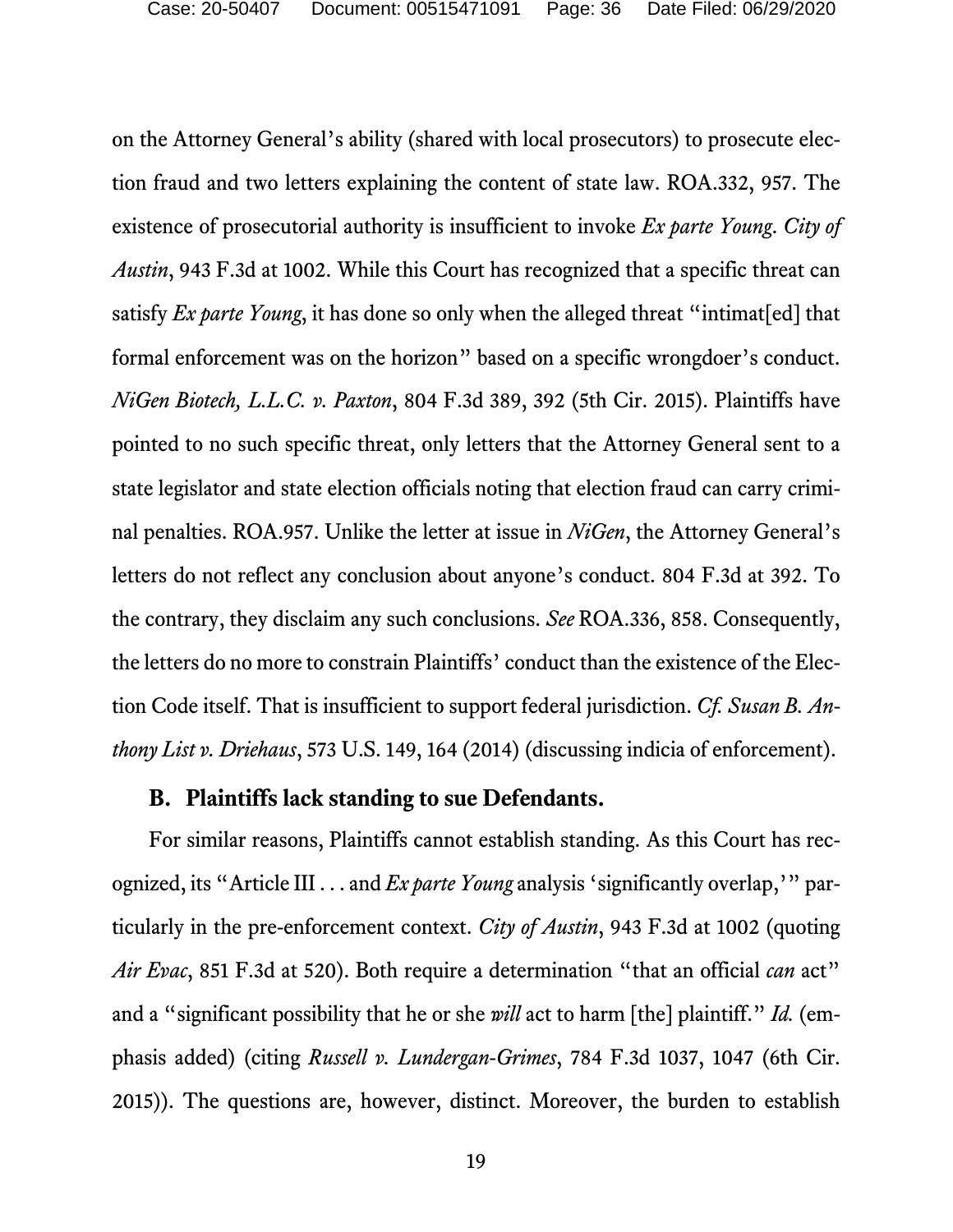on the Attorney General's ability (shared with local prosecutors) to prosecute election fraud and two letters explaining the content of state law. ROA.332, 957. The existence of prosecutorial authority is insufficient to invoke *Ex parte Young*. *City of Austin*, 943 F.3d at 1002. While this Court has recognized that a specific threat can satisfy *Ex parte Young*, it has done so only when the alleged threat "intimat[ed] that formal enforcement was on the horizon" based on a specific wrongdoer's conduct. *NiGen Biotech, L.L.C. v. Paxton*, 804 F.3d 389, 392 (5th Cir. 2015). Plaintiffs have pointed to no such specific threat, only letters that the Attorney General sent to a state legislator and state election officials noting that election fraud can carry criminal penalties. ROA.957. Unlike the letter at issue in *NiGen*, the Attorney General's letters do not reflect any conclusion about anyone's conduct. 804 F.3d at 392. To the contrary, they disclaim any such conclusions. *See* ROA.336, 858. Consequently, the letters do no more to constrain Plaintiffs' conduct than the existence of the Election Code itself. That is insufficient to support federal jurisdiction. *Cf. Susan B. Anthony List v. Driehaus*, 573 U.S. 149, 164 (2014) (discussing indicia of enforcement).

### B. Plaintiffs lack standing to sue Defendants.

For similar reasons, Plaintiffs cannot establish standing. As this Court has recognized, its "Article III . . . and *Ex parte Young* analysis 'significantly overlap,'" particularly in the pre-enforcement context. *City of Austin*, 943 F.3d at 1002 (quoting *Air Evac*, 851 F.3d at 520). Both require a determination "that an official *can* act" and a "significant possibility that he or she *will* act to harm [the] plaintiff." *Id.* (emphasis added) (citing *Russell v. Lundergan-Grimes*, 784 F.3d 1037, 1047 (6th Cir. 2015)). The questions are, however, distinct. Moreover, the burden to establish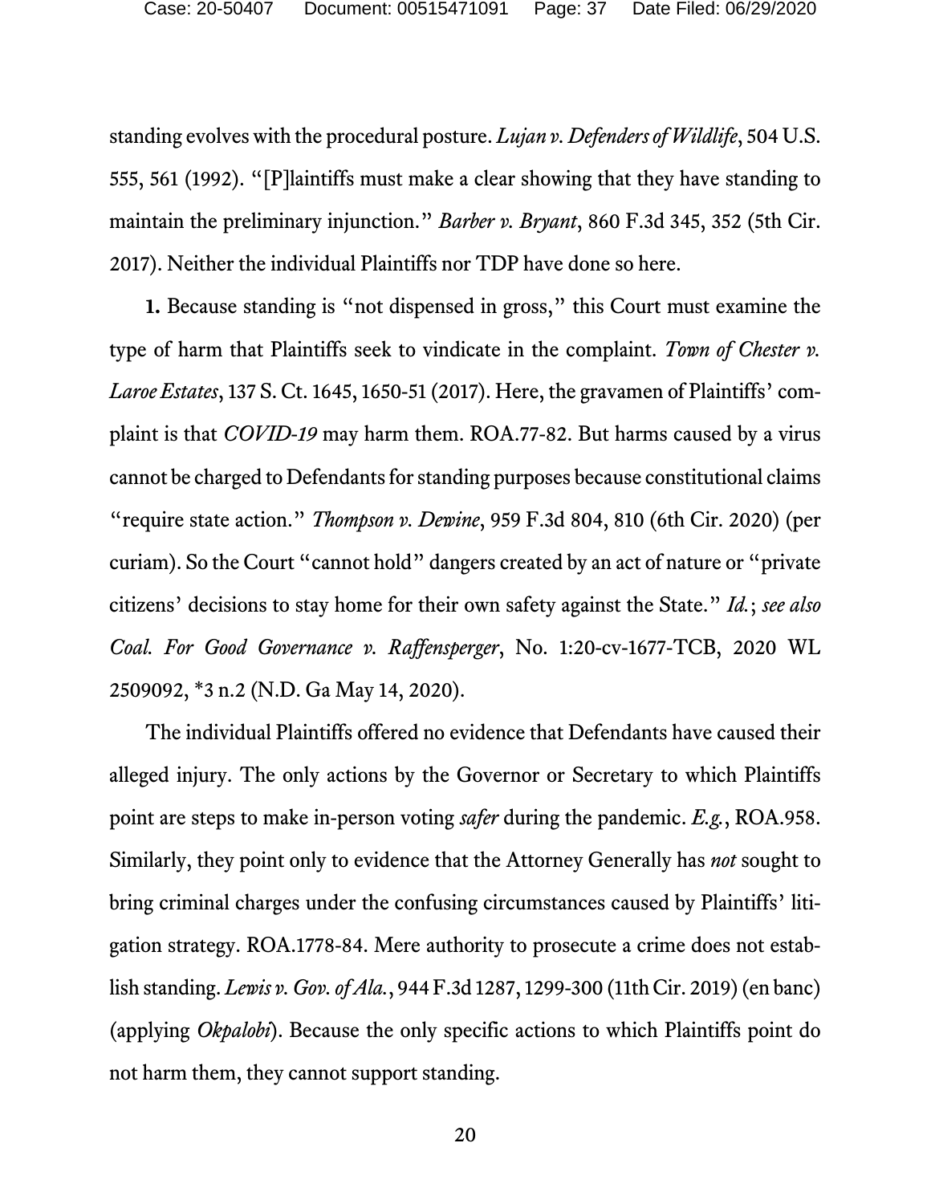standing evolves with the procedural posture. *Lujan v. Defenders of Wildlife*, 504 U.S. 555, 561 (1992). "[P]laintiffs must make a clear showing that they have standing to maintain the preliminary injunction." *Barber v. Bryant*, 860 F.3d 345, 352 (5th Cir. 2017). Neither the individual Plaintiffs nor TDP have done so here.

**1.** Because standing is "not dispensed in gross," this Court must examine the type of harm that Plaintiffs seek to vindicate in the complaint. *Town of Chester v. Laroe Estates*, 137 S. Ct. 1645, 1650-51 (2017). Here, the gravamen of Plaintiffs' complaint is that *COVID-19* may harm them. ROA.77-82. But harms caused by a virus cannot be charged to Defendants for standing purposes because constitutional claims "require state action." *Thompson v. Dewine*, 959 F.3d 804, 810 (6th Cir. 2020) (per curiam). So the Court "cannot hold" dangers created by an act of nature or "private citizens' decisions to stay home for their own safety against the State." *Id.*; *see also Coal. For Good Governance v. Raffensperger*, No. 1:20-cv-1677-TCB, 2020 WL 2509092, *3 n.2 (N.D. Ga May 14, 2020).

The individual Plaintiffs offered no evidence that Defendants have caused their alleged injury. The only actions by the Governor or Secretary to which Plaintiffs point are steps to make in-person voting *safer* during the pandemic. *E.g.*, ROA.958. Similarly, they point only to evidence that the Attorney Generally has *not* sought to bring criminal charges under the confusing circumstances caused by Plaintiffs' litigation strategy. ROA.1778-84. Mere authority to prosecute a crime does not establish standing. *Lewis v. Gov. of Ala.*, 944 F.3d 1287, 1299-300 (11th Cir. 2019) (en banc) (applying *Okpalobi*). Because the only specific actions to which Plaintiffs point do not harm them, they cannot support standing.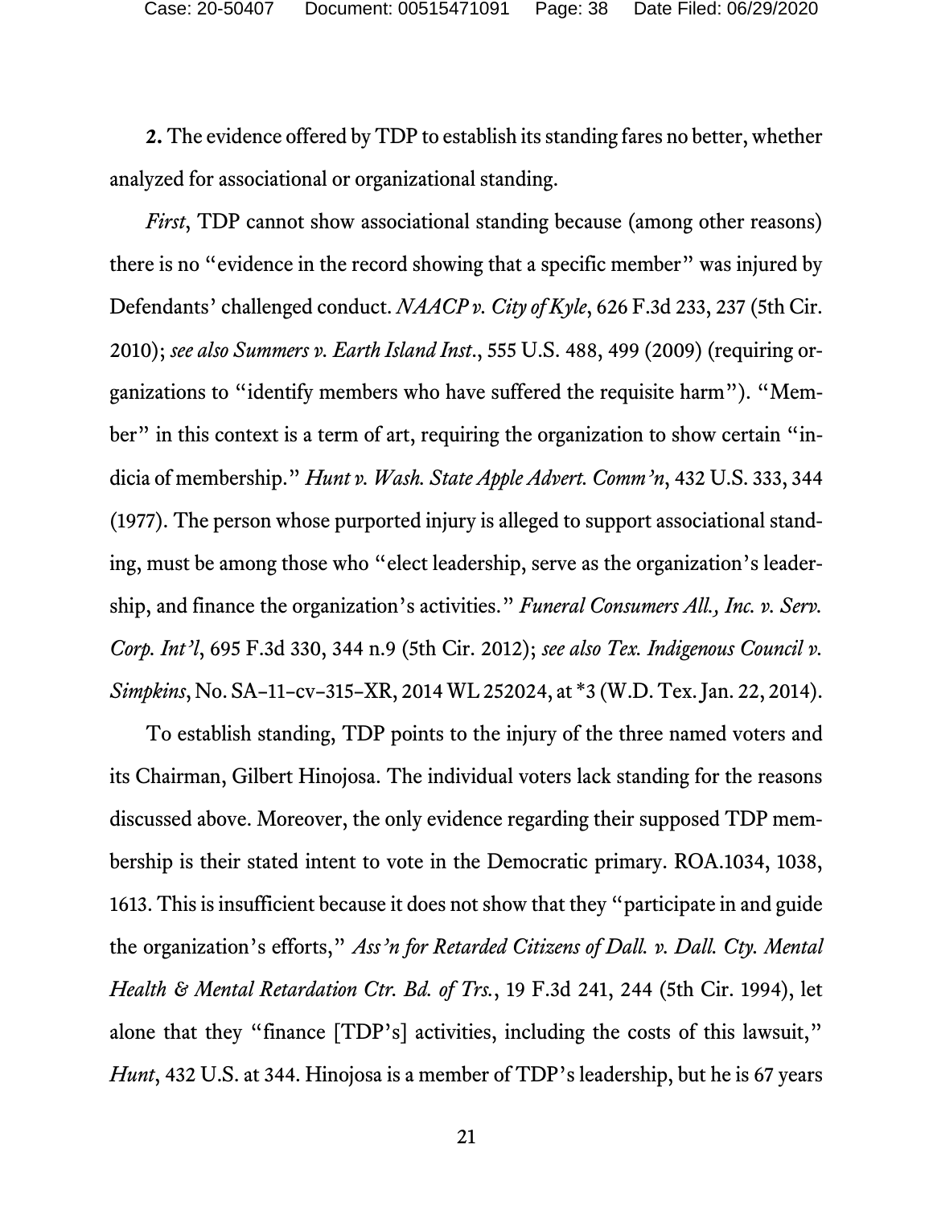**2.** The evidence offered by TDP to establish its standing fares no better, whether analyzed for associational or organizational standing.

*First*, TDP cannot show associational standing because (among other reasons) there is no "evidence in the record showing that a specific member" was injured by Defendants' challenged conduct. *NAACP v. City of Kyle*, 626 F.3d 233, 237 (5th Cir. 2010); *see also Summers v. Earth Island Inst.*, 555 U.S. 488, 499 (2009) (requiring organizations to "identify members who have suffered the requisite harm"). "Member" in this context is a term of art, requiring the organization to show certain "indicia of membership." *Hunt v. Wash. State Apple Advert. Comm'n*, 432 U.S. 333, 344 (1977). The person whose purported injury is alleged to support associational standing, must be among those who "elect leadership, serve as the organization's leadership, and finance the organization's activities." *Funeral Consumers All., Inc. v. Serv. Corp. Int'l*, 695 F.3d 330, 344 n.9 (5th Cir. 2012); *see also Tex. Indigenous Council v. Simpkins*, No. SA–11–cv–315–XR, 2014 WL 252024, at *3 (W.D. Tex. Jan. 22, 2014).

To establish standing, TDP points to the injury of the three named voters and its Chairman, Gilbert Hinojosa. The individual voters lack standing for the reasons discussed above. Moreover, the only evidence regarding their supposed TDP membership is their stated intent to vote in the Democratic primary. ROA.1034, 1038, 1613. This is insufficient because it does not show that they "participate in and guide the organization's efforts," *Ass'n for Retarded Citizens of Dall. v. Dall. Cty. Mental Health & Mental Retardation Ctr. Bd. of Trs.*, 19 F.3d 241, 244 (5th Cir. 1994), let alone that they "finance [TDP's] activities, including the costs of this lawsuit," *Hunt*, 432 U.S. at 344. Hinojosa is a member of TDP's leadership, but he is 67 years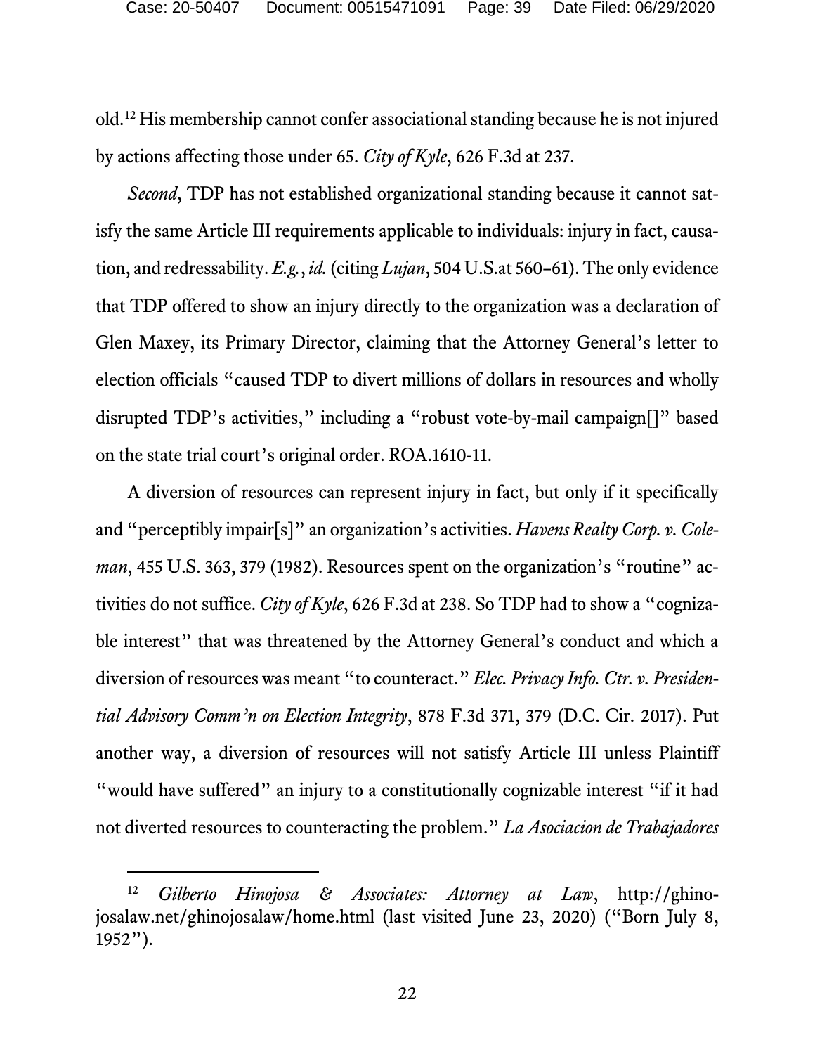old.[12] His membership cannot confer associational standing because he is not injured by actions affecting those under 65. *City of Kyle*, 626 F.3d at 237.

*Second*, TDP has not established organizational standing because it cannot satisfy the same Article III requirements applicable to individuals: injury in fact, causation, and redressability. *E.g.*, *id.* (citing *Lujan*, 504 U.S.at 560–61). The only evidence that TDP offered to show an injury directly to the organization was a declaration of Glen Maxey, its Primary Director, claiming that the Attorney General's letter to election officials "caused TDP to divert millions of dollars in resources and wholly disrupted TDP's activities," including a "robust vote-by-mail campaign[]" based on the state trial court's original order. ROA.1610-11.

A diversion of resources can represent injury in fact, but only if it specifically and "perceptibly impair[s]" an organization's activities. *Havens Realty Corp. v. Coleman*, 455 U.S. 363, 379 (1982). Resources spent on the organization's "routine" activities do not suffice. *City of Kyle*, 626 F.3d at 238. So TDP had to show a "cognizable interest" that was threatened by the Attorney General's conduct and which a diversion of resources was meant "to counteract." *Elec. Privacy Info. Ctr. v. Presidential Advisory Comm'n on Election Integrity*, 878 F.3d 371, 379 (D.C. Cir. 2017). Put another way, a diversion of resources will not satisfy Article III unless Plaintiff "would have suffered" an injury to a constitutionally cognizable interest "if it had not diverted resources to counteracting the problem." *La Asociacion de Trabajadores*

---

[12] *Gilberto Hinojosa & Associates: Attorney at Law*, http://ghinojosalaw.net/ghinojosalaw/home.html (last visited June 23, 2020) ("Born July 8, 1952").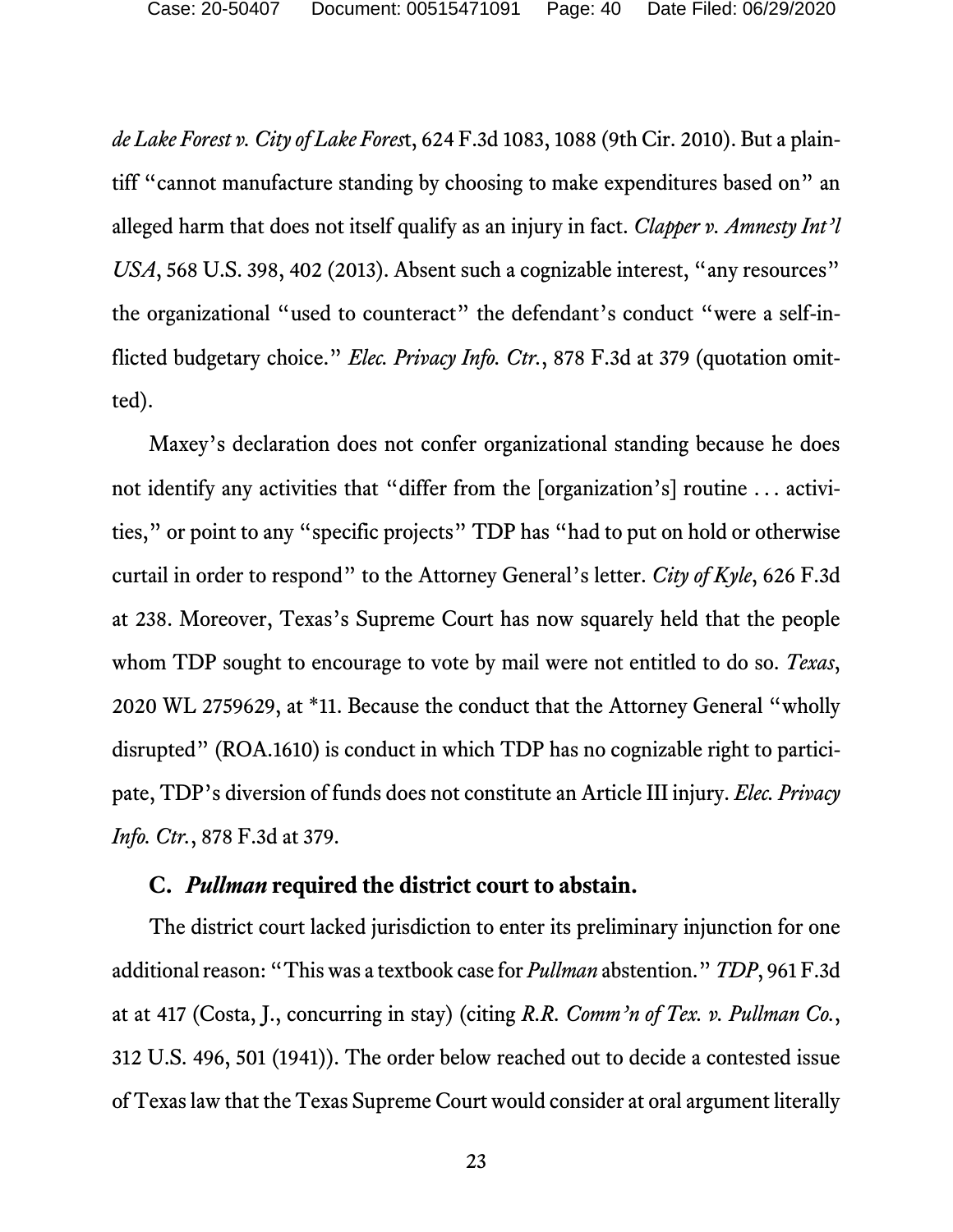*de Lake Forest v. City of Lake Forest*, 624 F.3d 1083, 1088 (9th Cir. 2010). But a plaintiff "cannot manufacture standing by choosing to make expenditures based on" an alleged harm that does not itself qualify as an injury in fact. *Clapper v. Amnesty Int'l USA*, 568 U.S. 398, 402 (2013). Absent such a cognizable interest, "any resources" the organizational "used to counteract" the defendant's conduct "were a self-inflicted budgetary choice." *Elec. Privacy Info. Ctr.*, 878 F.3d at 379 (quotation omitted).

Maxey's declaration does not confer organizational standing because he does not identify any activities that "differ from the [organization's] routine . . . activities," or point to any "specific projects" TDP has "had to put on hold or otherwise curtail in order to respond" to the Attorney General's letter. *City of Kyle*, 626 F.3d at 238. Moreover, Texas's Supreme Court has now squarely held that the people whom TDP sought to encourage to vote by mail were not entitled to do so. *Texas*, 2020 WL 2759629, at *11. Because the conduct that the Attorney General "wholly disrupted" (ROA.1610) is conduct in which TDP has no cognizable right to participate, TDP's diversion of funds does not constitute an Article III injury. *Elec. Privacy Info. Ctr.*, 878 F.3d at 379.

### C. *Pullman* required the district court to abstain.

The district court lacked jurisdiction to enter its preliminary injunction for one additional reason: "This was a textbook case for *Pullman* abstention." *TDP*, 961 F.3d at at 417 (Costa, J., concurring in stay) (citing *R.R. Comm'n of Tex. v. Pullman Co.*, 312 U.S. 496, 501 (1941)). The order below reached out to decide a contested issue of Texas law that the Texas Supreme Court would consider at oral argument literally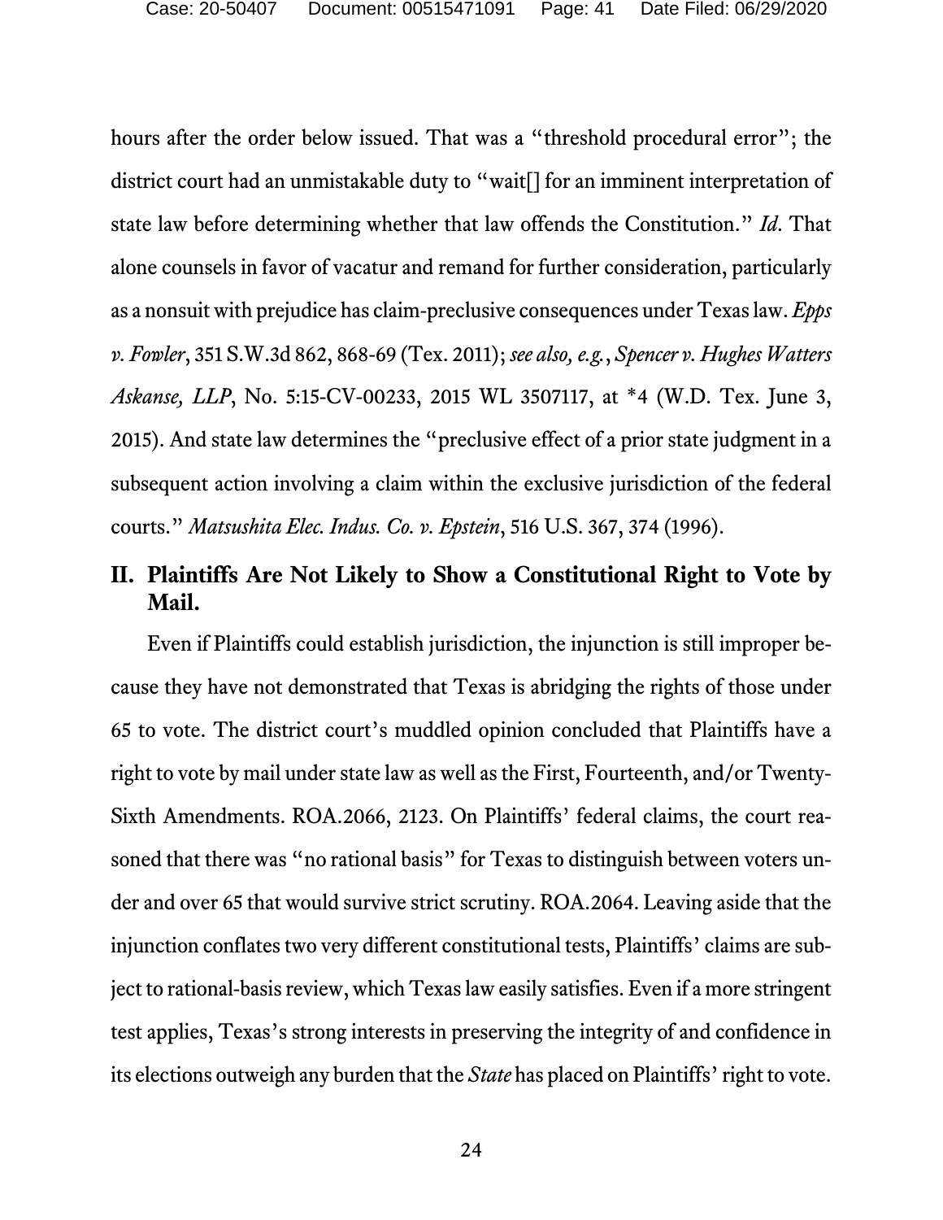hours after the order below issued. That was a "threshold procedural error"; the district court had an unmistakable duty to "wait[] for an imminent interpretation of state law before determining whether that law offends the Constitution." *Id*. That alone counsels in favor of vacatur and remand for further consideration, particularly as a nonsuit with prejudice has claim-preclusive consequences under Texas law. *Epps v. Fowler*, 351 S.W.3d 862, 868-69 (Tex. 2011); *see also, e.g.*, *Spencer v. Hughes Watters Askanse, LLP*, No. 5:15-CV-00233, 2015 WL 3507117, at *4 (W.D. Tex. June 3, 2015). And state law determines the "preclusive effect of a prior state judgment in a subsequent action involving a claim within the exclusive jurisdiction of the federal courts." *Matsushita Elec. Indus. Co. v. Epstein*, 516 U.S. 367, 374 (1996).

## II. Plaintiffs Are Not Likely to Show a Constitutional Right to Vote by Mail.

Even if Plaintiffs could establish jurisdiction, the injunction is still improper because they have not demonstrated that Texas is abridging the rights of those under 65 to vote. The district court's muddled opinion concluded that Plaintiffs have a right to vote by mail under state law as well as the First, Fourteenth, and/or Twenty-Sixth Amendments. ROA.2066, 2123. On Plaintiffs' federal claims, the court reasoned that there was "no rational basis" for Texas to distinguish between voters under and over 65 that would survive strict scrutiny. ROA.2064. Leaving aside that the injunction conflates two very different constitutional tests, Plaintiffs' claims are subject to rational-basis review, which Texas law easily satisfies. Even if a more stringent test applies, Texas's strong interests in preserving the integrity of and confidence in its elections outweigh any burden that the *State* has placed on Plaintiffs' right to vote.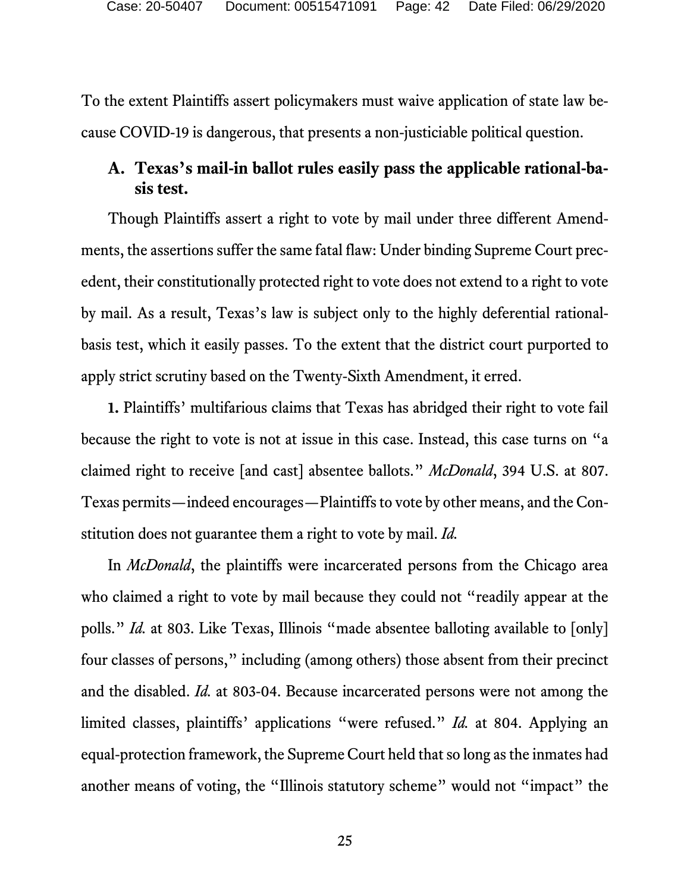To the extent Plaintiffs assert policymakers must waive application of state law because COVID-19 is dangerous, that presents a non-justiciable political question.

### A. Texas's mail-in ballot rules easily pass the applicable rational-basis test.

Though Plaintiffs assert a right to vote by mail under three different Amendments, the assertions suffer the same fatal flaw: Under binding Supreme Court precedent, their constitutionally protected right to vote does not extend to a right to vote by mail. As a result, Texas's law is subject only to the highly deferential rational-basis test, which it easily passes. To the extent that the district court purported to apply strict scrutiny based on the Twenty-Sixth Amendment, it erred.

**1.** Plaintiffs' multifarious claims that Texas has abridged their right to vote fail because the right to vote is not at issue in this case. Instead, this case turns on "a claimed right to receive [and cast] absentee ballots." *McDonald*, 394 U.S. at 807. Texas permits—indeed encourages—Plaintiffs to vote by other means, and the Constitution does not guarantee them a right to vote by mail. *Id.*

In *McDonald*, the plaintiffs were incarcerated persons from the Chicago area who claimed a right to vote by mail because they could not "readily appear at the polls." *Id.* at 803. Like Texas, Illinois "made absentee balloting available to [only] four classes of persons," including (among others) those absent from their precinct and the disabled. *Id.* at 803-04. Because incarcerated persons were not among the limited classes, plaintiffs' applications "were refused." *Id.* at 804. Applying an equal-protection framework, the Supreme Court held that so long as the inmates had another means of voting, the "Illinois statutory scheme" would not "impact" the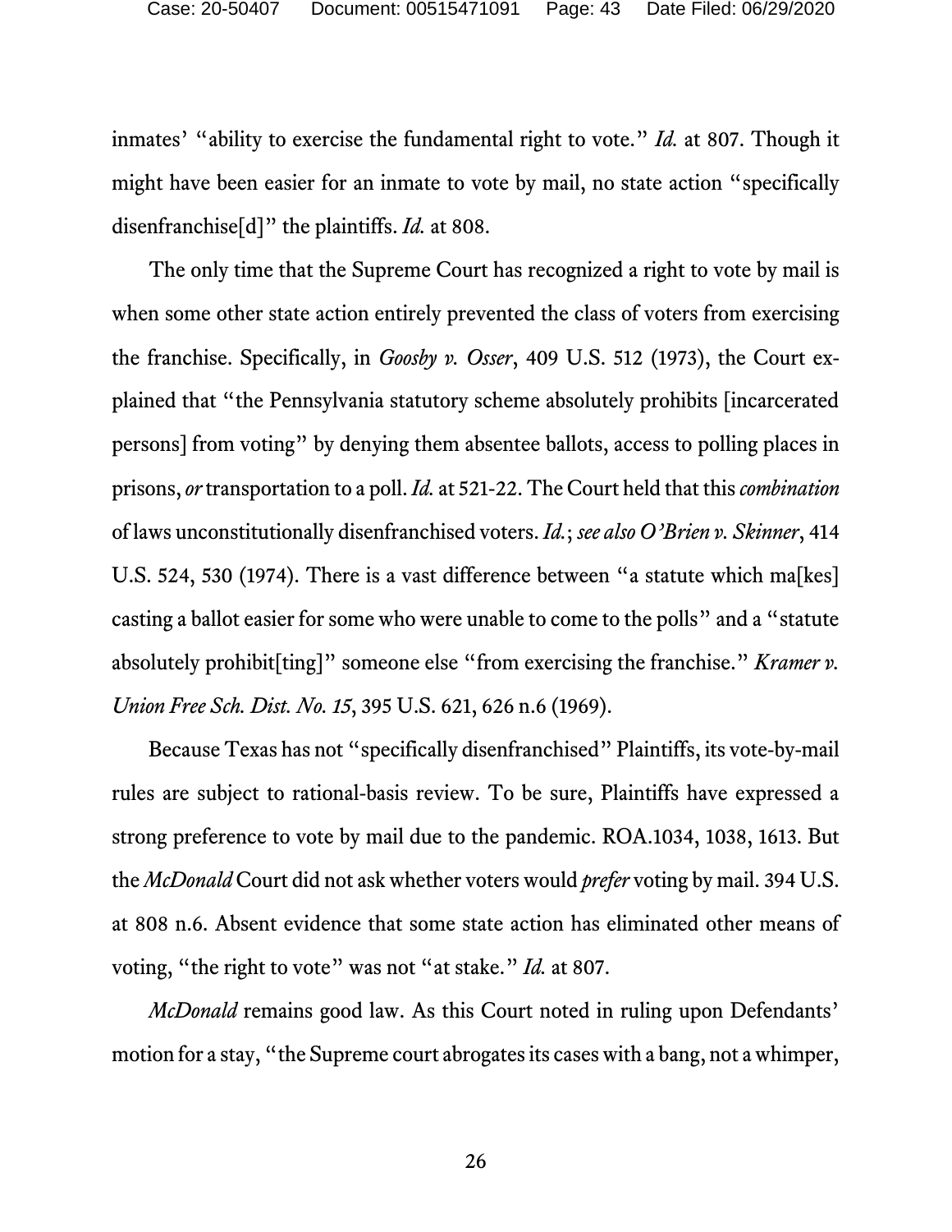inmates' "ability to exercise the fundamental right to vote." *Id.* at 807. Though it might have been easier for an inmate to vote by mail, no state action "specifically disenfranchise[d]" the plaintiffs. *Id.* at 808.

The only time that the Supreme Court has recognized a right to vote by mail is when some other state action entirely prevented the class of voters from exercising the franchise. Specifically, in *Goosby v. Osser*, 409 U.S. 512 (1973), the Court explained that "the Pennsylvania statutory scheme absolutely prohibits [incarcerated persons] from voting" by denying them absentee ballots, access to polling places in prisons, *or* transportation to a poll. *Id.* at 521-22. The Court held that this *combination* of laws unconstitutionally disenfranchised voters. *Id.*; *see also O'Brien v. Skinner*, 414 U.S. 524, 530 (1974). There is a vast difference between "a statute which ma[kes] casting a ballot easier for some who were unable to come to the polls" and a "statute absolutely prohibit[ting]" someone else "from exercising the franchise." *Kramer v. Union Free Sch. Dist. No. 15*, 395 U.S. 621, 626 n.6 (1969).

Because Texas has not "specifically disenfranchised" Plaintiffs, its vote-by-mail rules are subject to rational-basis review. To be sure, Plaintiffs have expressed a strong preference to vote by mail due to the pandemic. ROA.1034, 1038, 1613. But the *McDonald* Court did not ask whether voters would *prefer* voting by mail. 394 U.S. at 808 n.6. Absent evidence that some state action has eliminated other means of voting, "the right to vote" was not "at stake." *Id.* at 807.

*McDonald* remains good law. As this Court noted in ruling upon Defendants' motion for a stay, "the Supreme court abrogates its cases with a bang, not a whimper,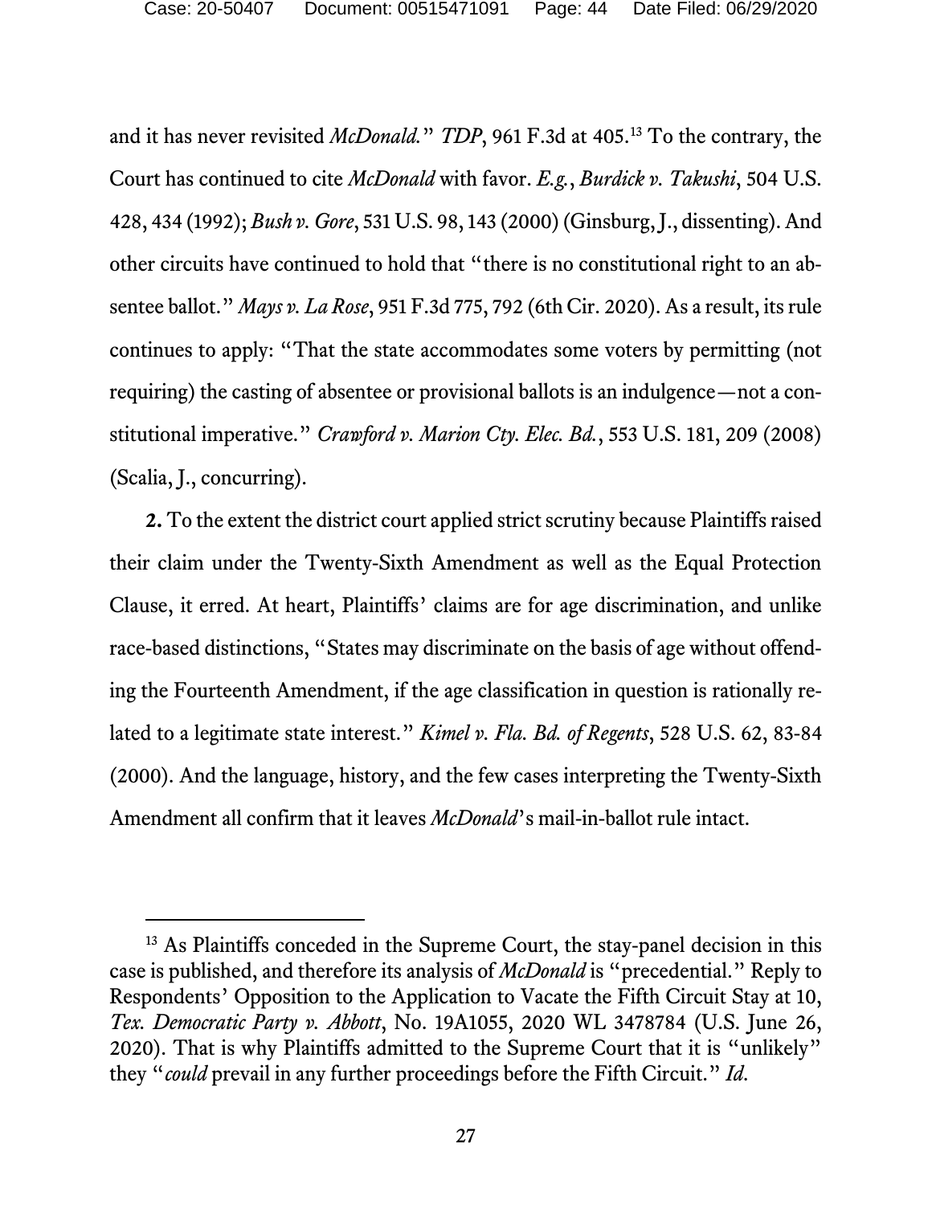and it has never revisited *McDonald*." *TDP*, 961 F.3d at 405.[13] To the contrary, the Court has continued to cite *McDonald* with favor. *E.g.*, *Burdick v. Takushi*, 504 U.S. 428, 434 (1992); *Bush v. Gore*, 531 U.S. 98, 143 (2000) (Ginsburg, J., dissenting). And other circuits have continued to hold that "there is no constitutional right to an absentee ballot." *Mays v. La Rose*, 951 F.3d 775, 792 (6th Cir. 2020). As a result, its rule continues to apply: "That the state accommodates some voters by permitting (not requiring) the casting of absentee or provisional ballots is an indulgence—not a constitutional imperative." *Crawford v. Marion Cty. Elec. Bd.*, 553 U.S. 181, 209 (2008) (Scalia, J., concurring).

**2.** To the extent the district court applied strict scrutiny because Plaintiffs raised their claim under the Twenty-Sixth Amendment as well as the Equal Protection Clause, it erred. At heart, Plaintiffs' claims are for age discrimination, and unlike race-based distinctions, "States may discriminate on the basis of age without offending the Fourteenth Amendment, if the age classification in question is rationally related to a legitimate state interest." *Kimel v. Fla. Bd. of Regents*, 528 U.S. 62, 83-84 (2000). And the language, history, and the few cases interpreting the Twenty-Sixth Amendment all confirm that it leaves *McDonald*'s mail-in-ballot rule intact.

---

[13] As Plaintiffs conceded in the Supreme Court, the stay-panel decision in this case is published, and therefore its analysis of *McDonald* is "precedential." Reply to Respondents' Opposition to the Application to Vacate the Fifth Circuit Stay at 10, *Tex. Democratic Party v. Abbott*, No. 19A1055, 2020 WL 3478784 (U.S. June 26, 2020). That is why Plaintiffs admitted to the Supreme Court that it is "unlikely" they "*could* prevail in any further proceedings before the Fifth Circuit." *Id.*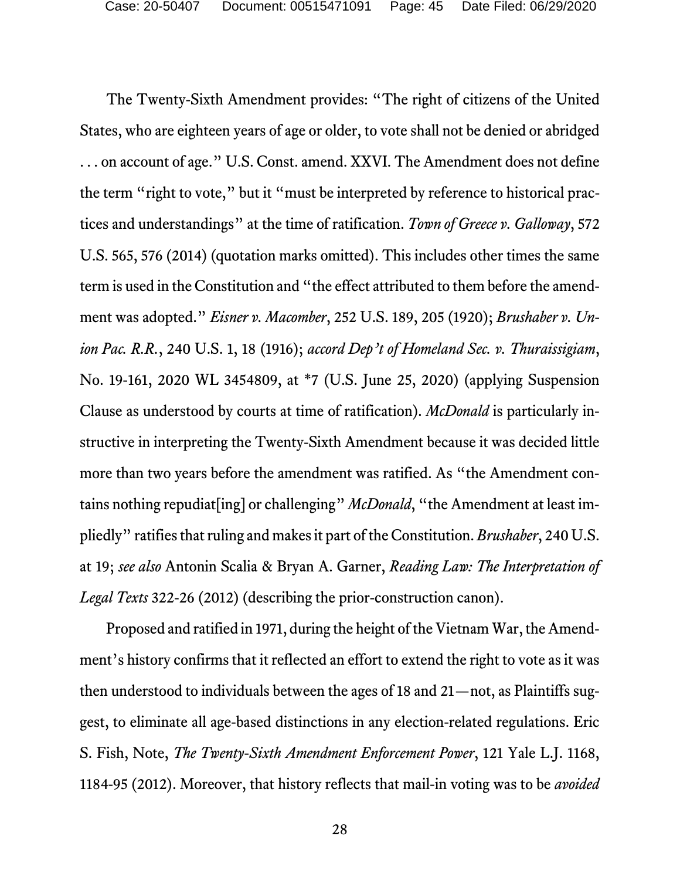The Twenty-Sixth Amendment provides: "The right of citizens of the United States, who are eighteen years of age or older, to vote shall not be denied or abridged . . . on account of age." U.S. Const. amend. XXVI. The Amendment does not define the term "right to vote," but it "must be interpreted by reference to historical practices and understandings" at the time of ratification. *Town of Greece v. Galloway*, 572 U.S. 565, 576 (2014) (quotation marks omitted). This includes other times the same term is used in the Constitution and "the effect attributed to them before the amendment was adopted." *Eisner v. Macomber*, 252 U.S. 189, 205 (1920); *Brushaber v. Union Pac. R.R.*, 240 U.S. 1, 18 (1916); *accord Dep't of Homeland Sec. v. Thuraissigiam*, No. 19-161, 2020 WL 3454809, at *7 (U.S. June 25, 2020) (applying Suspension Clause as understood by courts at time of ratification). *McDonald* is particularly instructive in interpreting the Twenty-Sixth Amendment because it was decided little more than two years before the amendment was ratified. As "the Amendment contains nothing repudiat[ing] or challenging" *McDonald*, "the Amendment at least impliedly" ratifies that ruling and makes it part of the Constitution. *Brushaber*, 240 U.S. at 19; *see also* Antonin Scalia & Bryan A. Garner, *Reading Law: The Interpretation of Legal Texts* 322-26 (2012) (describing the prior-construction canon).

Proposed and ratified in 1971, during the height of the Vietnam War, the Amendment's history confirms that it reflected an effort to extend the right to vote as it was then understood to individuals between the ages of 18 and 21—not, as Plaintiffs suggest, to eliminate all age-based distinctions in any election-related regulations. Eric S. Fish, Note, *The Twenty-Sixth Amendment Enforcement Power*, 121 Yale L.J. 1168, 1184-95 (2012). Moreover, that history reflects that mail-in voting was to be *avoided*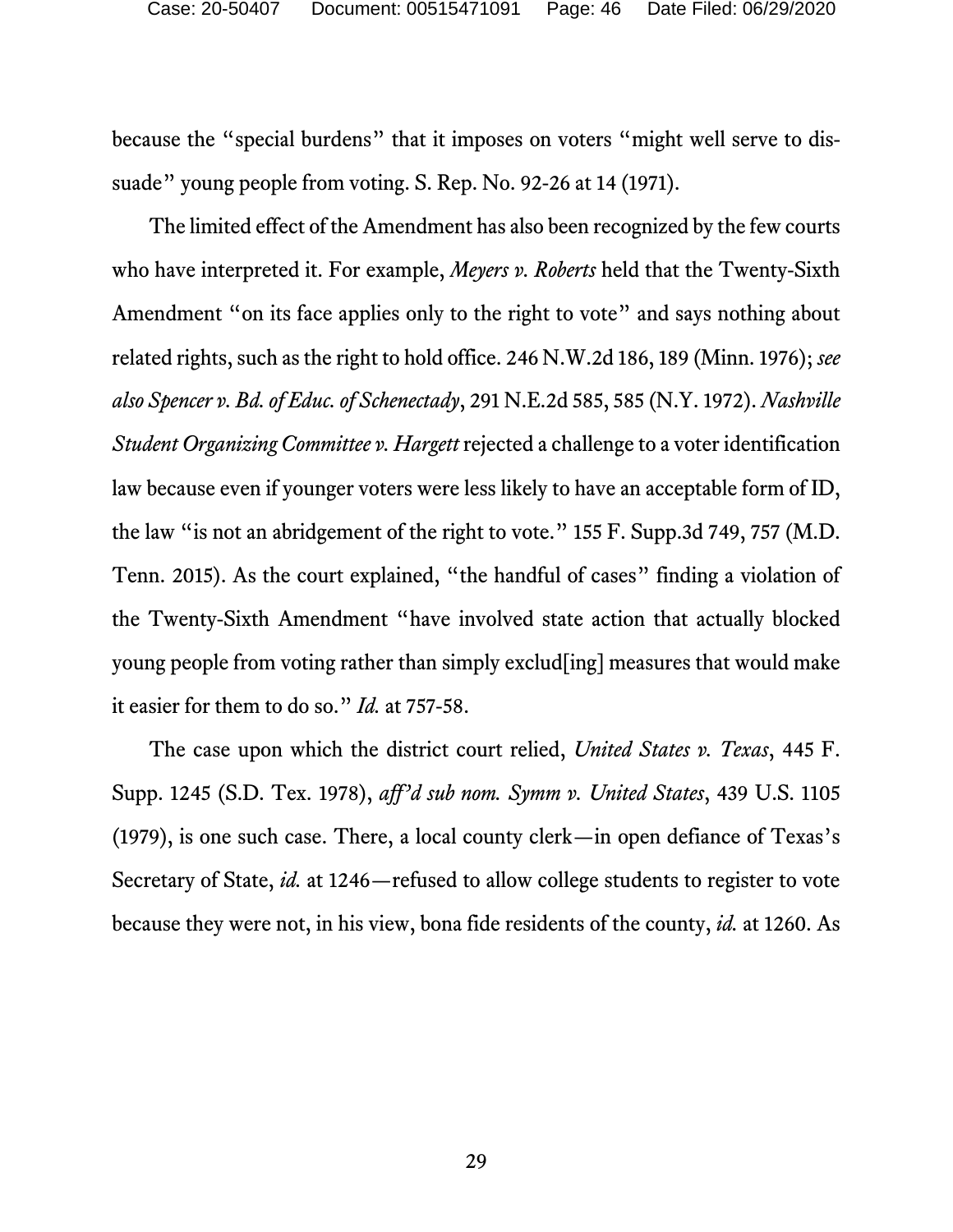because the "special burdens" that it imposes on voters "might well serve to dissuade" young people from voting. S. Rep. No. 92-26 at 14 (1971).

The limited effect of the Amendment has also been recognized by the few courts who have interpreted it. For example, *Meyers v. Roberts* held that the Twenty-Sixth Amendment "on its face applies only to the right to vote" and says nothing about related rights, such as the right to hold office. 246 N.W.2d 186, 189 (Minn. 1976); *see also Spencer v. Bd. of Educ. of Schenectady*, 291 N.E.2d 585, 585 (N.Y. 1972). *Nashville Student Organizing Committee v. Hargett* rejected a challenge to a voter identification law because even if younger voters were less likely to have an acceptable form of ID, the law "is not an abridgement of the right to vote." 155 F. Supp.3d 749, 757 (M.D. Tenn. 2015). As the court explained, "the handful of cases" finding a violation of the Twenty-Sixth Amendment "have involved state action that actually blocked young people from voting rather than simply exclud[ing] measures that would make it easier for them to do so." *Id.* at 757-58.

The case upon which the district court relied, *United States v. Texas*, 445 F. Supp. 1245 (S.D. Tex. 1978), *aff'd sub nom. Symm v. United States*, 439 U.S. 1105 (1979), is one such case. There, a local county clerk—in open defiance of Texas's Secretary of State, *id.* at 1246—refused to allow college students to register to vote because they were not, in his view, bona fide residents of the county, *id.* at 1260. As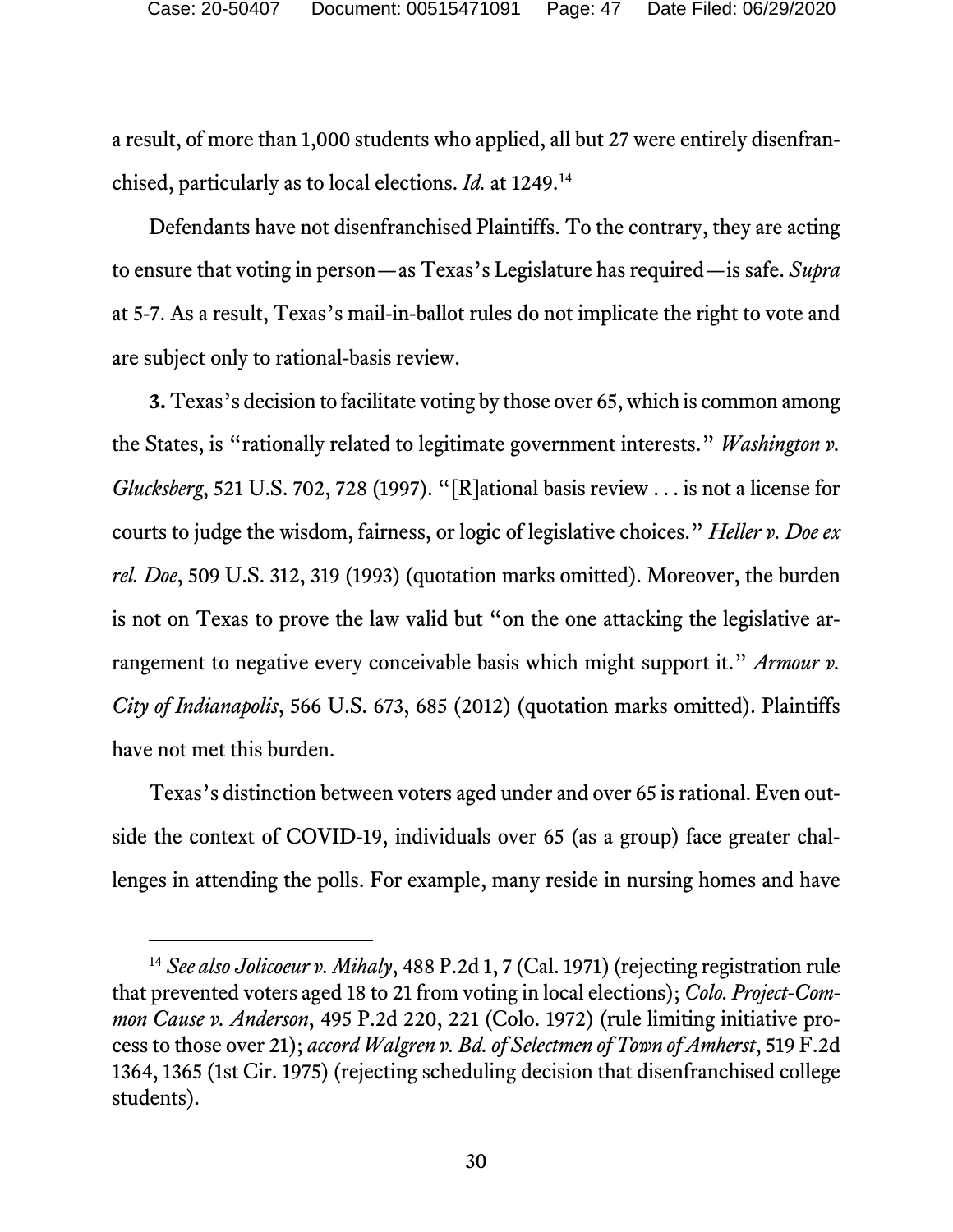a result, of more than 1,000 students who applied, all but 27 were entirely disenfranchised, particularly as to local elections. *Id.* at 1249.[14]

Defendants have not disenfranchised Plaintiffs. To the contrary, they are acting to ensure that voting in person—as Texas's Legislature has required—is safe. *Supra* at 5-7. As a result, Texas's mail-in-ballot rules do not implicate the right to vote and are subject only to rational-basis review.

**3.** Texas's decision to facilitate voting by those over 65, which is common among the States, is "rationally related to legitimate government interests." *Washington v. Glucksberg*, 521 U.S. 702, 728 (1997). "[R]ational basis review . . . is not a license for courts to judge the wisdom, fairness, or logic of legislative choices." *Heller v. Doe ex rel. Doe*, 509 U.S. 312, 319 (1993) (quotation marks omitted). Moreover, the burden is not on Texas to prove the law valid but "on the one attacking the legislative arrangement to negative every conceivable basis which might support it." *Armour v. City of Indianapolis*, 566 U.S. 673, 685 (2012) (quotation marks omitted). Plaintiffs have not met this burden.

Texas's distinction between voters aged under and over 65 is rational. Even outside the context of COVID-19, individuals over 65 (as a group) face greater challenges in attending the polls. For example, many reside in nursing homes and have

---

[14] *See also Jolicoeur v. Mihaly*, 488 P.2d 1, 7 (Cal. 1971) (rejecting registration rule that prevented voters aged 18 to 21 from voting in local elections); *Colo. Project-Common Cause v. Anderson*, 495 P.2d 220, 221 (Colo. 1972) (rule limiting initiative process to those over 21); *accord Walgren v. Bd. of Selectmen of Town of Amherst*, 519 F.2d 1364, 1365 (1st Cir. 1975) (rejecting scheduling decision that disenfranchised college students).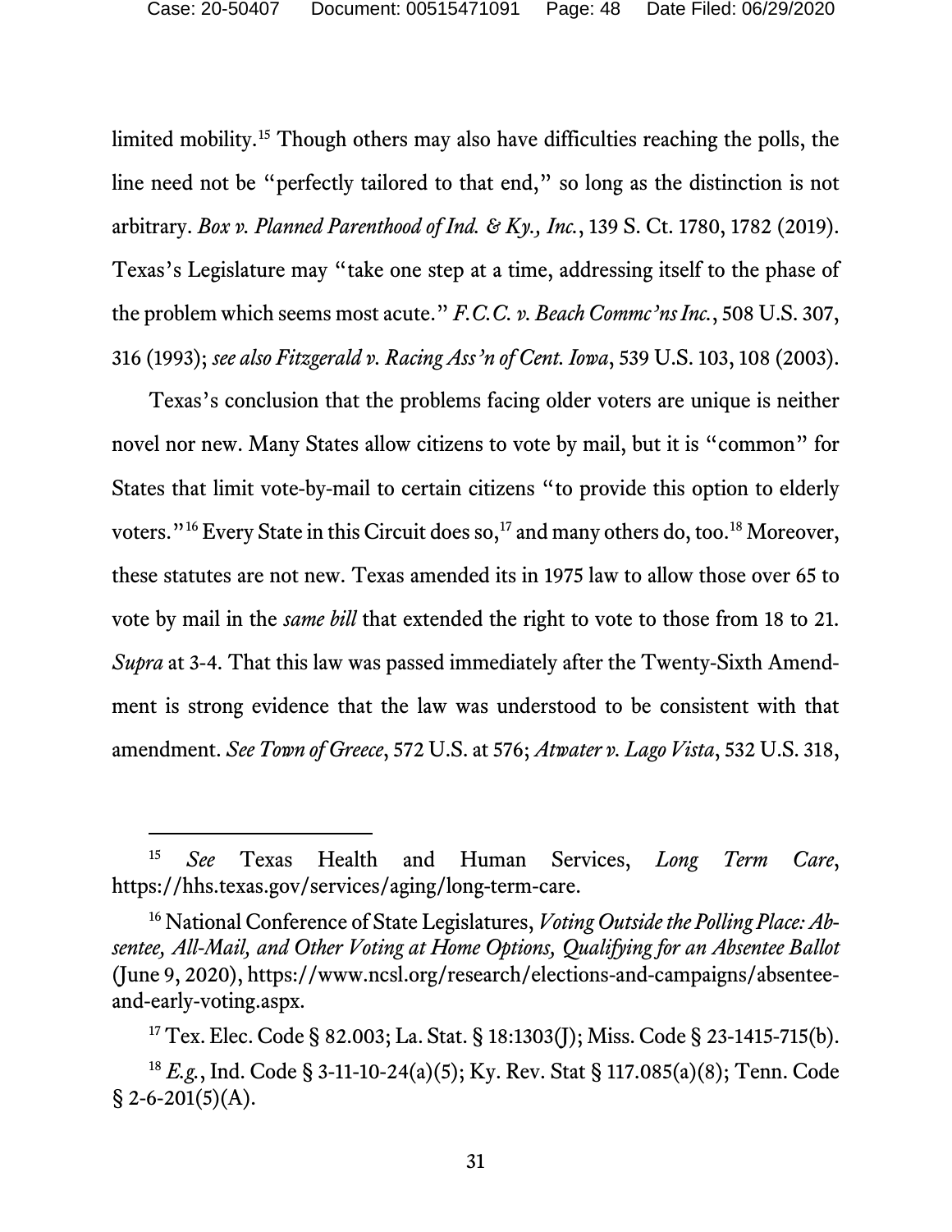limited mobility.[15] Though others may also have difficulties reaching the polls, the line need not be "perfectly tailored to that end," so long as the distinction is not arbitrary. *Box v. Planned Parenthood of Ind. & Ky., Inc.*, 139 S. Ct. 1780, 1782 (2019). Texas's Legislature may "take one step at a time, addressing itself to the phase of the problem which seems most acute." *F.C.C. v. Beach Commc'ns Inc.*, 508 U.S. 307, 316 (1993); *see also Fitzgerald v. Racing Ass'n of Cent. Iowa*, 539 U.S. 103, 108 (2003).

Texas's conclusion that the problems facing older voters are unique is neither novel nor new. Many States allow citizens to vote by mail, but it is "common" for States that limit vote-by-mail to certain citizens "to provide this option to elderly voters."[16] Every State in this Circuit does so,[17] and many others do, too.[18] Moreover, these statutes are not new. Texas amended its in 1975 law to allow those over 65 to vote by mail in the *same bill* that extended the right to vote to those from 18 to 21. *Supra* at 3-4. That this law was passed immediately after the Twenty-Sixth Amendment is strong evidence that the law was understood to be consistent with that amendment. *See Town of Greece*, 572 U.S. at 576; *Atwater v. Lago Vista*, 532 U.S. 318,

---

[15] *See* Texas Health and Human Services, *Long Term Care*, https://hhs.texas.gov/services/aging/long-term-care.

[16] National Conference of State Legislatures, *Voting Outside the Polling Place: Absentee, All-Mail, and Other Voting at Home Options, Qualifying for an Absentee Ballot* (June 9, 2020), https://www.ncsl.org/research/elections-and-campaigns/absentee-and-early-voting.aspx.

[17] Tex. Elec. Code § 82.003; La. Stat. § 18:1303(J); Miss. Code § 23-1415-715(b).

[18] *E.g.*, Ind. Code § 3-11-10-24(a)(5); Ky. Rev. Stat § 117.085(a)(8); Tenn. Code § 2-6-201(5)(A).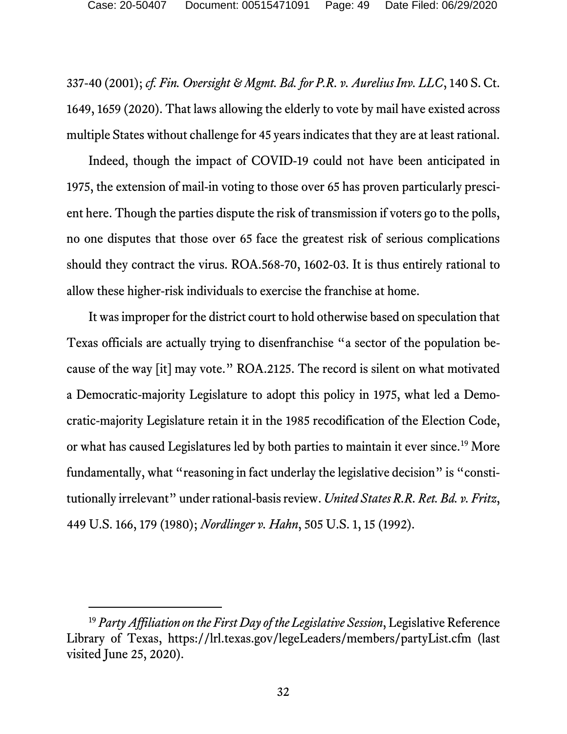337-40 (2001); *cf. Fin. Oversight & Mgmt. Bd. for P.R. v. Aurelius Inv. LLC*, 140 S. Ct. 1649, 1659 (2020). That laws allowing the elderly to vote by mail have existed across multiple States without challenge for 45 years indicates that they are at least rational.

Indeed, though the impact of COVID-19 could not have been anticipated in 1975, the extension of mail-in voting to those over 65 has proven particularly prescient here. Though the parties dispute the risk of transmission if voters go to the polls, no one disputes that those over 65 face the greatest risk of serious complications should they contract the virus. ROA.568-70, 1602-03. It is thus entirely rational to allow these higher-risk individuals to exercise the franchise at home.

It was improper for the district court to hold otherwise based on speculation that Texas officials are actually trying to disenfranchise "a sector of the population because of the way [it] may vote." ROA.2125. The record is silent on what motivated a Democratic-majority Legislature to adopt this policy in 1975, what led a Democratic-majority Legislature retain it in the 1985 recodification of the Election Code, or what has caused Legislatures led by both parties to maintain it ever since.[19] More fundamentally, what "reasoning in fact underlay the legislative decision" is "constitutionally irrelevant" under rational-basis review. *United States R.R. Ret. Bd. v. Fritz*, 449 U.S. 166, 179 (1980); *Nordlinger v. Hahn*, 505 U.S. 1, 15 (1992).

---

[19] *Party Affiliation on the First Day of the Legislative Session*, Legislative Reference Library of Texas, https://lrl.texas.gov/legeLeaders/members/partyList.cfm (last visited June 25, 2020).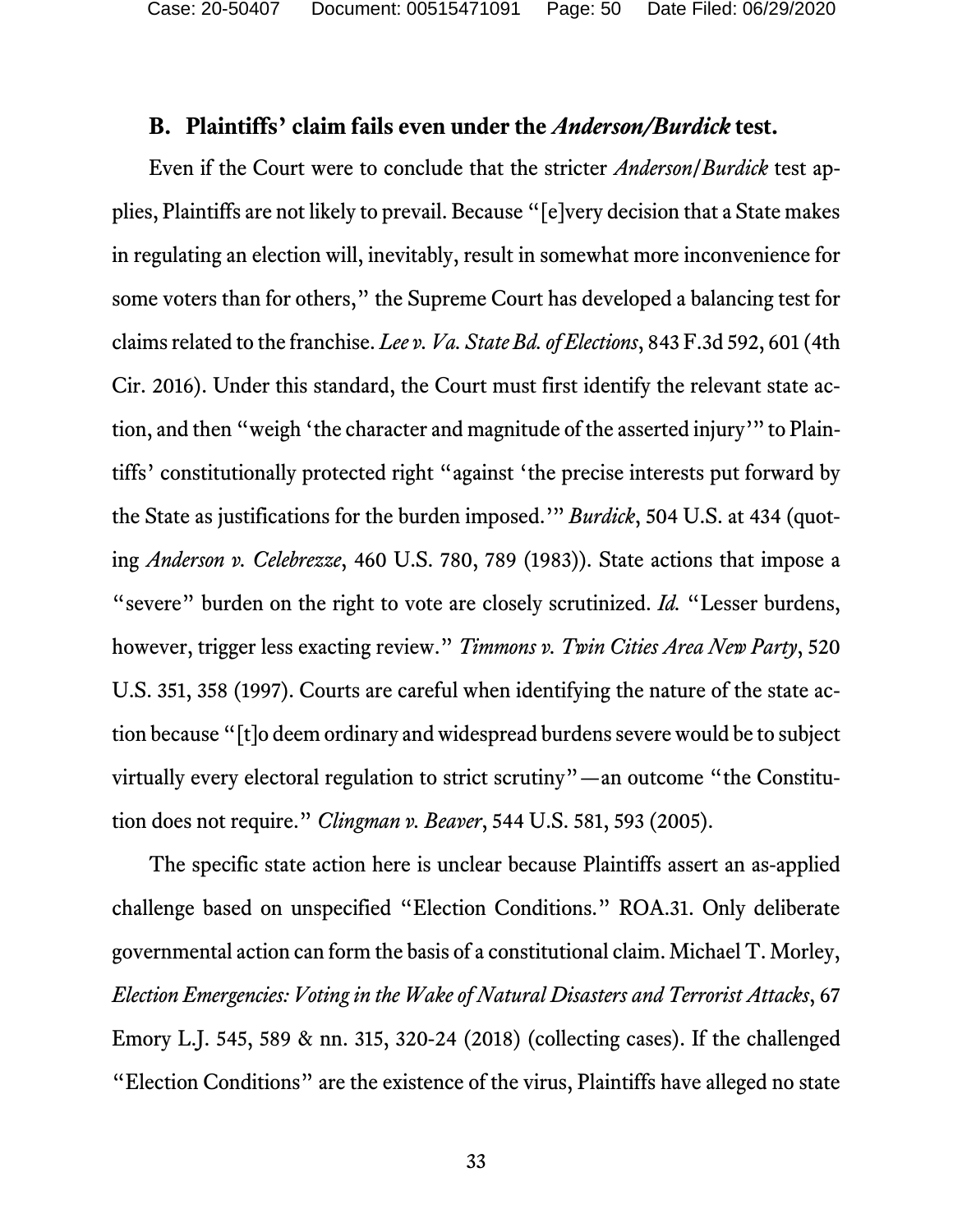### B. Plaintiffs' claim fails even under the *Anderson/Burdick* test.

Even if the Court were to conclude that the stricter *Anderson/Burdick* test applies, Plaintiffs are not likely to prevail. Because "[e]very decision that a State makes in regulating an election will, inevitably, result in somewhat more inconvenience for some voters than for others," the Supreme Court has developed a balancing test for claims related to the franchise. *Lee v. Va. State Bd. of Elections*, 843 F.3d 592, 601 (4th Cir. 2016). Under this standard, the Court must first identify the relevant state action, and then "weigh 'the character and magnitude of the asserted injury'" to Plaintiffs' constitutionally protected right "against 'the precise interests put forward by the State as justifications for the burden imposed.'" *Burdick*, 504 U.S. at 434 (quoting *Anderson v. Celebrezze*, 460 U.S. 780, 789 (1983)). State actions that impose a "severe" burden on the right to vote are closely scrutinized. *Id.* "Lesser burdens, however, trigger less exacting review." *Timmons v. Twin Cities Area New Party*, 520 U.S. 351, 358 (1997). Courts are careful when identifying the nature of the state action because "[t]o deem ordinary and widespread burdens severe would be to subject virtually every electoral regulation to strict scrutiny"—an outcome "the Constitution does not require." *Clingman v. Beaver*, 544 U.S. 581, 593 (2005).

The specific state action here is unclear because Plaintiffs assert an as-applied challenge based on unspecified "Election Conditions." ROA.31. Only deliberate governmental action can form the basis of a constitutional claim. Michael T. Morley, *Election Emergencies: Voting in the Wake of Natural Disasters and Terrorist Attacks*, 67 Emory L.J. 545, 589 & nn. 315, 320-24 (2018) (collecting cases). If the challenged "Election Conditions" are the existence of the virus, Plaintiffs have alleged no state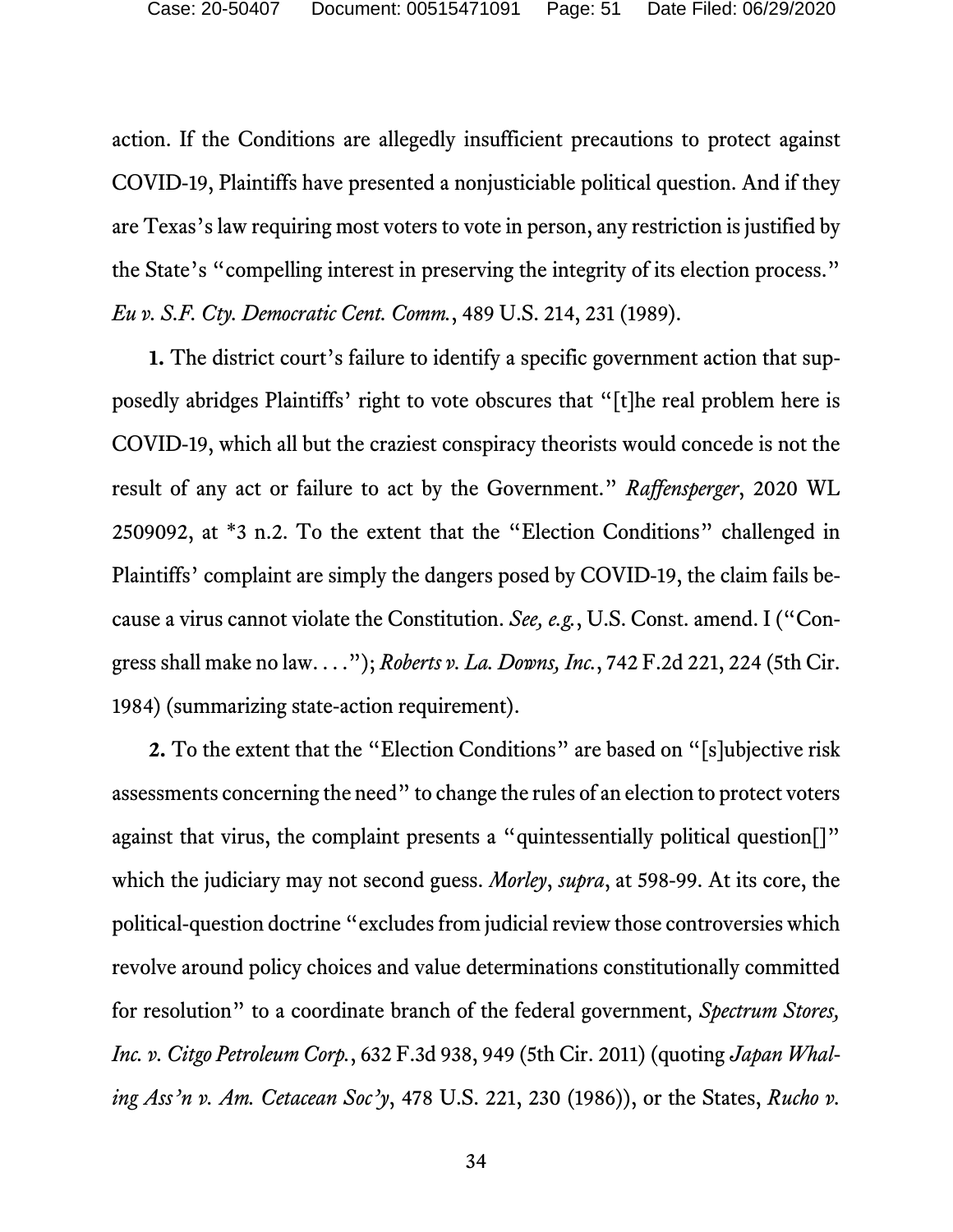action. If the Conditions are allegedly insufficient precautions to protect against COVID-19, Plaintiffs have presented a nonjusticiable political question. And if they are Texas's law requiring most voters to vote in person, any restriction is justified by the State's "compelling interest in preserving the integrity of its election process." *Eu v. S.F. Cty. Democratic Cent. Comm.*, 489 U.S. 214, 231 (1989).

**1.** The district court's failure to identify a specific government action that supposedly abridges Plaintiffs' right to vote obscures that "[t]he real problem here is COVID-19, which all but the craziest conspiracy theorists would concede is not the result of any act or failure to act by the Government." *Raffensperger*, 2020 WL 2509092, at *3 n.2. To the extent that the "Election Conditions" challenged in Plaintiffs' complaint are simply the dangers posed by COVID-19, the claim fails because a virus cannot violate the Constitution. *See, e.g.*, U.S. Const. amend. I ("Congress shall make no law. . . ."); *Roberts v. La. Downs, Inc.*, 742 F.2d 221, 224 (5th Cir. 1984) (summarizing state-action requirement).

**2.** To the extent that the "Election Conditions" are based on "[s]ubjective risk assessments concerning the need" to change the rules of an election to protect voters against that virus, the complaint presents a "quintessentially political question[]" which the judiciary may not second guess. *Morley*, *supra*, at 598-99. At its core, the political-question doctrine "excludes from judicial review those controversies which revolve around policy choices and value determinations constitutionally committed for resolution" to a coordinate branch of the federal government, *Spectrum Stores, Inc. v. Citgo Petroleum Corp.*, 632 F.3d 938, 949 (5th Cir. 2011) (quoting *Japan Whaling Ass'n v. Am. Cetacean Soc'y*, 478 U.S. 221, 230 (1986)), or the States, *Rucho v.*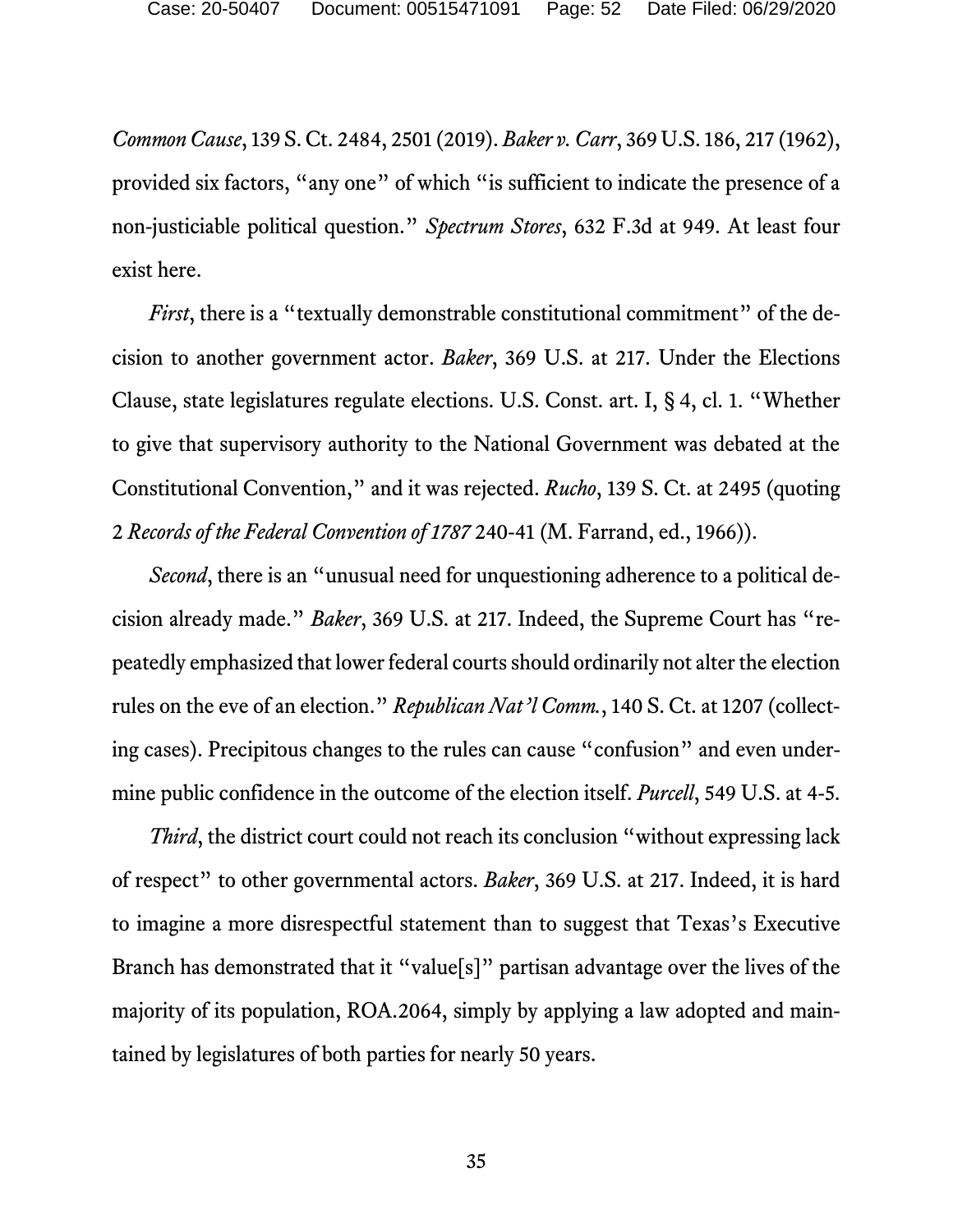*Common Cause*, 139 S. Ct. 2484, 2501 (2019). *Baker v. Carr*, 369 U.S. 186, 217 (1962), provided six factors, "any one" of which "is sufficient to indicate the presence of a non-justiciable political question." *Spectrum Stores*, 632 F.3d at 949. At least four exist here.

*First*, there is a "textually demonstrable constitutional commitment" of the decision to another government actor. *Baker*, 369 U.S. at 217. Under the Elections Clause, state legislatures regulate elections. U.S. Const. art. I, § 4, cl. 1. "Whether to give that supervisory authority to the National Government was debated at the Constitutional Convention," and it was rejected. *Rucho*, 139 S. Ct. at 2495 (quoting 2 *Records of the Federal Convention of 1787* 240-41 (M. Farrand, ed., 1966)).

*Second*, there is an "unusual need for unquestioning adherence to a political decision already made." *Baker*, 369 U.S. at 217. Indeed, the Supreme Court has "repeatedly emphasized that lower federal courts should ordinarily not alter the election rules on the eve of an election." *Republican Nat'l Comm.*, 140 S. Ct. at 1207 (collecting cases). Precipitous changes to the rules can cause "confusion" and even undermine public confidence in the outcome of the election itself. *Purcell*, 549 U.S. at 4-5.

*Third*, the district court could not reach its conclusion "without expressing lack of respect" to other governmental actors. *Baker*, 369 U.S. at 217. Indeed, it is hard to imagine a more disrespectful statement than to suggest that Texas's Executive Branch has demonstrated that it "value[s]" partisan advantage over the lives of the majority of its population, ROA.2064, simply by applying a law adopted and maintained by legislatures of both parties for nearly 50 years.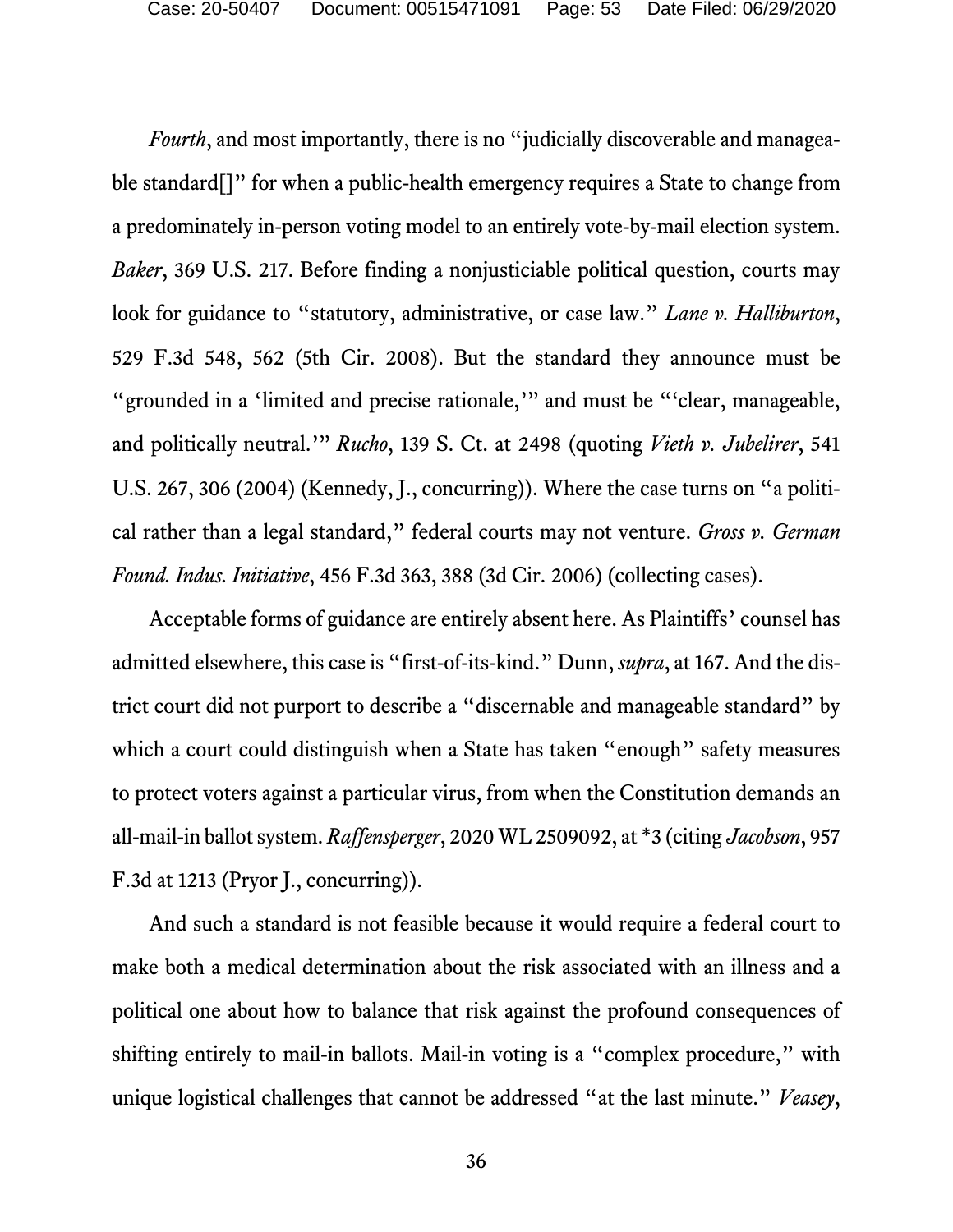*Fourth*, and most importantly, there is no "judicially discoverable and manageable standard[]" for when a public-health emergency requires a State to change from a predominately in-person voting model to an entirely vote-by-mail election system. *Baker*, 369 U.S. 217. Before finding a nonjusticiable political question, courts may look for guidance to "statutory, administrative, or case law." *Lane v. Halliburton*, 529 F.3d 548, 562 (5th Cir. 2008). But the standard they announce must be "grounded in a 'limited and precise rationale,'" and must be "'clear, manageable, and politically neutral.'" *Rucho*, 139 S. Ct. at 2498 (quoting *Vieth v. Jubelirer*, 541 U.S. 267, 306 (2004) (Kennedy, J., concurring)). Where the case turns on "a political rather than a legal standard," federal courts may not venture. *Gross v. German Found. Indus. Initiative*, 456 F.3d 363, 388 (3d Cir. 2006) (collecting cases).

Acceptable forms of guidance are entirely absent here. As Plaintiffs' counsel has admitted elsewhere, this case is "first-of-its-kind." Dunn, *supra*, at 167. And the district court did not purport to describe a "discernable and manageable standard" by which a court could distinguish when a State has taken "enough" safety measures to protect voters against a particular virus, from when the Constitution demands an all-mail-in ballot system. *Raffensperger*, 2020 WL 2509092, at *3 (citing *Jacobson*, 957 F.3d at 1213 (Pryor J., concurring)).

And such a standard is not feasible because it would require a federal court to make both a medical determination about the risk associated with an illness and a political one about how to balance that risk against the profound consequences of shifting entirely to mail-in ballots. Mail-in voting is a "complex procedure," with unique logistical challenges that cannot be addressed "at the last minute." *Veasey*,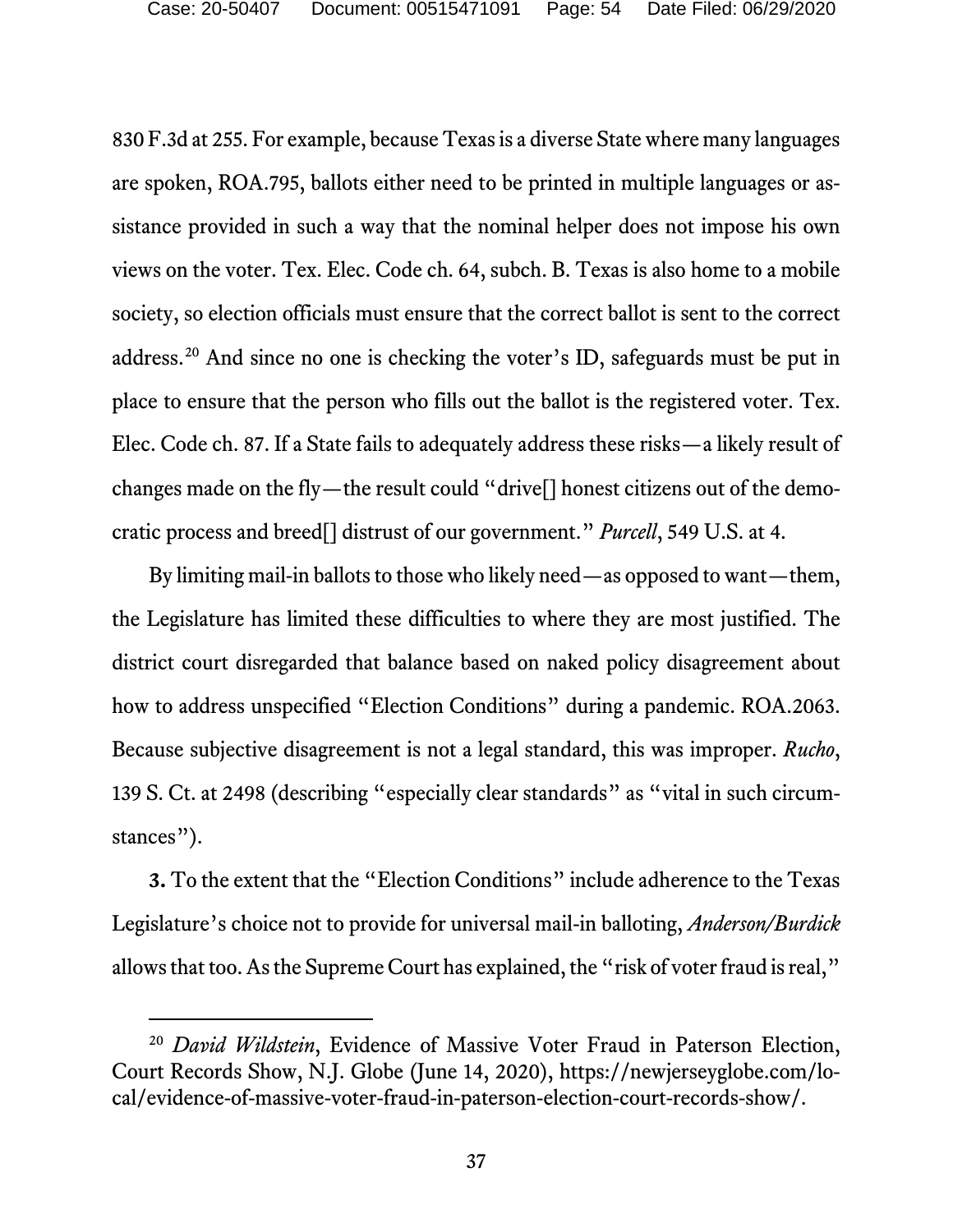830 F.3d at 255. For example, because Texas is a diverse State where many languages are spoken, ROA.795, ballots either need to be printed in multiple languages or assistance provided in such a way that the nominal helper does not impose his own views on the voter. Tex. Elec. Code ch. 64, subch. B. Texas is also home to a mobile society, so election officials must ensure that the correct ballot is sent to the correct address.[20] And since no one is checking the voter's ID, safeguards must be put in place to ensure that the person who fills out the ballot is the registered voter. Tex. Elec. Code ch. 87. If a State fails to adequately address these risks—a likely result of changes made on the fly—the result could "drive[] honest citizens out of the democratic process and breed[] distrust of our government." *Purcell*, 549 U.S. at 4.

By limiting mail-in ballots to those who likely need—as opposed to want—them, the Legislature has limited these difficulties to where they are most justified. The district court disregarded that balance based on naked policy disagreement about how to address unspecified "Election Conditions" during a pandemic. ROA.2063. Because subjective disagreement is not a legal standard, this was improper. *Rucho*, 139 S. Ct. at 2498 (describing "especially clear standards" as "vital in such circumstances").

**3.** To the extent that the "Election Conditions" include adherence to the Texas Legislature's choice not to provide for universal mail-in balloting, *Anderson/Burdick* allows that too. As the Supreme Court has explained, the "risk of voter fraud is real,"

[20] *David Wildstein*, Evidence of Massive Voter Fraud in Paterson Election, Court Records Show, N.J. Globe (June 14, 2020), https://newjerseyglobe.com/local/evidence-of-massive-voter-fraud-in-paterson-election-court-records-show/.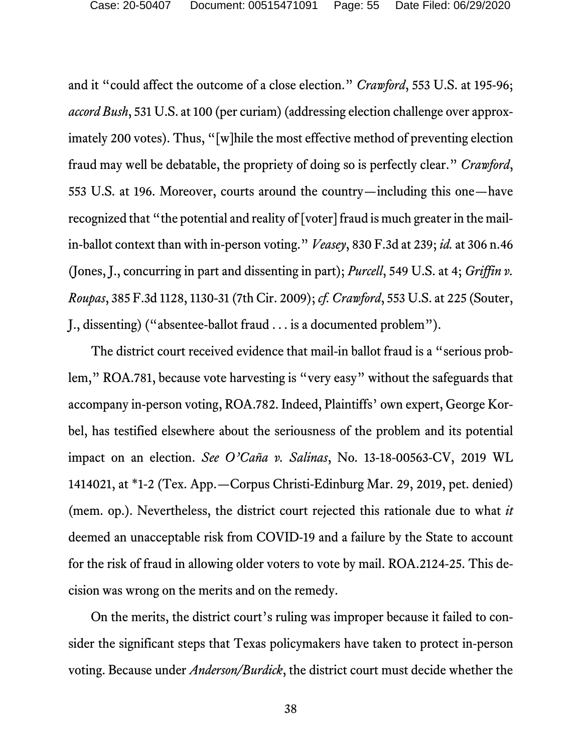and it "could affect the outcome of a close election." *Crawford*, 553 U.S. at 195-96; *accord Bush*, 531 U.S. at 100 (per curiam) (addressing election challenge over approximately 200 votes). Thus, "[w]hile the most effective method of preventing election fraud may well be debatable, the propriety of doing so is perfectly clear." *Crawford*, 553 U.S. at 196. Moreover, courts around the country—including this one—have recognized that "the potential and reality of [voter] fraud is much greater in the mail-in-ballot context than with in-person voting." *Veasey*, 830 F.3d at 239; *id.* at 306 n.46 (Jones, J., concurring in part and dissenting in part); *Purcell*, 549 U.S. at 4; *Griffin v. Roupas*, 385 F.3d 1128, 1130-31 (7th Cir. 2009); *cf. Crawford*, 553 U.S. at 225 (Souter, J., dissenting) ("absentee-ballot fraud . . . is a documented problem").

The district court received evidence that mail-in ballot fraud is a "serious problem," ROA.781, because vote harvesting is "very easy" without the safeguards that accompany in-person voting, ROA.782. Indeed, Plaintiffs' own expert, George Korbel, has testified elsewhere about the seriousness of the problem and its potential impact on an election. *See O'Caña v. Salinas*, No. 13-18-00563-CV, 2019 WL 1414021, at *1-2 (Tex. App.—Corpus Christi-Edinburg Mar. 29, 2019, pet. denied) (mem. op.). Nevertheless, the district court rejected this rationale due to what *it* deemed an unacceptable risk from COVID-19 and a failure by the State to account for the risk of fraud in allowing older voters to vote by mail. ROA.2124-25. This decision was wrong on the merits and on the remedy.

On the merits, the district court's ruling was improper because it failed to consider the significant steps that Texas policymakers have taken to protect in-person voting. Because under *Anderson/Burdick*, the district court must decide whether the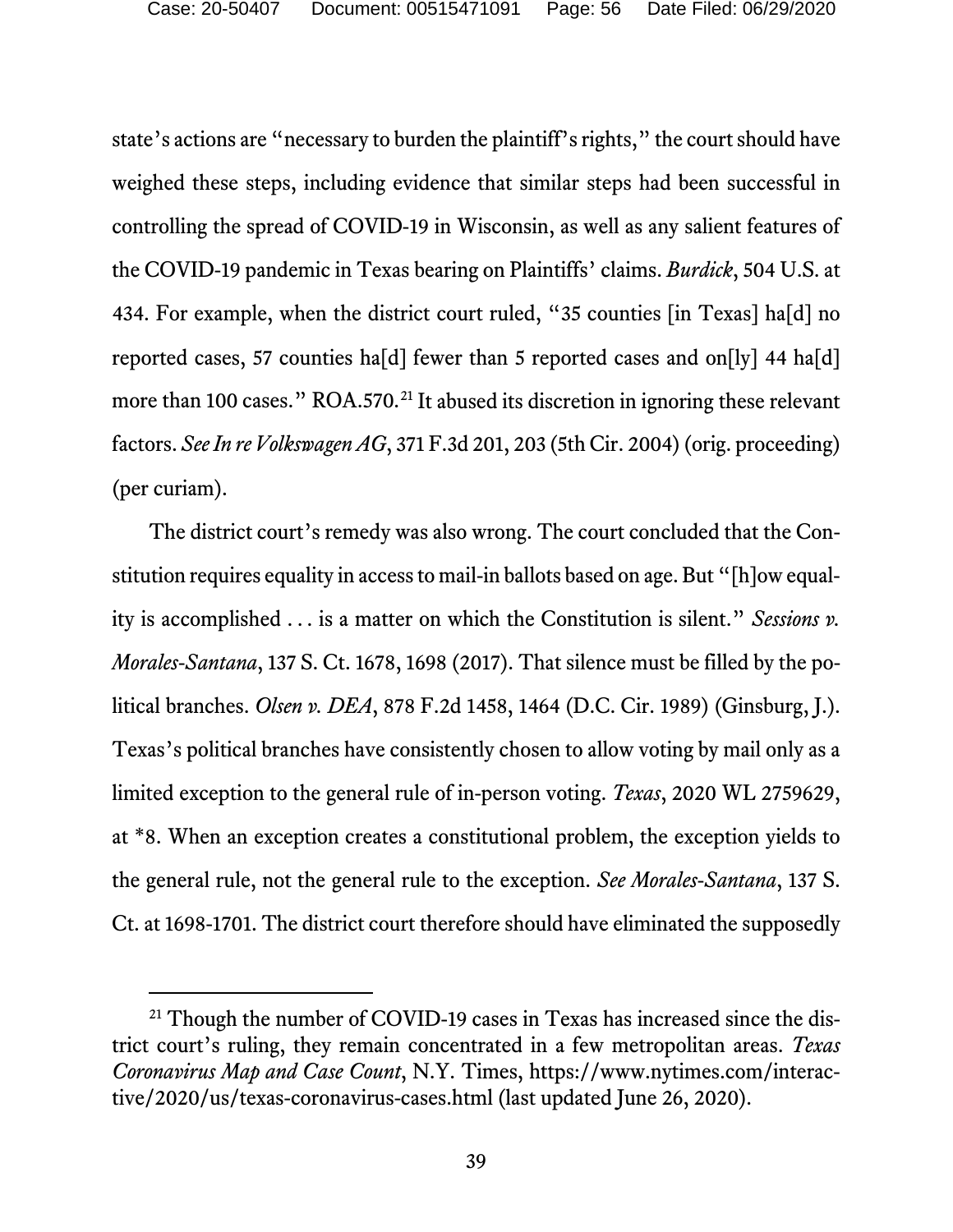state's actions are "necessary to burden the plaintiff's rights," the court should have weighed these steps, including evidence that similar steps had been successful in controlling the spread of COVID-19 in Wisconsin, as well as any salient features of the COVID-19 pandemic in Texas bearing on Plaintiffs' claims. *Burdick*, 504 U.S. at 434. For example, when the district court ruled, "35 counties [in Texas] ha[d] no reported cases, 57 counties ha[d] fewer than 5 reported cases and on[ly] 44 ha[d] more than 100 cases." ROA.570.[21] It abused its discretion in ignoring these relevant factors. *See In re Volkswagen AG*, 371 F.3d 201, 203 (5th Cir. 2004) (orig. proceeding) (per curiam).

The district court's remedy was also wrong. The court concluded that the Constitution requires equality in access to mail-in ballots based on age. But "[h]ow equality is accomplished . . . is a matter on which the Constitution is silent." *Sessions v. Morales-Santana*, 137 S. Ct. 1678, 1698 (2017). That silence must be filled by the political branches. *Olsen v. DEA*, 878 F.2d 1458, 1464 (D.C. Cir. 1989) (Ginsburg, J.). Texas's political branches have consistently chosen to allow voting by mail only as a limited exception to the general rule of in-person voting. *Texas*, 2020 WL 2759629, at *8. When an exception creates a constitutional problem, the exception yields to the general rule, not the general rule to the exception. *See Morales-Santana*, 137 S. Ct. at 1698-1701. The district court therefore should have eliminated the supposedly

---

[21] Though the number of COVID-19 cases in Texas has increased since the district court's ruling, they remain concentrated in a few metropolitan areas. *Texas Coronavirus Map and Case Count*, N.Y. Times, https://www.nytimes.com/interactive/2020/us/texas-coronavirus-cases.html (last updated June 26, 2020).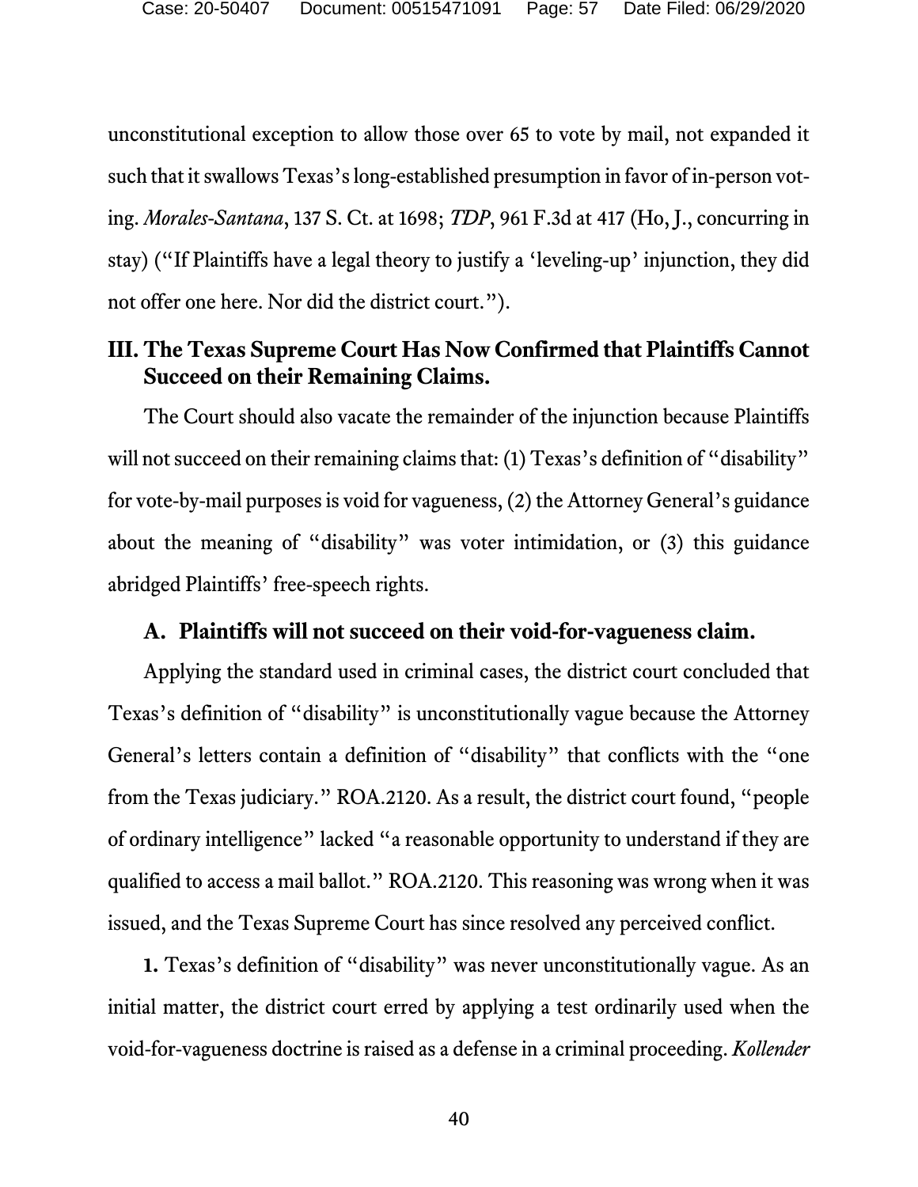unconstitutional exception to allow those over 65 to vote by mail, not expanded it such that it swallows Texas's long-established presumption in favor of in-person voting. *Morales-Santana*, 137 S. Ct. at 1698; *TDP*, 961 F.3d at 417 (Ho, J., concurring in stay) ("If Plaintiffs have a legal theory to justify a 'leveling-up' injunction, they did not offer one here. Nor did the district court.").

## III. The Texas Supreme Court Has Now Confirmed that Plaintiffs Cannot Succeed on their Remaining Claims.

The Court should also vacate the remainder of the injunction because Plaintiffs will not succeed on their remaining claims that: (1) Texas's definition of "disability" for vote-by-mail purposes is void for vagueness, (2) the Attorney General's guidance about the meaning of "disability" was voter intimidation, or (3) this guidance abridged Plaintiffs' free-speech rights.

### A. Plaintiffs will not succeed on their void-for-vagueness claim.

Applying the standard used in criminal cases, the district court concluded that Texas's definition of "disability" is unconstitutionally vague because the Attorney General's letters contain a definition of "disability" that conflicts with the "one from the Texas judiciary." ROA.2120. As a result, the district court found, "people of ordinary intelligence" lacked "a reasonable opportunity to understand if they are qualified to access a mail ballot." ROA.2120. This reasoning was wrong when it was issued, and the Texas Supreme Court has since resolved any perceived conflict.

**1.** Texas's definition of "disability" was never unconstitutionally vague. As an initial matter, the district court erred by applying a test ordinarily used when the void-for-vagueness doctrine is raised as a defense in a criminal proceeding. *Kollender*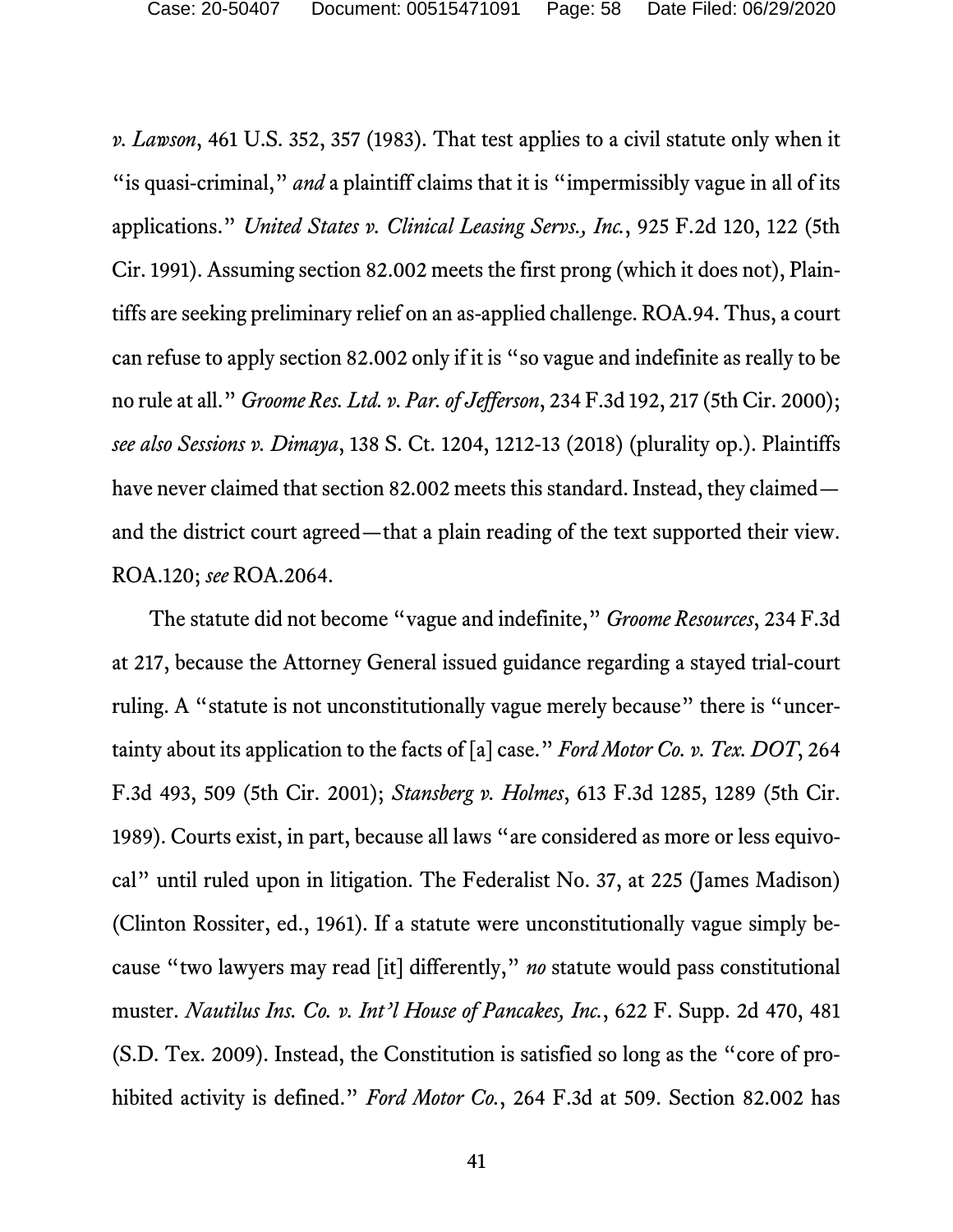*v. Lawson*, 461 U.S. 352, 357 (1983). That test applies to a civil statute only when it "is quasi-criminal," *and* a plaintiff claims that it is "impermissibly vague in all of its applications." *United States v. Clinical Leasing Servs., Inc.*, 925 F.2d 120, 122 (5th Cir. 1991). Assuming section 82.002 meets the first prong (which it does not), Plaintiffs are seeking preliminary relief on an as-applied challenge. ROA.94. Thus, a court can refuse to apply section 82.002 only if it is "so vague and indefinite as really to be no rule at all." *Groome Res. Ltd. v. Par. of Jefferson*, 234 F.3d 192, 217 (5th Cir. 2000); *see also Sessions v. Dimaya*, 138 S. Ct. 1204, 1212-13 (2018) (plurality op.). Plaintiffs have never claimed that section 82.002 meets this standard. Instead, they claimed—and the district court agreed—that a plain reading of the text supported their view. ROA.120; *see* ROA.2064.

The statute did not become "vague and indefinite," *Groome Resources*, 234 F.3d at 217, because the Attorney General issued guidance regarding a stayed trial-court ruling. A "statute is not unconstitutionally vague merely because" there is "uncertainty about its application to the facts of [a] case." *Ford Motor Co. v. Tex. DOT*, 264 F.3d 493, 509 (5th Cir. 2001); *Stansberg v. Holmes*, 613 F.3d 1285, 1289 (5th Cir. 1989). Courts exist, in part, because all laws "are considered as more or less equivocal" until ruled upon in litigation. The Federalist No. 37, at 225 (James Madison) (Clinton Rossiter, ed., 1961). If a statute were unconstitutionally vague simply because "two lawyers may read [it] differently," *no* statute would pass constitutional muster. *Nautilus Ins. Co. v. Int'l House of Pancakes, Inc.*, 622 F. Supp. 2d 470, 481 (S.D. Tex. 2009). Instead, the Constitution is satisfied so long as the "core of prohibited activity is defined." *Ford Motor Co.*, 264 F.3d at 509. Section 82.002 has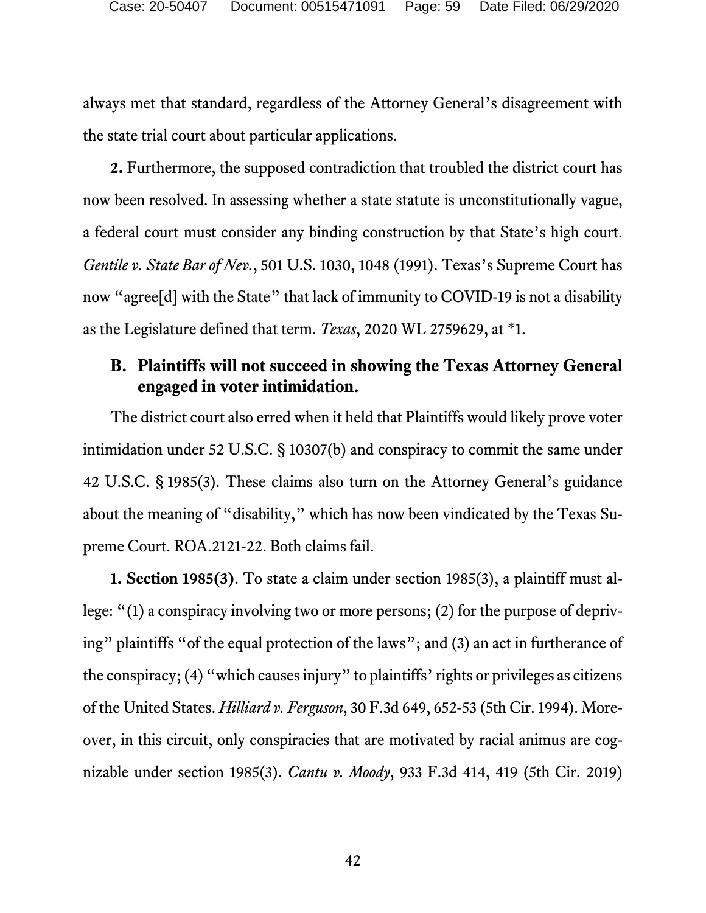always met that standard, regardless of the Attorney General's disagreement with the state trial court about particular applications.

**2.** Furthermore, the supposed contradiction that troubled the district court has now been resolved. In assessing whether a state statute is unconstitutionally vague, a federal court must consider any binding construction by that State's high court. *Gentile v. State Bar of Nev.*, 501 U.S. 1030, 1048 (1991). Texas's Supreme Court has now "agree[d] with the State" that lack of immunity to COVID-19 is not a disability as the Legislature defined that term. *Texas*, 2020 WL 2759629, at *1.

### B. Plaintiffs will not succeed in showing the Texas Attorney General engaged in voter intimidation.

The district court also erred when it held that Plaintiffs would likely prove voter intimidation under 52 U.S.C. § 10307(b) and conspiracy to commit the same under 42 U.S.C. § 1985(3). These claims also turn on the Attorney General's guidance about the meaning of "disability," which has now been vindicated by the Texas Supreme Court. ROA.2121-22. Both claims fail.

**1. Section 1985(3)**. To state a claim under section 1985(3), a plaintiff must allege: "(1) a conspiracy involving two or more persons; (2) for the purpose of depriving" plaintiffs "of the equal protection of the laws"; and (3) an act in furtherance of the conspiracy; (4) "which causes injury" to plaintiffs' rights or privileges as citizens of the United States. *Hilliard v. Ferguson*, 30 F.3d 649, 652-53 (5th Cir. 1994). Moreover, in this circuit, only conspiracies that are motivated by racial animus are cognizable under section 1985(3). *Cantu v. Moody*, 933 F.3d 414, 419 (5th Cir. 2019)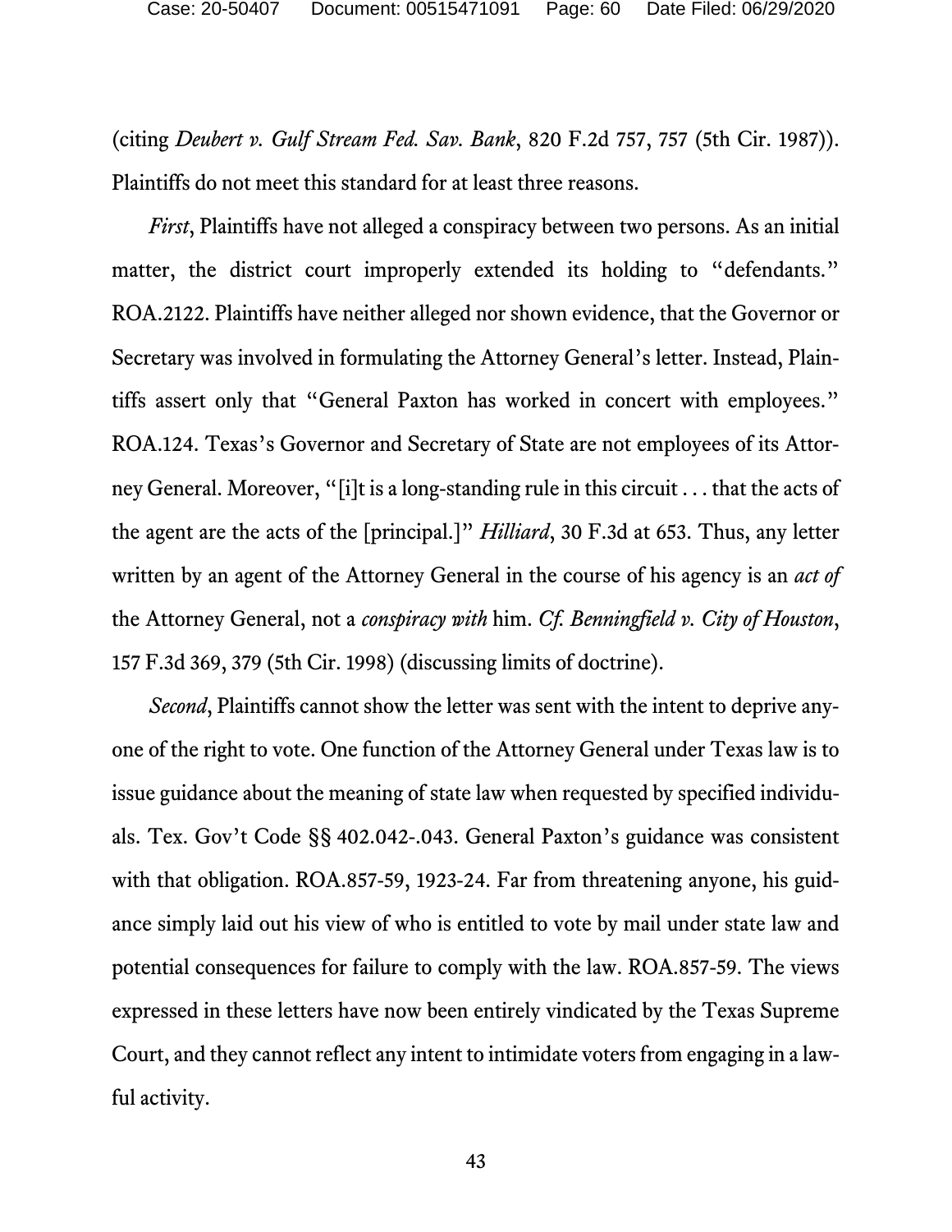(citing *Deubert v. Gulf Stream Fed. Sav. Bank*, 820 F.2d 757, 757 (5th Cir. 1987)). Plaintiffs do not meet this standard for at least three reasons.

*First*, Plaintiffs have not alleged a conspiracy between two persons. As an initial matter, the district court improperly extended its holding to "defendants." ROA.2122. Plaintiffs have neither alleged nor shown evidence, that the Governor or Secretary was involved in formulating the Attorney General's letter. Instead, Plaintiffs assert only that "General Paxton has worked in concert with employees." ROA.124. Texas's Governor and Secretary of State are not employees of its Attorney General. Moreover, "[i]t is a long-standing rule in this circuit . . . that the acts of the agent are the acts of the [principal.]" *Hilliard*, 30 F.3d at 653. Thus, any letter written by an agent of the Attorney General in the course of his agency is an *act of* the Attorney General, not a *conspiracy with* him. *Cf. Benningfield v. City of Houston*, 157 F.3d 369, 379 (5th Cir. 1998) (discussing limits of doctrine).

*Second*, Plaintiffs cannot show the letter was sent with the intent to deprive anyone of the right to vote. One function of the Attorney General under Texas law is to issue guidance about the meaning of state law when requested by specified individuals. Tex. Gov't Code §§ 402.042-.043. General Paxton's guidance was consistent with that obligation. ROA.857-59, 1923-24. Far from threatening anyone, his guidance simply laid out his view of who is entitled to vote by mail under state law and potential consequences for failure to comply with the law. ROA.857-59. The views expressed in these letters have now been entirely vindicated by the Texas Supreme Court, and they cannot reflect any intent to intimidate voters from engaging in a lawful activity.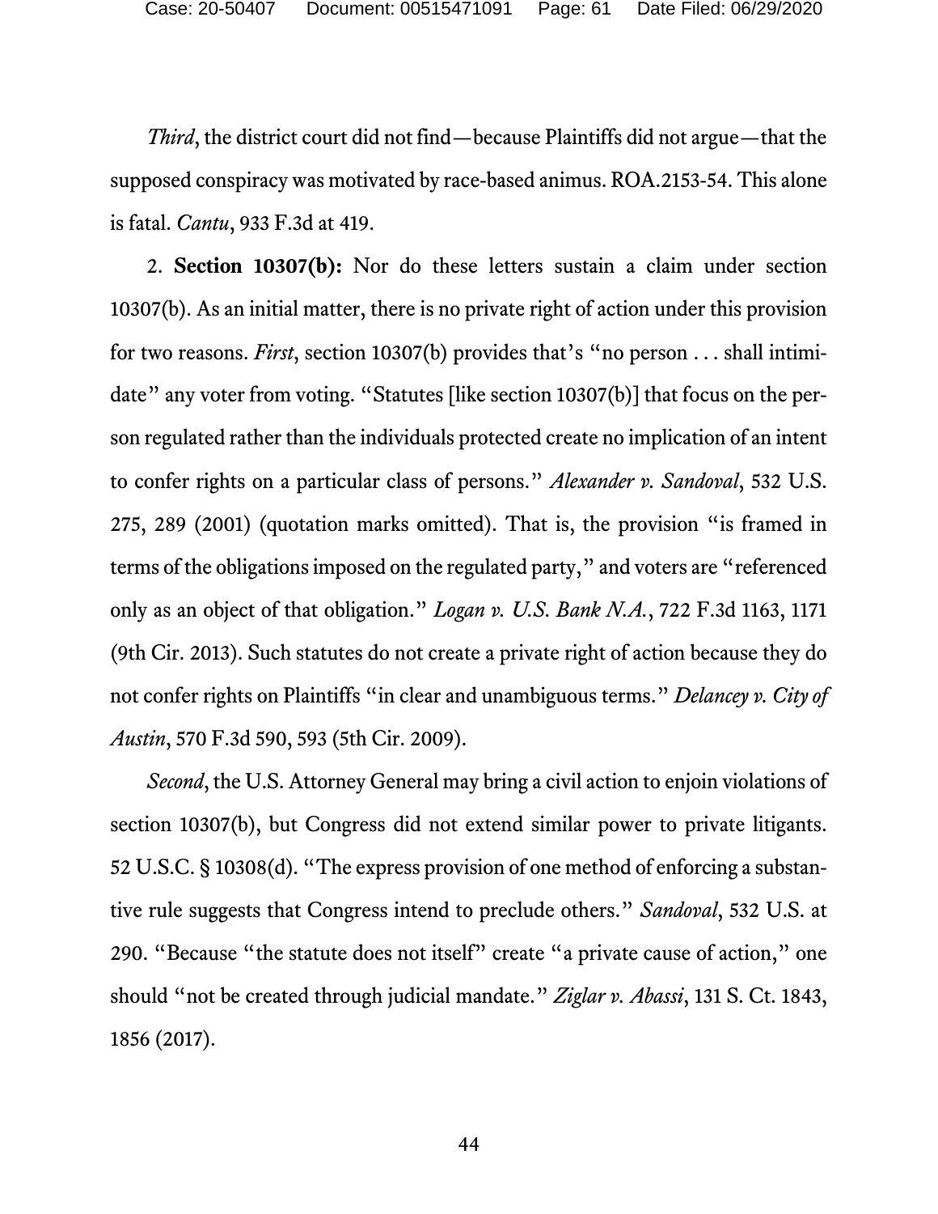*Third*, the district court did not find—because Plaintiffs did not argue—that the supposed conspiracy was motivated by race-based animus. ROA.2153-54. This alone is fatal. *Cantu*, 933 F.3d at 419.

2. **Section 10307(b):** Nor do these letters sustain a claim under section 10307(b). As an initial matter, there is no private right of action under this provision for two reasons. *First*, section 10307(b) provides that's "no person . . . shall intimidate" any voter from voting. "Statutes [like section 10307(b)] that focus on the person regulated rather than the individuals protected create no implication of an intent to confer rights on a particular class of persons." *Alexander v. Sandoval*, 532 U.S. 275, 289 (2001) (quotation marks omitted). That is, the provision "is framed in terms of the obligations imposed on the regulated party," and voters are "referenced only as an object of that obligation." *Logan v. U.S. Bank N.A.*, 722 F.3d 1163, 1171 (9th Cir. 2013). Such statutes do not create a private right of action because they do not confer rights on Plaintiffs "in clear and unambiguous terms." *Delancey v. City of Austin*, 570 F.3d 590, 593 (5th Cir. 2009).

*Second*, the U.S. Attorney General may bring a civil action to enjoin violations of section 10307(b), but Congress did not extend similar power to private litigants. 52 U.S.C. § 10308(d). "The express provision of one method of enforcing a substantive rule suggests that Congress intend to preclude others." *Sandoval*, 532 U.S. at 290. "Because "the statute does not itself" create "a private cause of action," one should "not be created through judicial mandate." *Ziglar v. Abassi*, 131 S. Ct. 1843, 1856 (2017).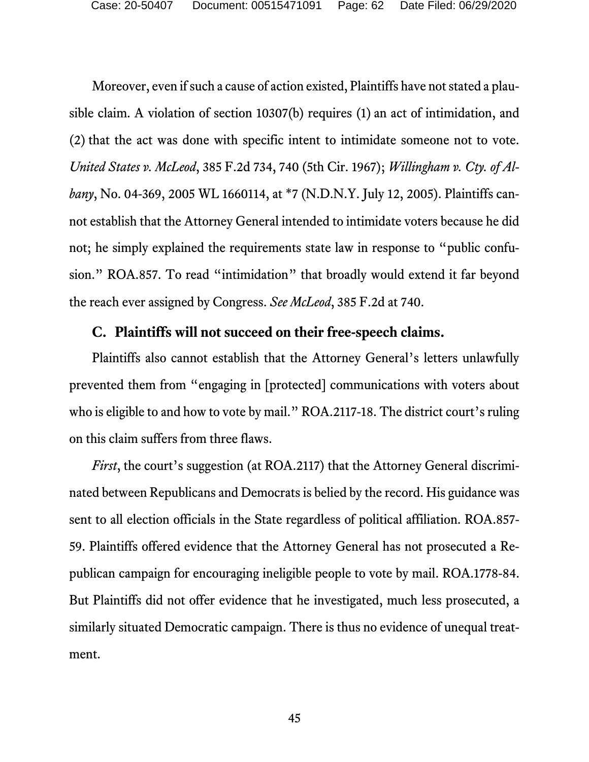Moreover, even if such a cause of action existed, Plaintiffs have not stated a plausible claim. A violation of section 10307(b) requires (1) an act of intimidation, and (2) that the act was done with specific intent to intimidate someone not to vote. *United States v. McLeod*, 385 F.2d 734, 740 (5th Cir. 1967); *Willingham v. Cty. of Albany*, No. 04-369, 2005 WL 1660114, at *7 (N.D.N.Y. July 12, 2005). Plaintiffs cannot establish that the Attorney General intended to intimidate voters because he did not; he simply explained the requirements state law in response to "public confusion." ROA.857. To read "intimidation" that broadly would extend it far beyond the reach ever assigned by Congress. *See McLeod*, 385 F.2d at 740.

### C. Plaintiffs will not succeed on their free-speech claims.

Plaintiffs also cannot establish that the Attorney General's letters unlawfully prevented them from "engaging in [protected] communications with voters about who is eligible to and how to vote by mail." ROA.2117-18. The district court's ruling on this claim suffers from three flaws.

*First*, the court's suggestion (at ROA.2117) that the Attorney General discriminated between Republicans and Democrats is belied by the record. His guidance was sent to all election officials in the State regardless of political affiliation. ROA.857-59. Plaintiffs offered evidence that the Attorney General has not prosecuted a Republican campaign for encouraging ineligible people to vote by mail. ROA.1778-84. But Plaintiffs did not offer evidence that he investigated, much less prosecuted, a similarly situated Democratic campaign. There is thus no evidence of unequal treatment.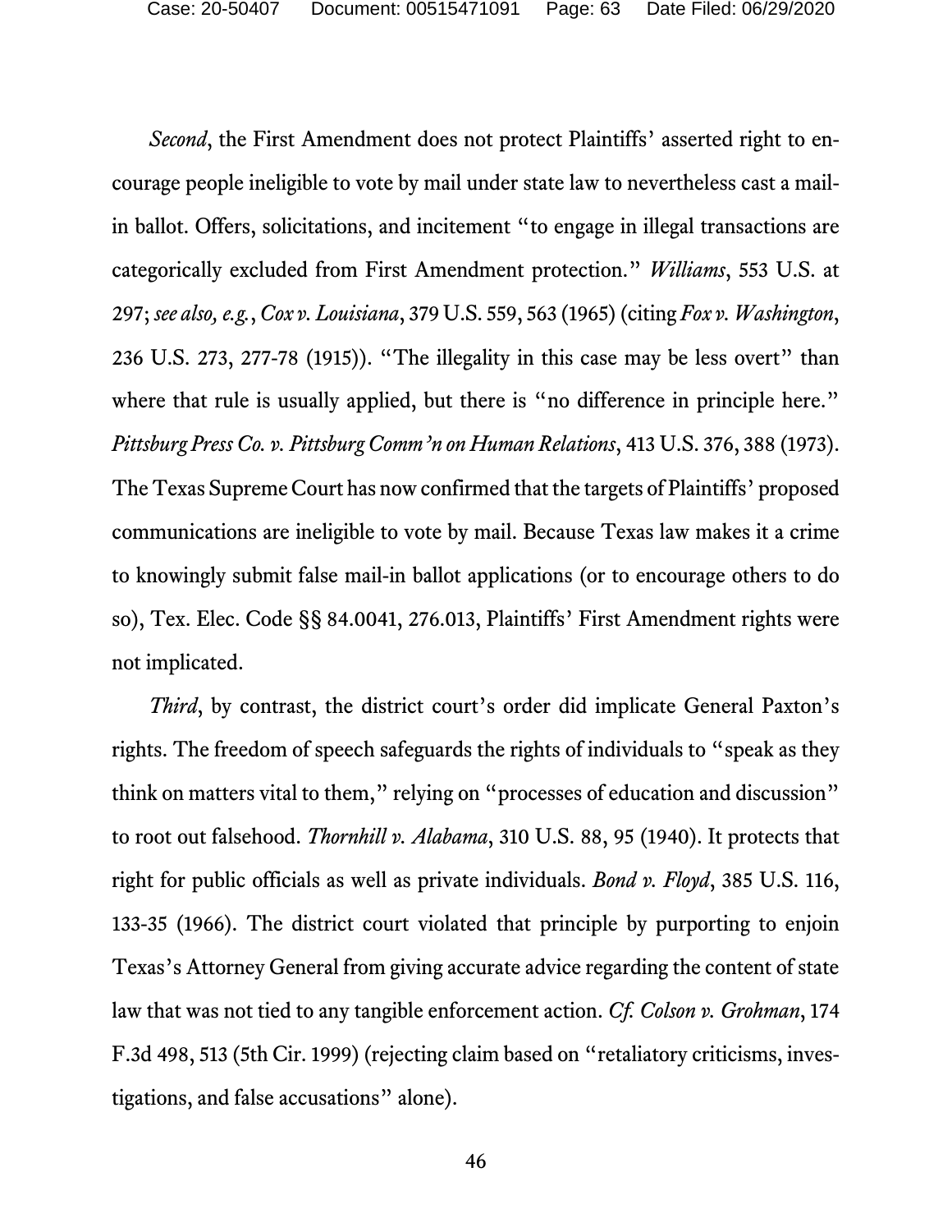*Second*, the First Amendment does not protect Plaintiffs' asserted right to encourage people ineligible to vote by mail under state law to nevertheless cast a mail-in ballot. Offers, solicitations, and incitement "to engage in illegal transactions are categorically excluded from First Amendment protection." *Williams*, 553 U.S. at 297; *see also, e.g.*, *Cox v. Louisiana*, 379 U.S. 559, 563 (1965) (citing *Fox v. Washington*, 236 U.S. 273, 277-78 (1915)). "The illegality in this case may be less overt" than where that rule is usually applied, but there is "no difference in principle here." *Pittsburg Press Co. v. Pittsburg Comm'n on Human Relations*, 413 U.S. 376, 388 (1973). The Texas Supreme Court has now confirmed that the targets of Plaintiffs' proposed communications are ineligible to vote by mail. Because Texas law makes it a crime to knowingly submit false mail-in ballot applications (or to encourage others to do so), Tex. Elec. Code §§ 84.0041, 276.013, Plaintiffs' First Amendment rights were not implicated.

*Third*, by contrast, the district court's order did implicate General Paxton's rights. The freedom of speech safeguards the rights of individuals to "speak as they think on matters vital to them," relying on "processes of education and discussion" to root out falsehood. *Thornhill v. Alabama*, 310 U.S. 88, 95 (1940). It protects that right for public officials as well as private individuals. *Bond v. Floyd*, 385 U.S. 116, 133-35 (1966). The district court violated that principle by purporting to enjoin Texas's Attorney General from giving accurate advice regarding the content of state law that was not tied to any tangible enforcement action. *Cf. Colson v. Grohman*, 174 F.3d 498, 513 (5th Cir. 1999) (rejecting claim based on "retaliatory criticisms, investigations, and false accusations" alone).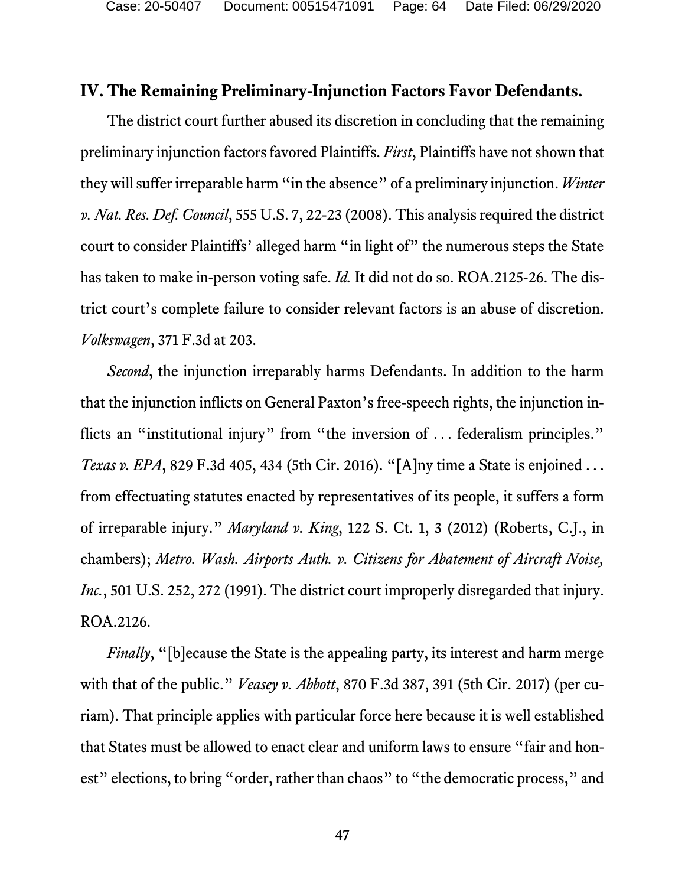## IV. The Remaining Preliminary-Injunction Factors Favor Defendants.

The district court further abused its discretion in concluding that the remaining preliminary injunction factors favored Plaintiffs. *First*, Plaintiffs have not shown that they will suffer irreparable harm "in the absence" of a preliminary injunction. *Winter v. Nat. Res. Def. Council*, 555 U.S. 7, 22-23 (2008). This analysis required the district court to consider Plaintiffs' alleged harm "in light of" the numerous steps the State has taken to make in-person voting safe. *Id.* It did not do so. ROA.2125-26. The district court's complete failure to consider relevant factors is an abuse of discretion. *Volkswagen*, 371 F.3d at 203.

*Second*, the injunction irreparably harms Defendants. In addition to the harm that the injunction inflicts on General Paxton's free-speech rights, the injunction inflicts an "institutional injury" from "the inversion of . . . federalism principles." *Texas v. EPA*, 829 F.3d 405, 434 (5th Cir. 2016). "[A]ny time a State is enjoined . . . from effectuating statutes enacted by representatives of its people, it suffers a form of irreparable injury." *Maryland v. King*, 122 S. Ct. 1, 3 (2012) (Roberts, C.J., in chambers); *Metro. Wash. Airports Auth. v. Citizens for Abatement of Aircraft Noise, Inc.*, 501 U.S. 252, 272 (1991). The district court improperly disregarded that injury. ROA.2126.

*Finally*, "[b]ecause the State is the appealing party, its interest and harm merge with that of the public." *Veasey v. Abbott*, 870 F.3d 387, 391 (5th Cir. 2017) (per curiam). That principle applies with particular force here because it is well established that States must be allowed to enact clear and uniform laws to ensure "fair and honest" elections, to bring "order, rather than chaos" to "the democratic process," and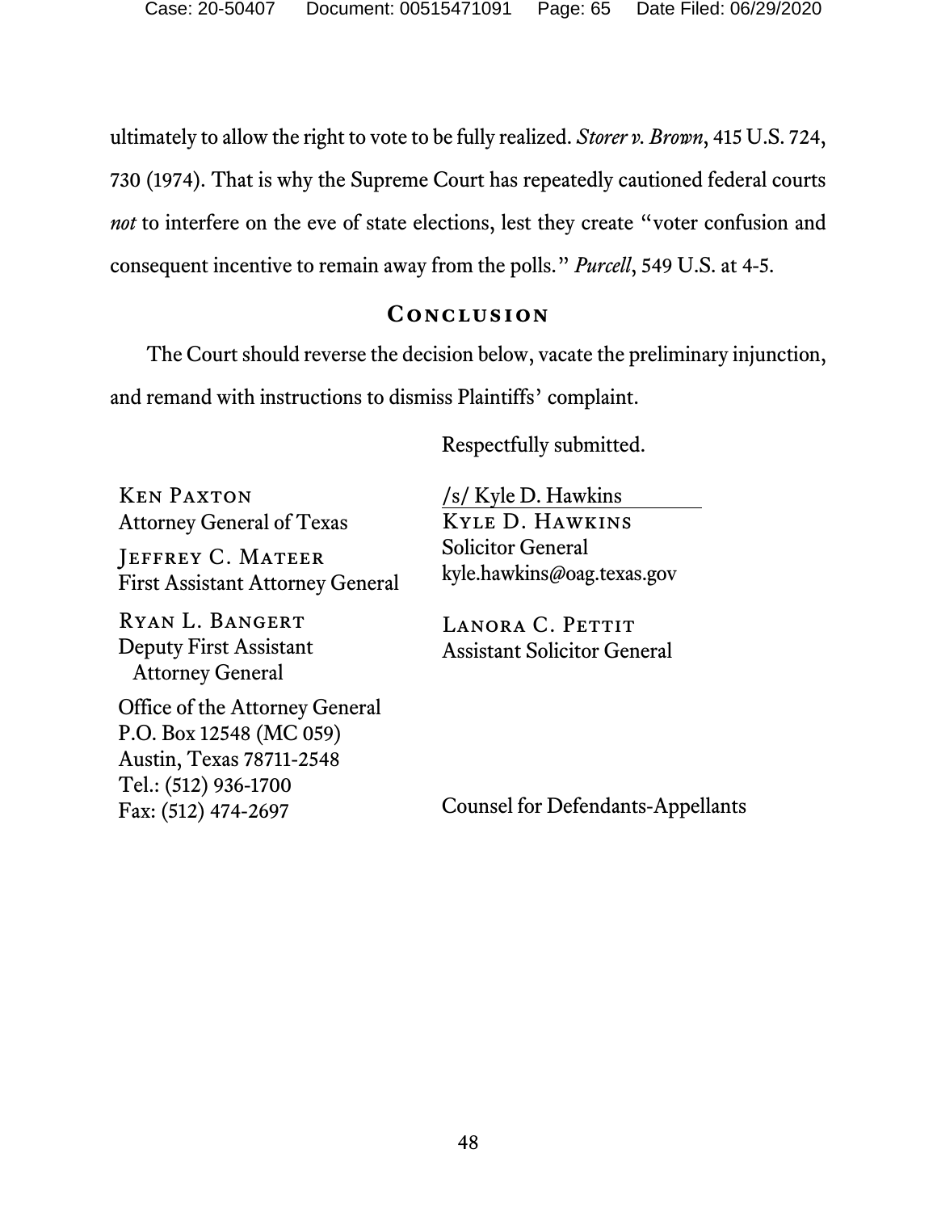ultimately to allow the right to vote to be fully realized. *Storer v. Brown*, 415 U.S. 724, 730 (1974). That is why the Supreme Court has repeatedly cautioned federal courts *not* to interfere on the eve of state elections, lest they create "voter confusion and consequent incentive to remain away from the polls." *Purcell*, 549 U.S. at 4-5.

## Conclusion

The Court should reverse the decision below, vacate the preliminary injunction, and remand with instructions to dismiss Plaintiffs' complaint.

Respectfully submitted.

Ken Paxton
Attorney General of Texas

Jeffrey C. Mateer
First Assistant Attorney General

Ryan L. Bangert
Deputy First Assistant Attorney General

Office of the Attorney General
P.O. Box 12548 (MC 059)
Austin, Texas 78711-2548
Tel.: (512) 936-1700
Fax: (512) 474-2697

/s/ Kyle D. Hawkins
Kyle D. Hawkins
Solicitor General
kyle.hawkins@oag.texas.gov

Lanora C. Pettit
Assistant Solicitor General

Counsel for Defendants-Appellants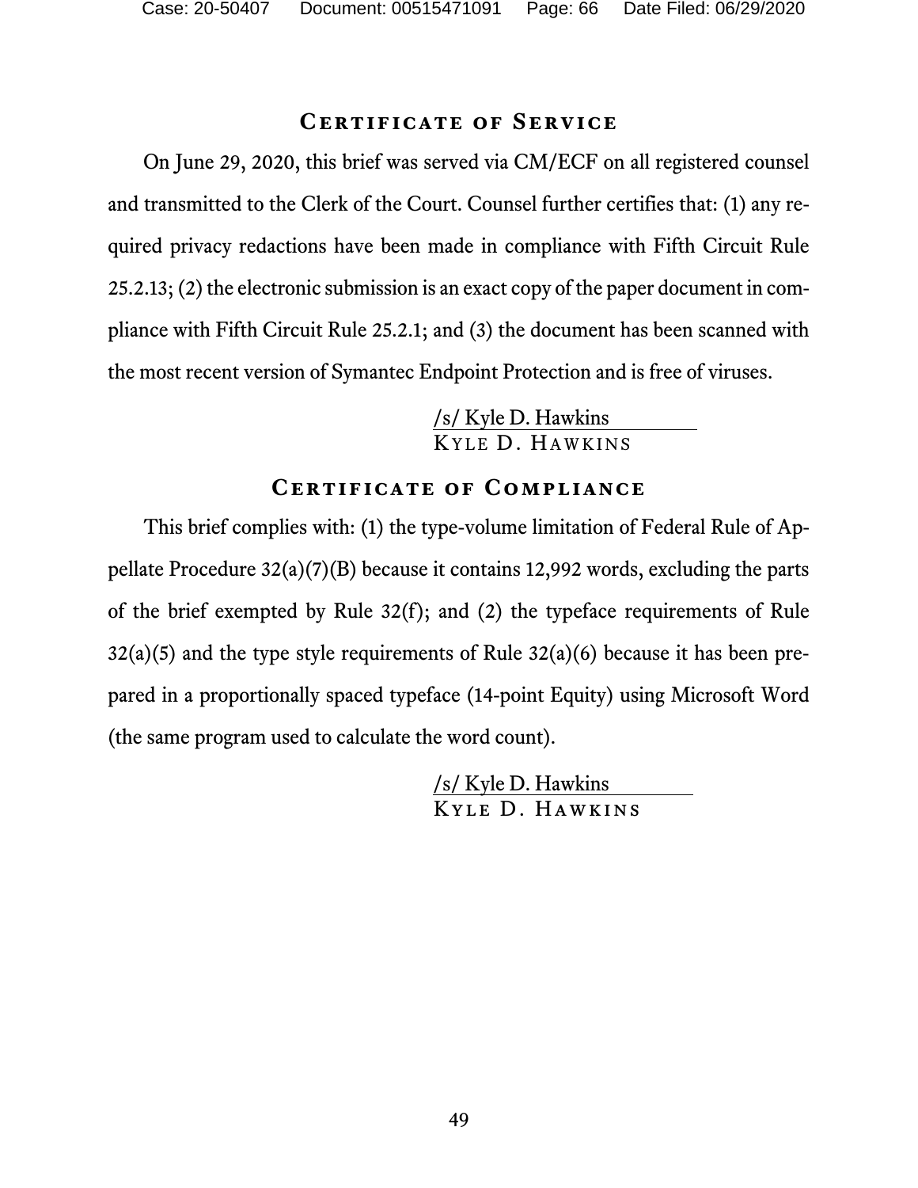## Certificate of Service

On June 29, 2020, this brief was served via CM/ECF on all registered counsel and transmitted to the Clerk of the Court. Counsel further certifies that: (1) any required privacy redactions have been made in compliance with Fifth Circuit Rule 25.2.13; (2) the electronic submission is an exact copy of the paper document in compliance with Fifth Circuit Rule 25.2.1; and (3) the document has been scanned with the most recent version of Symantec Endpoint Protection and is free of viruses.

/s/ Kyle D. Hawkins
KYLE D. HAWKINS

## Certificate of Compliance

This brief complies with: (1) the type-volume limitation of Federal Rule of Appellate Procedure 32(a)(7)(B) because it contains 12,992 words, excluding the parts of the brief exempted by Rule 32(f); and (2) the typeface requirements of Rule 32(a)(5) and the type style requirements of Rule 32(a)(6) because it has been prepared in a proportionally spaced typeface (14-point Equity) using Microsoft Word (the same program used to calculate the word count).

/s/ Kyle D. Hawkins
KYLE D. HAWKINS